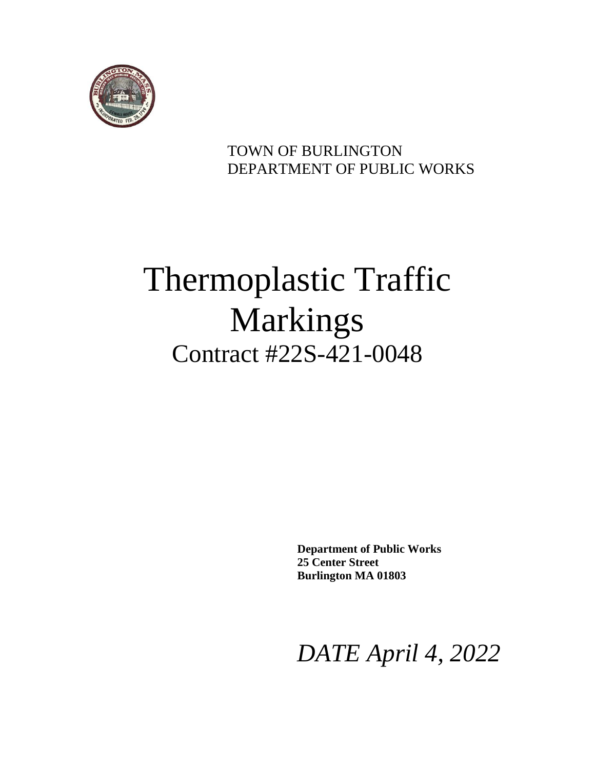TOWN OF BURLINGTON
DEPARTMENT OF PUBLIC WORKS

# Thermoplastic Traffic Markings

## Contract #22S-421-0048

**Department of Public Works**
**25 Center Street**
**Burlington MA 01803**

*DATE April 4, 2022*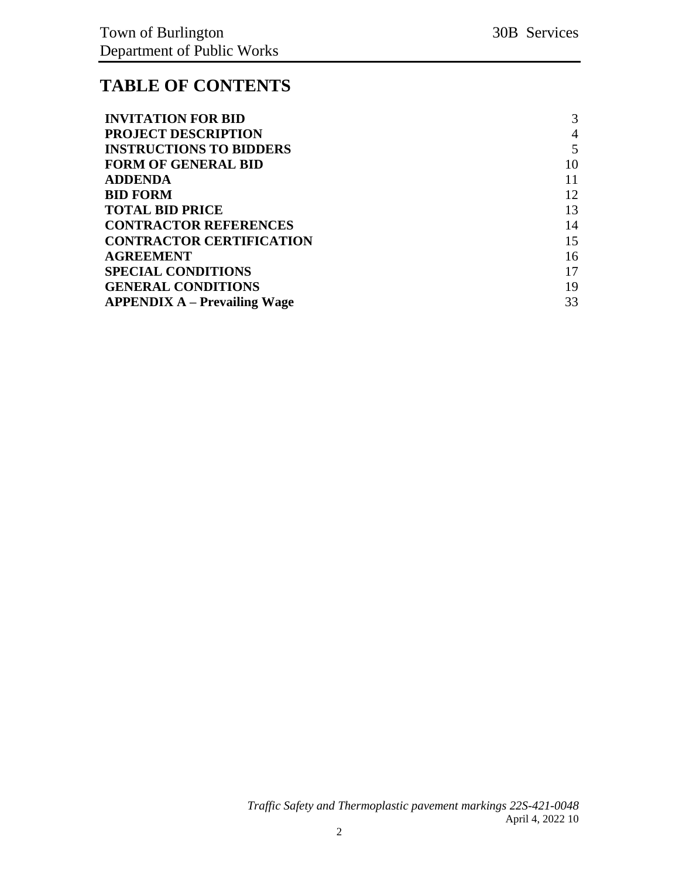# TABLE OF CONTENTS

| | |
|---|---|
| **INVITATION FOR BID** | 3 |
| **PROJECT DESCRIPTION** | 4 |
| **INSTRUCTIONS TO BIDDERS** | 5 |
| **FORM OF GENERAL BID** | 10 |
| **ADDENDA** | 11 |
| **BID FORM** | 12 |
| **TOTAL BID PRICE** | 13 |
| **CONTRACTOR REFERENCES** | 14 |
| **CONTRACTOR CERTIFICATION** | 15 |
| **AGREEMENT** | 16 |
| **SPECIAL CONDITIONS** | 17 |
| **GENERAL CONDITIONS** | 19 |
| **APPENDIX A – Prevailing Wage** | 33 |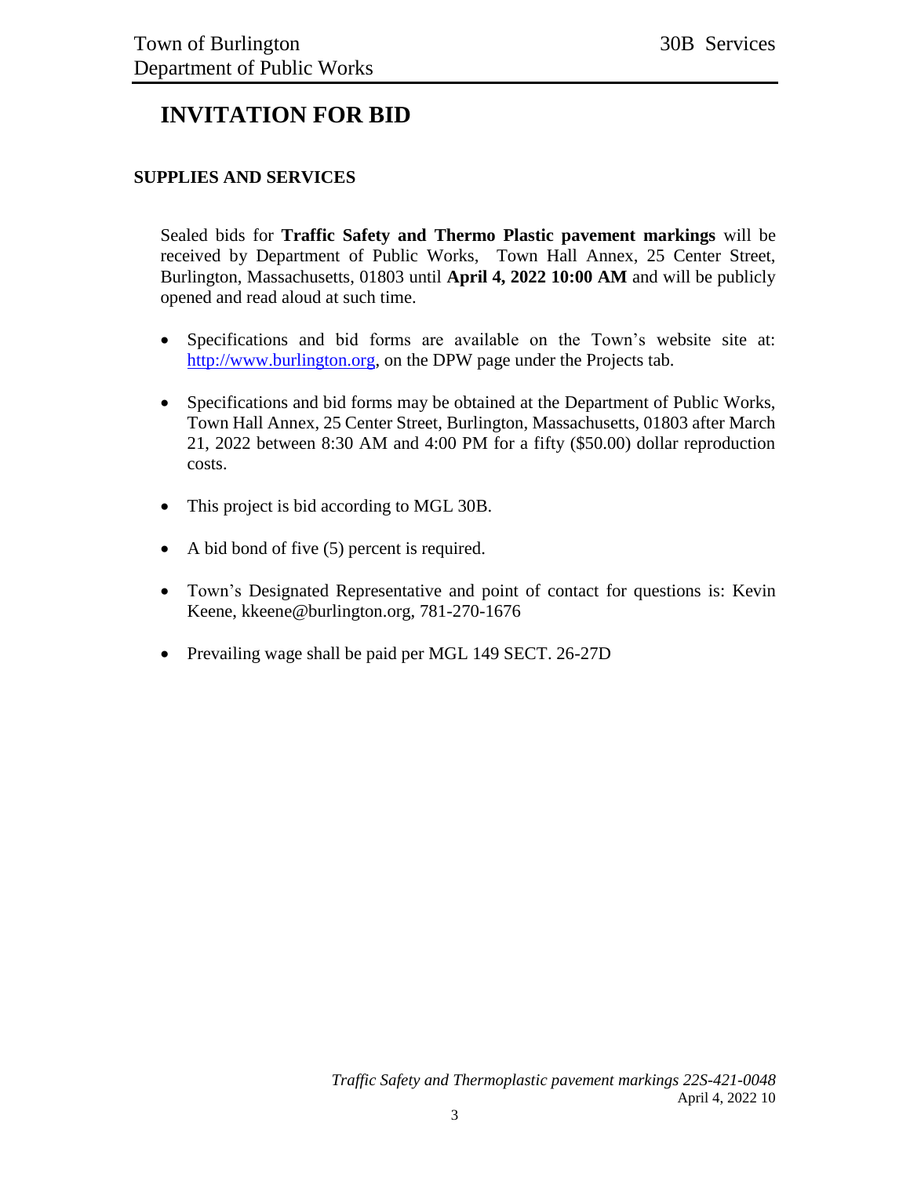# INVITATION FOR BID

**SUPPLIES AND SERVICES**

Sealed bids for **Traffic Safety and Thermo Plastic pavement markings** will be received by Department of Public Works, Town Hall Annex, 25 Center Street, Burlington, Massachusetts, 01803 until **April 4, 2022 10:00 AM** and will be publicly opened and read aloud at such time.

- Specifications and bid forms are available on the Town's website site at: http://www.burlington.org, on the DPW page under the Projects tab.
- Specifications and bid forms may be obtained at the Department of Public Works, Town Hall Annex, 25 Center Street, Burlington, Massachusetts, 01803 after March 21, 2022 between 8:30 AM and 4:00 PM for a fifty ($50.00) dollar reproduction costs.
- This project is bid according to MGL 30B.
- A bid bond of five (5) percent is required.
- Town's Designated Representative and point of contact for questions is: Kevin Keene, kkeene@burlington.org, 781-270-1676
- Prevailing wage shall be paid per MGL 149 SECT. 26-27D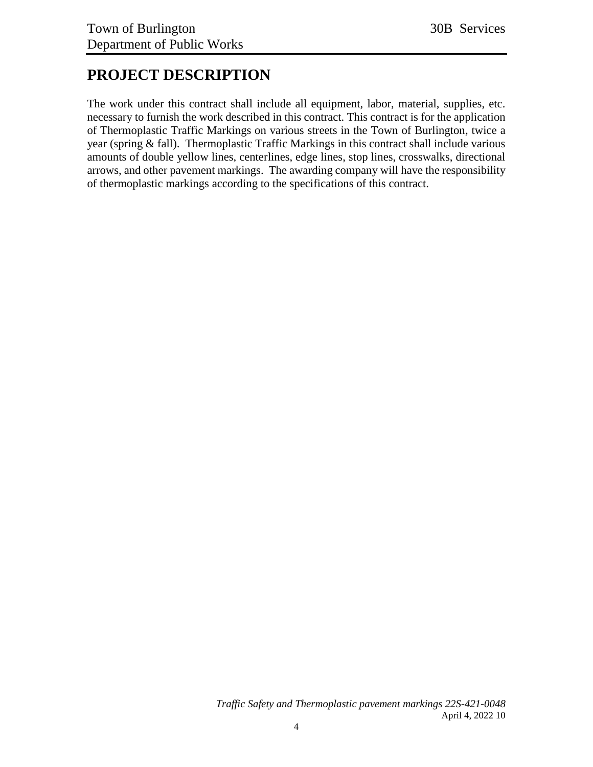# PROJECT DESCRIPTION

The work under this contract shall include all equipment, labor, material, supplies, etc. necessary to furnish the work described in this contract. This contract is for the application of Thermoplastic Traffic Markings on various streets in the Town of Burlington, twice a year (spring & fall). Thermoplastic Traffic Markings in this contract shall include various amounts of double yellow lines, centerlines, edge lines, stop lines, crosswalks, directional arrows, and other pavement markings. The awarding company will have the responsibility of thermoplastic markings according to the specifications of this contract.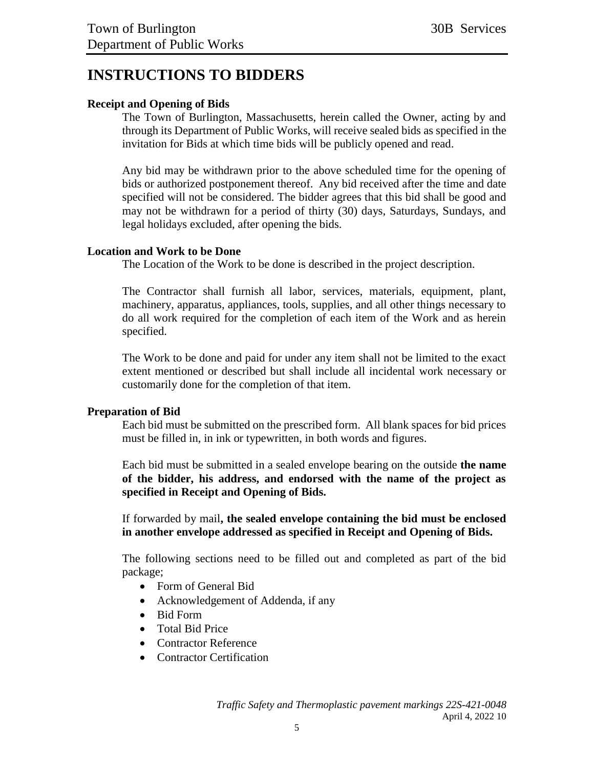# INSTRUCTIONS TO BIDDERS

**Receipt and Opening of Bids**

The Town of Burlington, Massachusetts, herein called the Owner, acting by and through its Department of Public Works, will receive sealed bids as specified in the invitation for Bids at which time bids will be publicly opened and read.

Any bid may be withdrawn prior to the above scheduled time for the opening of bids or authorized postponement thereof. Any bid received after the time and date specified will not be considered. The bidder agrees that this bid shall be good and may not be withdrawn for a period of thirty (30) days, Saturdays, Sundays, and legal holidays excluded, after opening the bids.

**Location and Work to be Done**

The Location of the Work to be done is described in the project description.

The Contractor shall furnish all labor, services, materials, equipment, plant, machinery, apparatus, appliances, tools, supplies, and all other things necessary to do all work required for the completion of each item of the Work and as herein specified.

The Work to be done and paid for under any item shall not be limited to the exact extent mentioned or described but shall include all incidental work necessary or customarily done for the completion of that item.

**Preparation of Bid**

Each bid must be submitted on the prescribed form. All blank spaces for bid prices must be filled in, in ink or typewritten, in both words and figures.

Each bid must be submitted in a sealed envelope bearing on the outside **the name of the bidder, his address, and endorsed with the name of the project as specified in Receipt and Opening of Bids.**

If forwarded by mail**, the sealed envelope containing the bid must be enclosed in another envelope addressed as specified in Receipt and Opening of Bids.**

The following sections need to be filled out and completed as part of the bid package;

- Form of General Bid
- Acknowledgement of Addenda, if any
- Bid Form
- Total Bid Price
- Contractor Reference
- Contractor Certification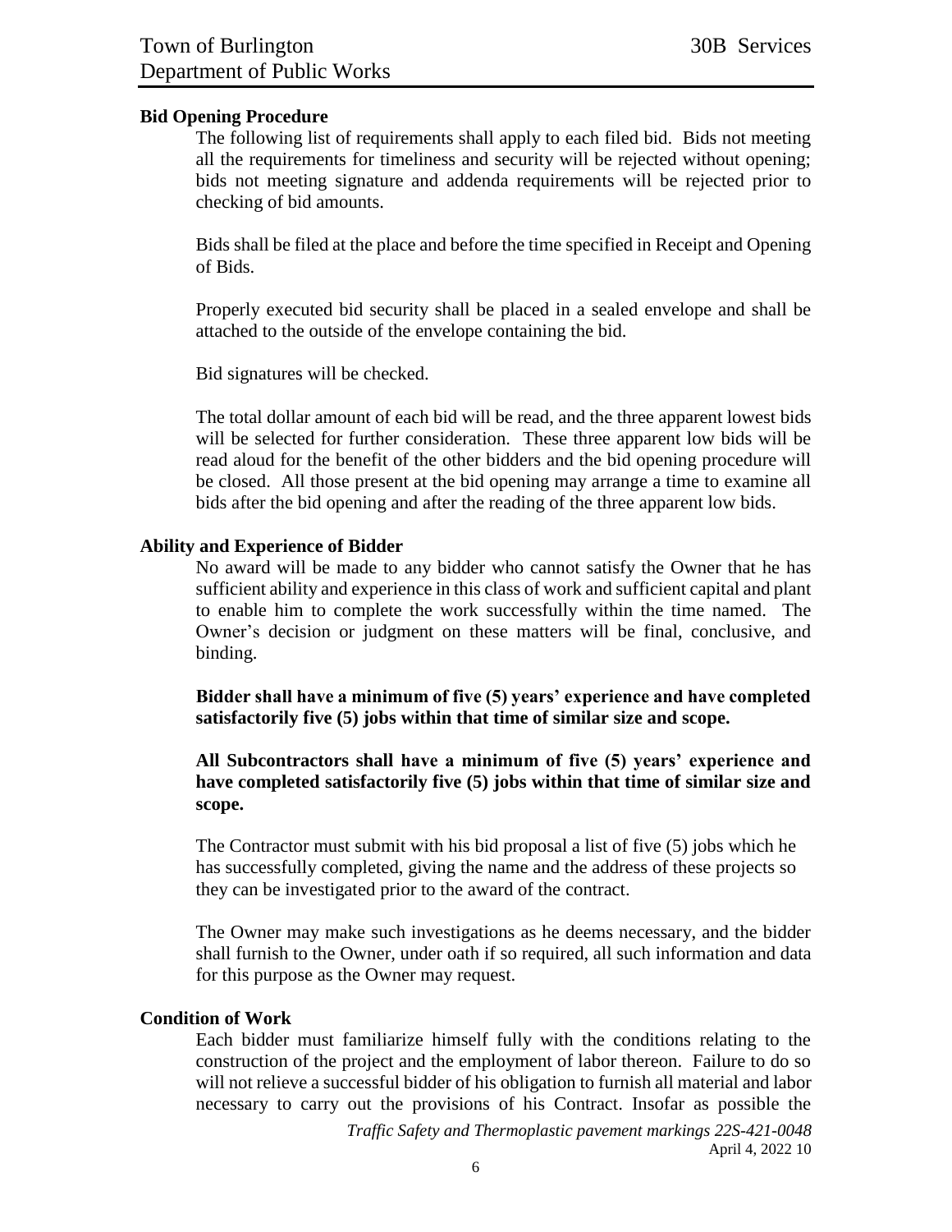## Bid Opening Procedure

The following list of requirements shall apply to each filed bid. Bids not meeting all the requirements for timeliness and security will be rejected without opening; bids not meeting signature and addenda requirements will be rejected prior to checking of bid amounts.

Bids shall be filed at the place and before the time specified in Receipt and Opening of Bids.

Properly executed bid security shall be placed in a sealed envelope and shall be attached to the outside of the envelope containing the bid.

Bid signatures will be checked.

The total dollar amount of each bid will be read, and the three apparent lowest bids will be selected for further consideration. These three apparent low bids will be read aloud for the benefit of the other bidders and the bid opening procedure will be closed. All those present at the bid opening may arrange a time to examine all bids after the bid opening and after the reading of the three apparent low bids.

## Ability and Experience of Bidder

No award will be made to any bidder who cannot satisfy the Owner that he has sufficient ability and experience in this class of work and sufficient capital and plant to enable him to complete the work successfully within the time named. The Owner's decision or judgment on these matters will be final, conclusive, and binding.

**Bidder shall have a minimum of five (5) years' experience and have completed satisfactorily five (5) jobs within that time of similar size and scope.**

**All Subcontractors shall have a minimum of five (5) years' experience and have completed satisfactorily five (5) jobs within that time of similar size and scope.**

The Contractor must submit with his bid proposal a list of five (5) jobs which he has successfully completed, giving the name and the address of these projects so they can be investigated prior to the award of the contract.

The Owner may make such investigations as he deems necessary, and the bidder shall furnish to the Owner, under oath if so required, all such information and data for this purpose as the Owner may request.

## Condition of Work

Each bidder must familiarize himself fully with the conditions relating to the construction of the project and the employment of labor thereon. Failure to do so will not relieve a successful bidder of his obligation to furnish all material and labor necessary to carry out the provisions of his Contract. Insofar as possible the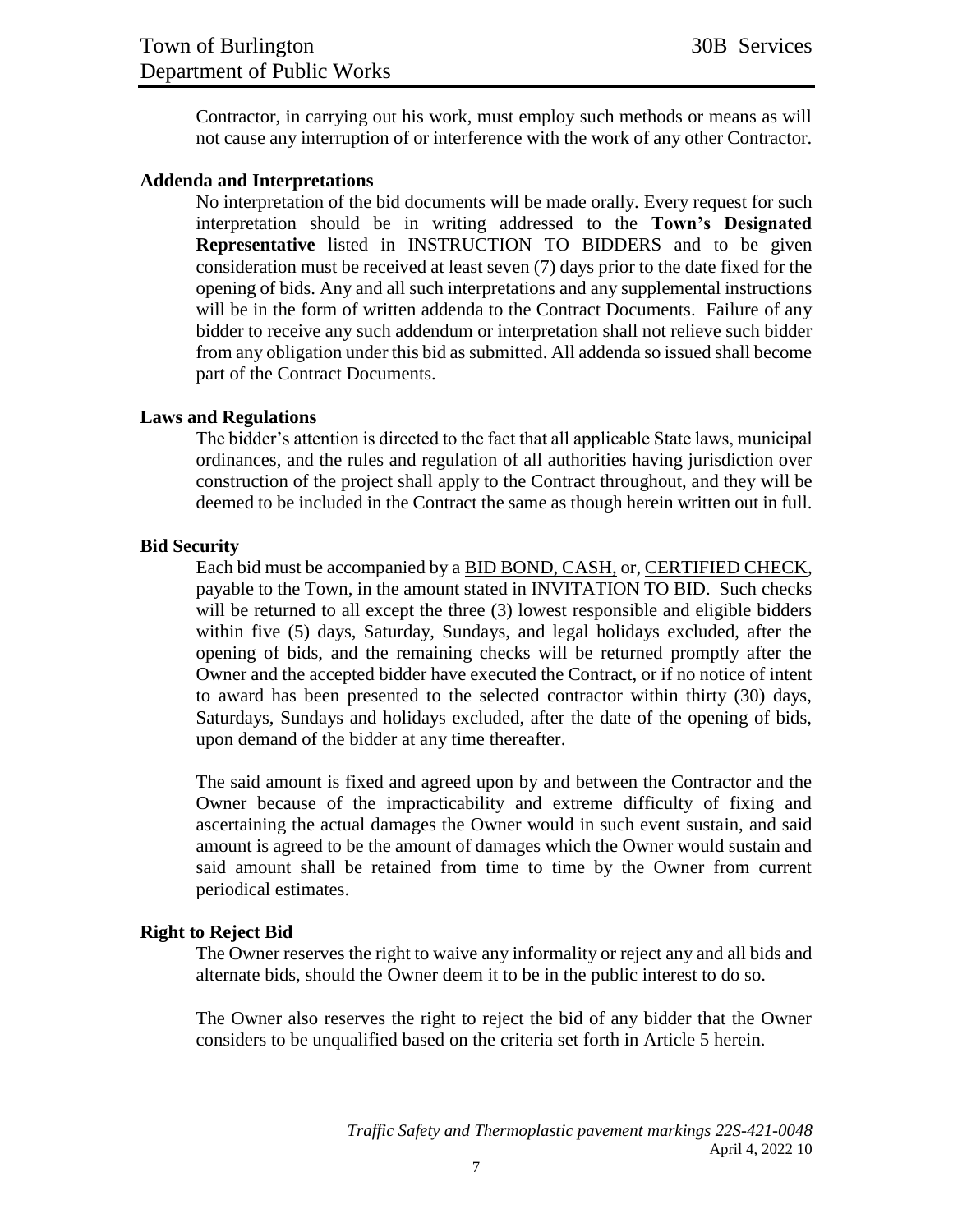Contractor, in carrying out his work, must employ such methods or means as will not cause any interruption of or interference with the work of any other Contractor.

**Addenda and Interpretations**

No interpretation of the bid documents will be made orally. Every request for such interpretation should be in writing addressed to the **Town's Designated Representative** listed in INSTRUCTION TO BIDDERS and to be given consideration must be received at least seven (7) days prior to the date fixed for the opening of bids. Any and all such interpretations and any supplemental instructions will be in the form of written addenda to the Contract Documents. Failure of any bidder to receive any such addendum or interpretation shall not relieve such bidder from any obligation under this bid as submitted. All addenda so issued shall become part of the Contract Documents.

**Laws and Regulations**

The bidder's attention is directed to the fact that all applicable State laws, municipal ordinances, and the rules and regulation of all authorities having jurisdiction over construction of the project shall apply to the Contract throughout, and they will be deemed to be included in the Contract the same as though herein written out in full.

**Bid Security**

Each bid must be accompanied by a BID BOND, CASH, or, CERTIFIED CHECK, payable to the Town, in the amount stated in INVITATION TO BID. Such checks will be returned to all except the three (3) lowest responsible and eligible bidders within five (5) days, Saturday, Sundays, and legal holidays excluded, after the opening of bids, and the remaining checks will be returned promptly after the Owner and the accepted bidder have executed the Contract, or if no notice of intent to award has been presented to the selected contractor within thirty (30) days, Saturdays, Sundays and holidays excluded, after the date of the opening of bids, upon demand of the bidder at any time thereafter.

The said amount is fixed and agreed upon by and between the Contractor and the Owner because of the impracticability and extreme difficulty of fixing and ascertaining the actual damages the Owner would in such event sustain, and said amount is agreed to be the amount of damages which the Owner would sustain and said amount shall be retained from time to time by the Owner from current periodical estimates.

**Right to Reject Bid**

The Owner reserves the right to waive any informality or reject any and all bids and alternate bids, should the Owner deem it to be in the public interest to do so.

The Owner also reserves the right to reject the bid of any bidder that the Owner considers to be unqualified based on the criteria set forth in Article 5 herein.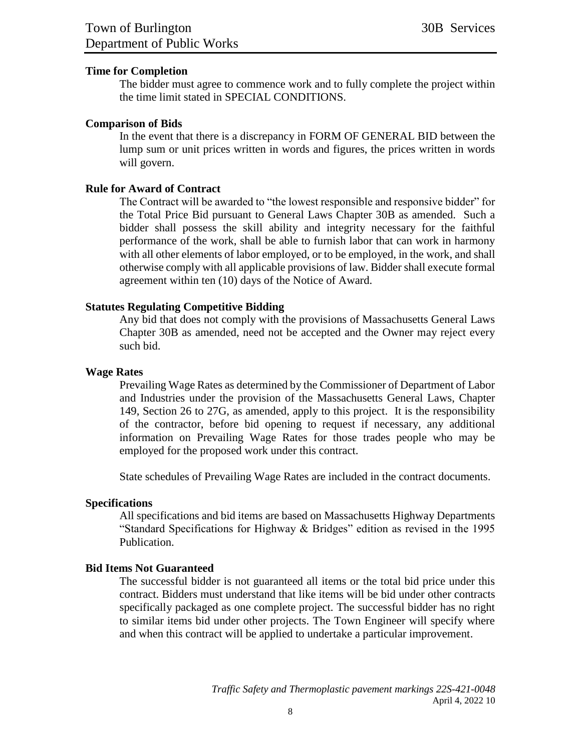**Time for Completion**

The bidder must agree to commence work and to fully complete the project within the time limit stated in SPECIAL CONDITIONS.

**Comparison of Bids**

In the event that there is a discrepancy in FORM OF GENERAL BID between the lump sum or unit prices written in words and figures, the prices written in words will govern.

**Rule for Award of Contract**

The Contract will be awarded to "the lowest responsible and responsive bidder" for the Total Price Bid pursuant to General Laws Chapter 30B as amended. Such a bidder shall possess the skill ability and integrity necessary for the faithful performance of the work, shall be able to furnish labor that can work in harmony with all other elements of labor employed, or to be employed, in the work, and shall otherwise comply with all applicable provisions of law. Bidder shall execute formal agreement within ten (10) days of the Notice of Award.

**Statutes Regulating Competitive Bidding**

Any bid that does not comply with the provisions of Massachusetts General Laws Chapter 30B as amended, need not be accepted and the Owner may reject every such bid.

**Wage Rates**

Prevailing Wage Rates as determined by the Commissioner of Department of Labor and Industries under the provision of the Massachusetts General Laws, Chapter 149, Section 26 to 27G, as amended, apply to this project. It is the responsibility of the contractor, before bid opening to request if necessary, any additional information on Prevailing Wage Rates for those trades people who may be employed for the proposed work under this contract.

State schedules of Prevailing Wage Rates are included in the contract documents.

**Specifications**

All specifications and bid items are based on Massachusetts Highway Departments "Standard Specifications for Highway & Bridges" edition as revised in the 1995 Publication.

**Bid Items Not Guaranteed**

The successful bidder is not guaranteed all items or the total bid price under this contract. Bidders must understand that like items will be bid under other contracts specifically packaged as one complete project. The successful bidder has no right to similar items bid under other projects. The Town Engineer will specify where and when this contract will be applied to undertake a particular improvement.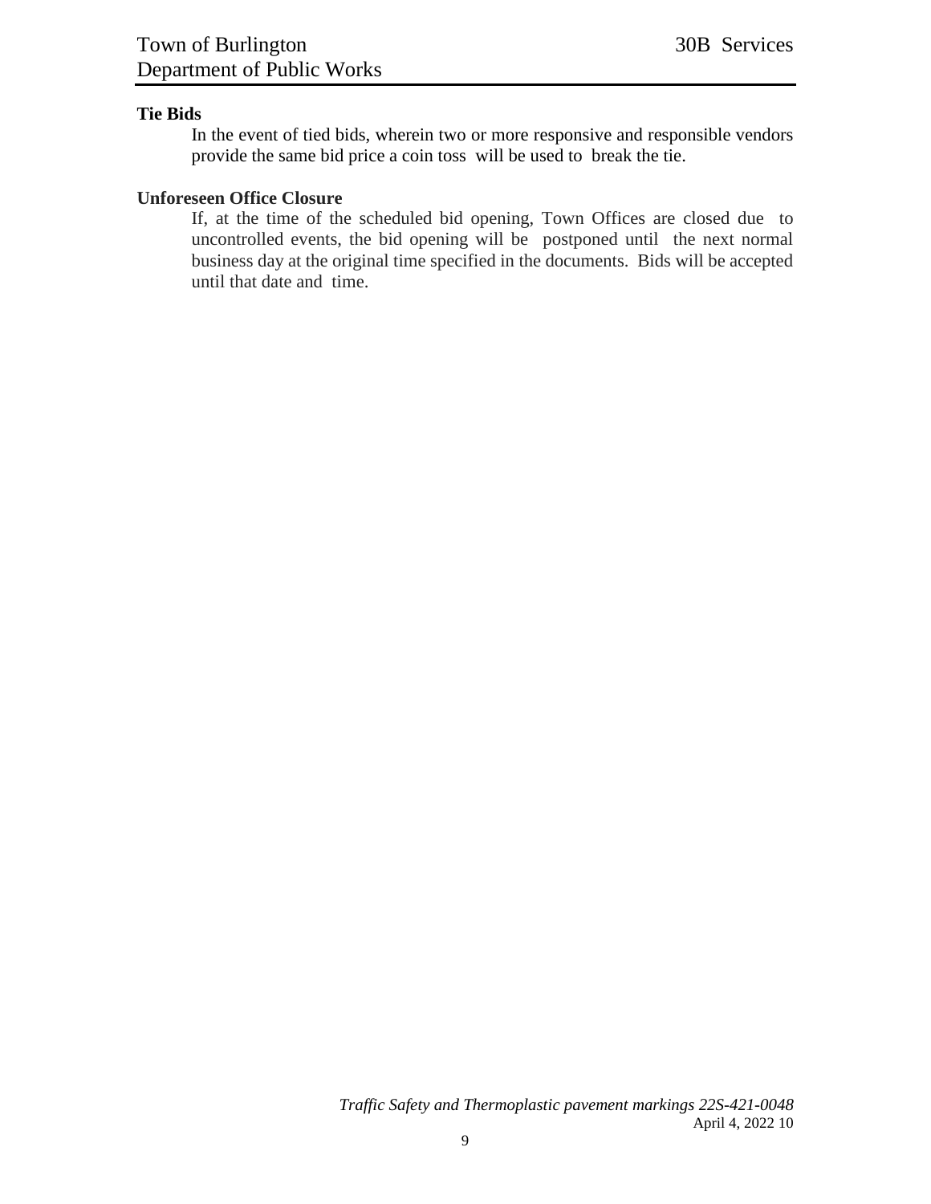**Tie Bids**

In the event of tied bids, wherein two or more responsive and responsible vendors provide the same bid price a coin toss will be used to break the tie.

**Unforeseen Office Closure**

If, at the time of the scheduled bid opening, Town Offices are closed due to uncontrolled events, the bid opening will be postponed until the next normal business day at the original time specified in the documents. Bids will be accepted until that date and time.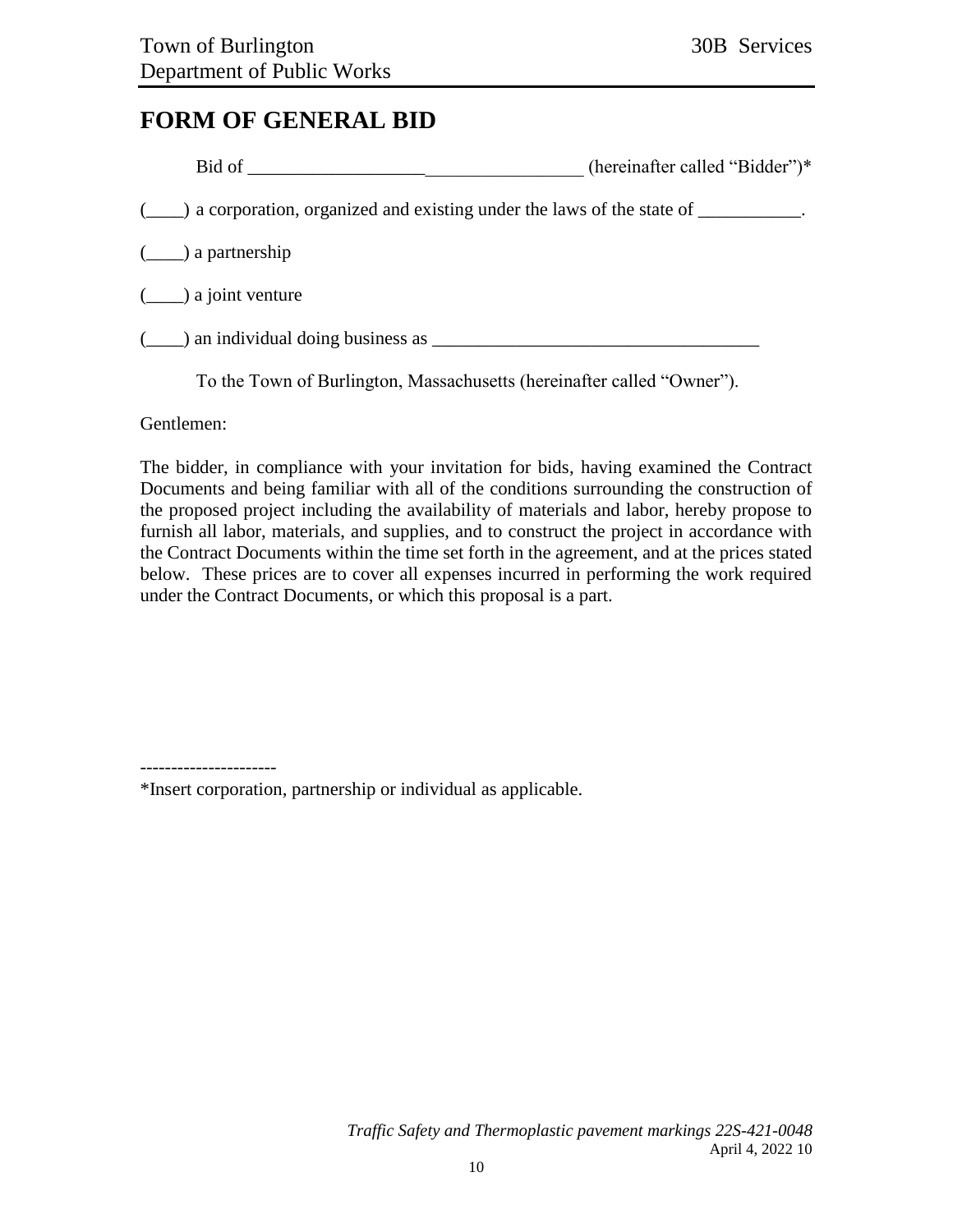# FORM OF GENERAL BID

Bid of _____________________________________ (hereinafter called "Bidder")*

(____) a corporation, organized and existing under the laws of the state of ___________.

(____) a partnership

(____) a joint venture

(____) an individual doing business as ____________________________________

To the Town of Burlington, Massachusetts (hereinafter called "Owner").

Gentlemen:

The bidder, in compliance with your invitation for bids, having examined the Contract Documents and being familiar with all of the conditions surrounding the construction of the proposed project including the availability of materials and labor, hereby propose to furnish all labor, materials, and supplies, and to construct the project in accordance with the Contract Documents within the time set forth in the agreement, and at the prices stated below. These prices are to cover all expenses incurred in performing the work required under the Contract Documents, or which this proposal is a part.

---------------------

*Insert corporation, partnership or individual as applicable.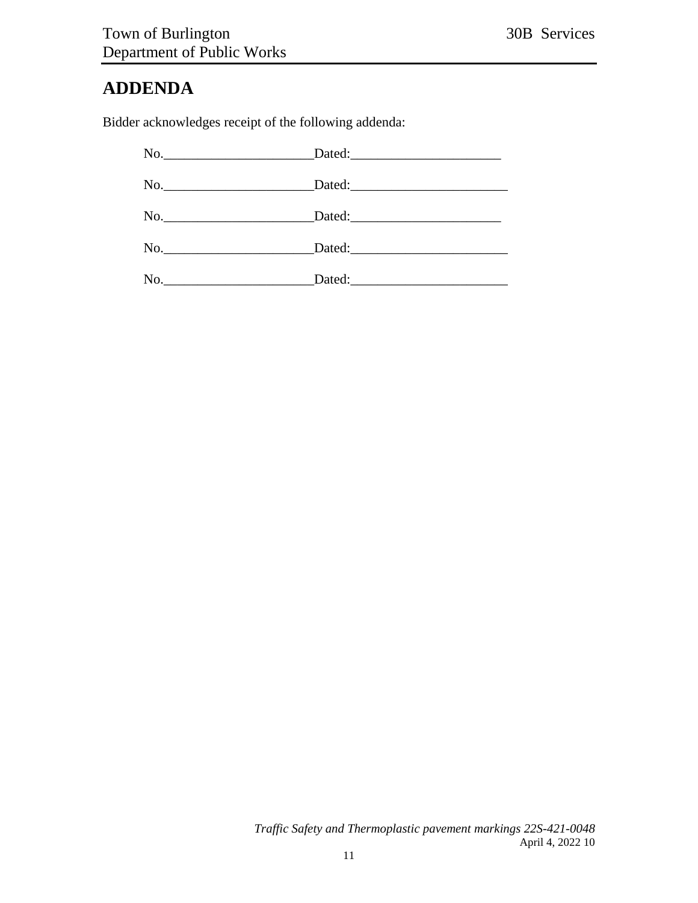# ADDENDA

Bidder acknowledges receipt of the following addenda:

No.______________________Dated:______________________

No.______________________Dated:______________________

No.______________________Dated:______________________

No.______________________Dated:______________________

No.______________________Dated:______________________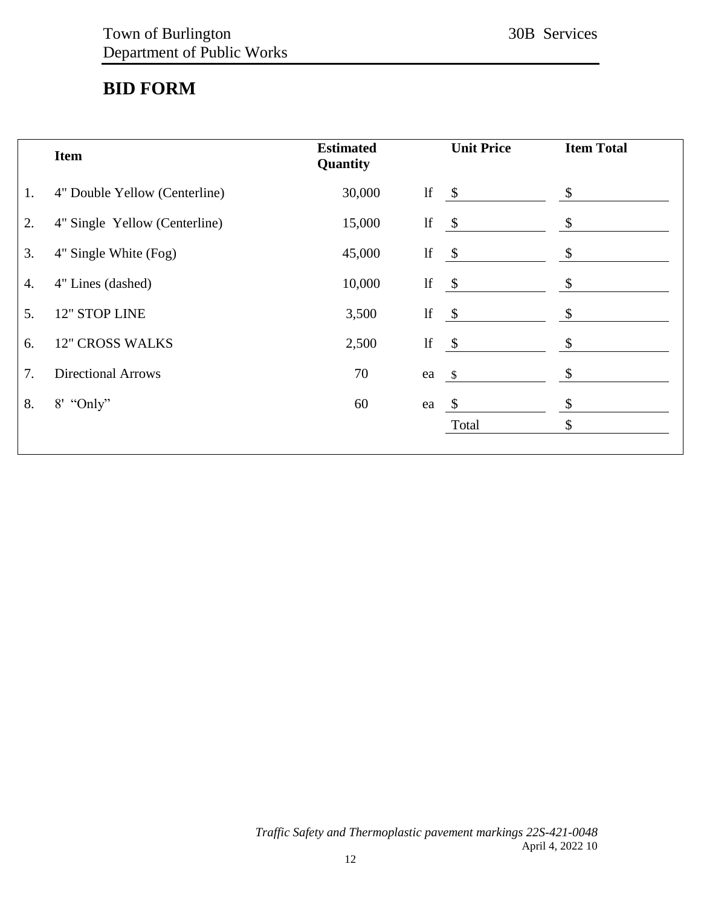# BID FORM

| | Item | Estimated Quantity | | Unit Price | Item Total |
|---|---|---|---|---|---|
| 1. | 4" Double Yellow (Centerline) | 30,000 | lf | $ | $ |
| 2. | 4" Single Yellow (Centerline) | 15,000 | lf | $ | $ |
| 3. | 4" Single White (Fog) | 45,000 | lf | $ | $ |
| 4. | 4" Lines (dashed) | 10,000 | lf | $ | $ |
| 5. | 12" STOP LINE | 3,500 | lf | $ | $ |
| 6. | 12" CROSS WALKS | 2,500 | lf | $ | $ |
| 7. | Directional Arrows | 70 | ea | $ | $ |
| 8. | 8' "Only" | 60 | ea | $ | $ |
| | | | | Total | $ |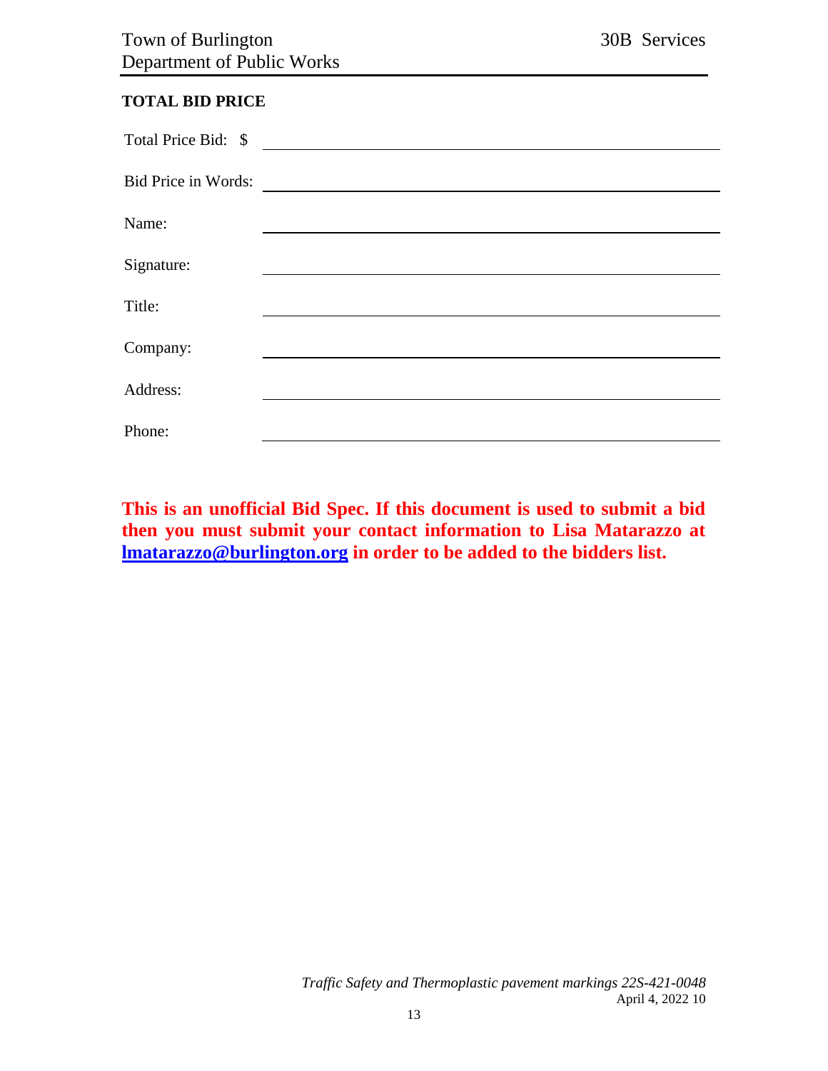**TOTAL BID PRICE**

Total Price Bid: $ ______________________________

Bid Price in Words: ______________________________

Name: ______________________________

Signature: ______________________________

Title: ______________________________

Company: ______________________________

Address: ______________________________

Phone: ______________________________

**This is an unofficial Bid Spec. If this document is used to submit a bid then you must submit your contact information to Lisa Matarazzo at [lmatarazzo@burlington.org](mailto:lmatarazzo@burlington.org) in order to be added to the bidders list.**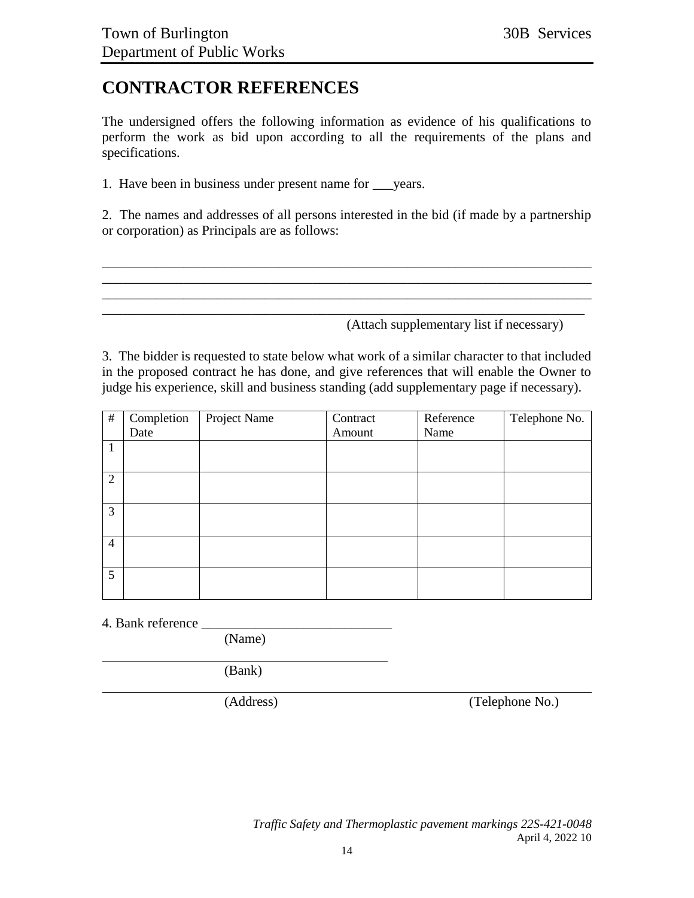# CONTRACTOR REFERENCES

The undersigned offers the following information as evidence of his qualifications to perform the work as bid upon according to all the requirements of the plans and specifications.

1. Have been in business under present name for ___years.

2. The names and addresses of all persons interested in the bid (if made by a partnership or corporation) as Principals are as follows:

_______________________________________________________________________________

_______________________________________________________________________________

_______________________________________________________________________________

_______________________________________________________________________________

(Attach supplementary list if necessary)

3. The bidder is requested to state below what work of a similar character to that included in the proposed contract he has done, and give references that will enable the Owner to judge his experience, skill and business standing (add supplementary page if necessary).

| # | Completion Date | Project Name | Contract Amount | Reference Name | Telephone No. |
|---|---|---|---|---|---|
| 1 | | | | | |
| 2 | | | | | |
| 3 | | | | | |
| 4 | | | | | |
| 5 | | | | | |

4. Bank reference ____________________________
(Name)

______________________________________________
(Bank)

______________________________________________________________________________
(Address) (Telephone No.)

*Traffic Safety and Thermoplastic pavement markings 22S-421-0048*
April 4, 2022 10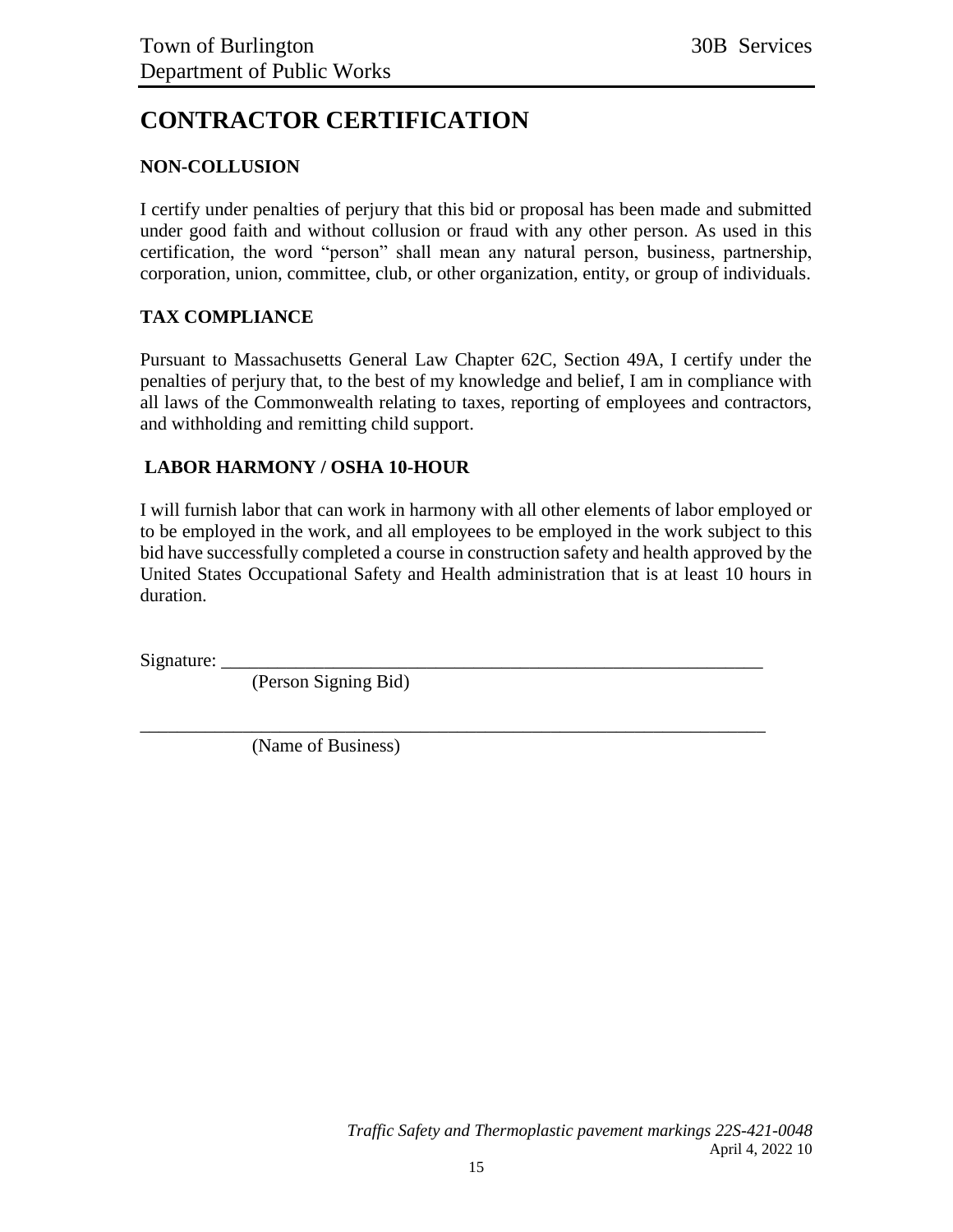# CONTRACTOR CERTIFICATION

## NON-COLLUSION

I certify under penalties of perjury that this bid or proposal has been made and submitted under good faith and without collusion or fraud with any other person. As used in this certification, the word "person" shall mean any natural person, business, partnership, corporation, union, committee, club, or other organization, entity, or group of individuals.

## TAX COMPLIANCE

Pursuant to Massachusetts General Law Chapter 62C, Section 49A, I certify under the penalties of perjury that, to the best of my knowledge and belief, I am in compliance with all laws of the Commonwealth relating to taxes, reporting of employees and contractors, and withholding and remitting child support.

## LABOR HARMONY / OSHA 10-HOUR

I will furnish labor that can work in harmony with all other elements of labor employed or to be employed in the work, and all employees to be employed in the work subject to this bid have successfully completed a course in construction safety and health approved by the United States Occupational Safety and Health administration that is at least 10 hours in duration.

Signature: _______________________________________________________________
(Person Signing Bid)

_____________________________________________________________________
(Name of Business)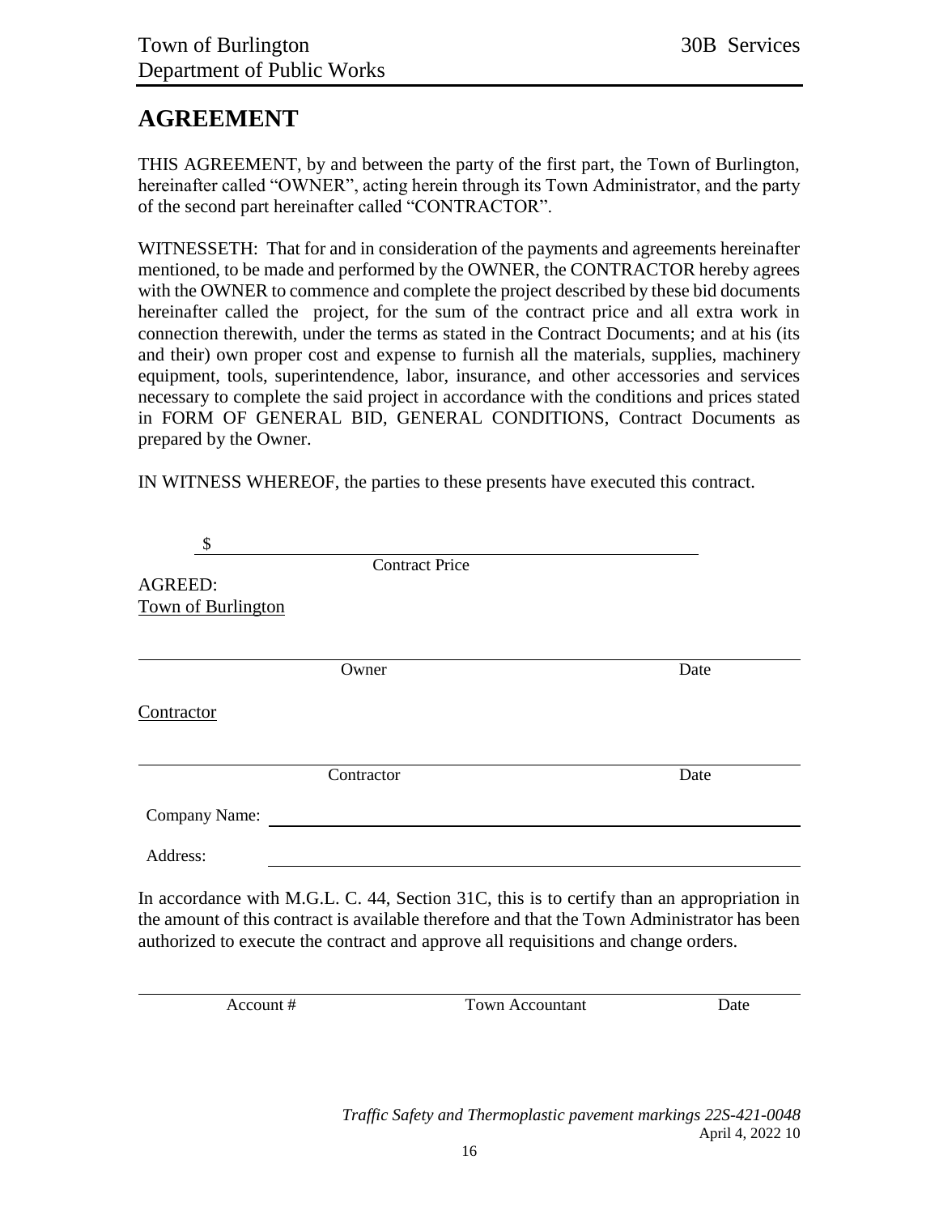# AGREEMENT

THIS AGREEMENT, by and between the party of the first part, the Town of Burlington, hereinafter called "OWNER", acting herein through its Town Administrator, and the party of the second part hereinafter called "CONTRACTOR".

WITNESSETH: That for and in consideration of the payments and agreements hereinafter mentioned, to be made and performed by the OWNER, the CONTRACTOR hereby agrees with the OWNER to commence and complete the project described by these bid documents hereinafter called the project, for the sum of the contract price and all extra work in connection therewith, under the terms as stated in the Contract Documents; and at his (its and their) own proper cost and expense to furnish all the materials, supplies, machinery equipment, tools, superintendence, labor, insurance, and other accessories and services necessary to complete the said project in accordance with the conditions and prices stated in FORM OF GENERAL BID, GENERAL CONDITIONS, Contract Documents as prepared by the Owner.

IN WITNESS WHEREOF, the parties to these presents have executed this contract.

$ ______________________________________________
Contract Price

AGREED:
Town of Burlington

______________________________________________
Owner Date

Contractor

______________________________________________
Contractor Date

Company Name: ______________________________________________

Address: ______________________________________________

In accordance with M.G.L. C. 44, Section 31C, this is to certify than an appropriation in the amount of this contract is available therefore and that the Town Administrator has been authorized to execute the contract and approve all requisitions and change orders.

______________________________________________
Account # Town Accountant Date

*Traffic Safety and Thermoplastic pavement markings 22S-421-0048*
April 4, 2022 10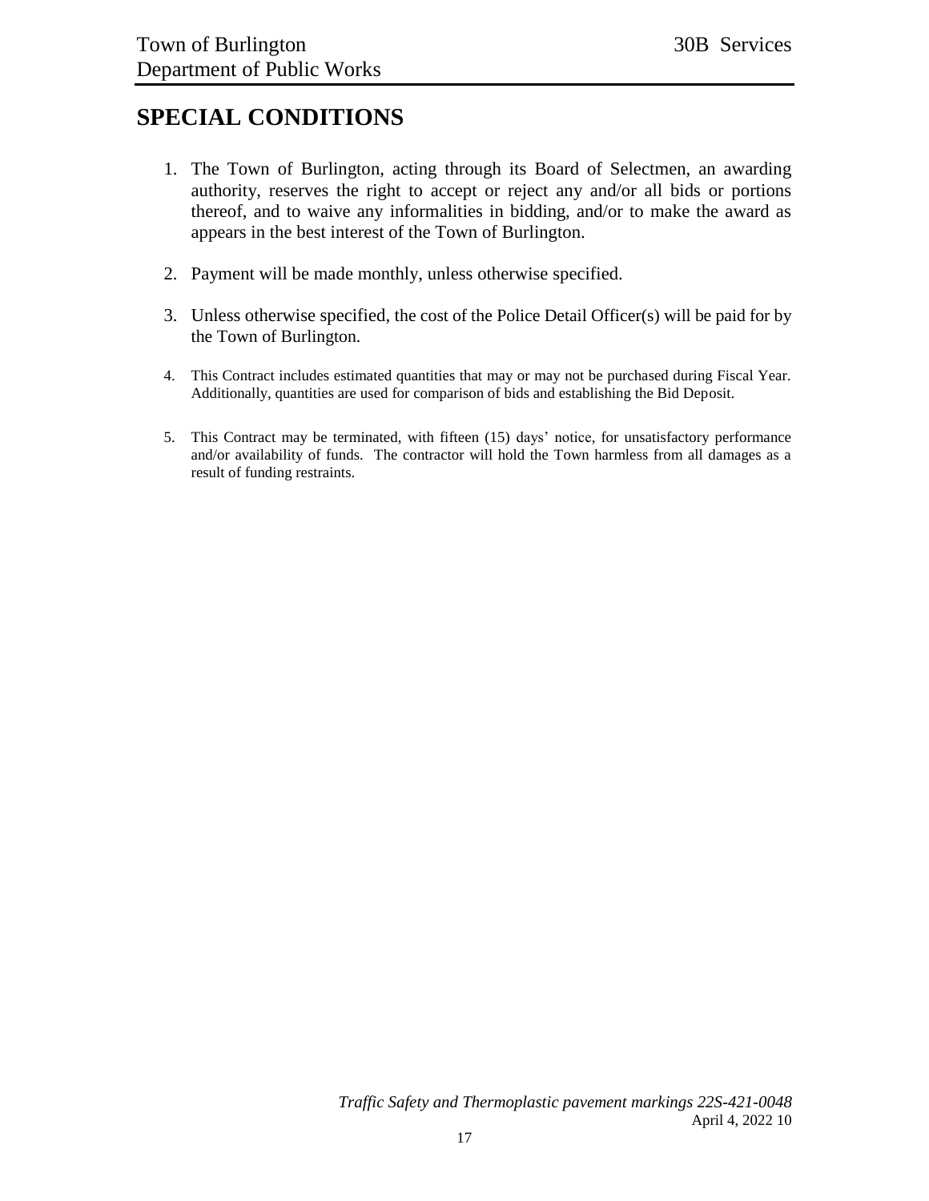# SPECIAL CONDITIONS

1. The Town of Burlington, acting through its Board of Selectmen, an awarding authority, reserves the right to accept or reject any and/or all bids or portions thereof, and to waive any informalities in bidding, and/or to make the award as appears in the best interest of the Town of Burlington.

2. Payment will be made monthly, unless otherwise specified.

3. Unless otherwise specified, the cost of the Police Detail Officer(s) will be paid for by the Town of Burlington.

4. This Contract includes estimated quantities that may or may not be purchased during Fiscal Year. Additionally, quantities are used for comparison of bids and establishing the Bid Deposit.

5. This Contract may be terminated, with fifteen (15) days' notice, for unsatisfactory performance and/or availability of funds. The contractor will hold the Town harmless from all damages as a result of funding restraints.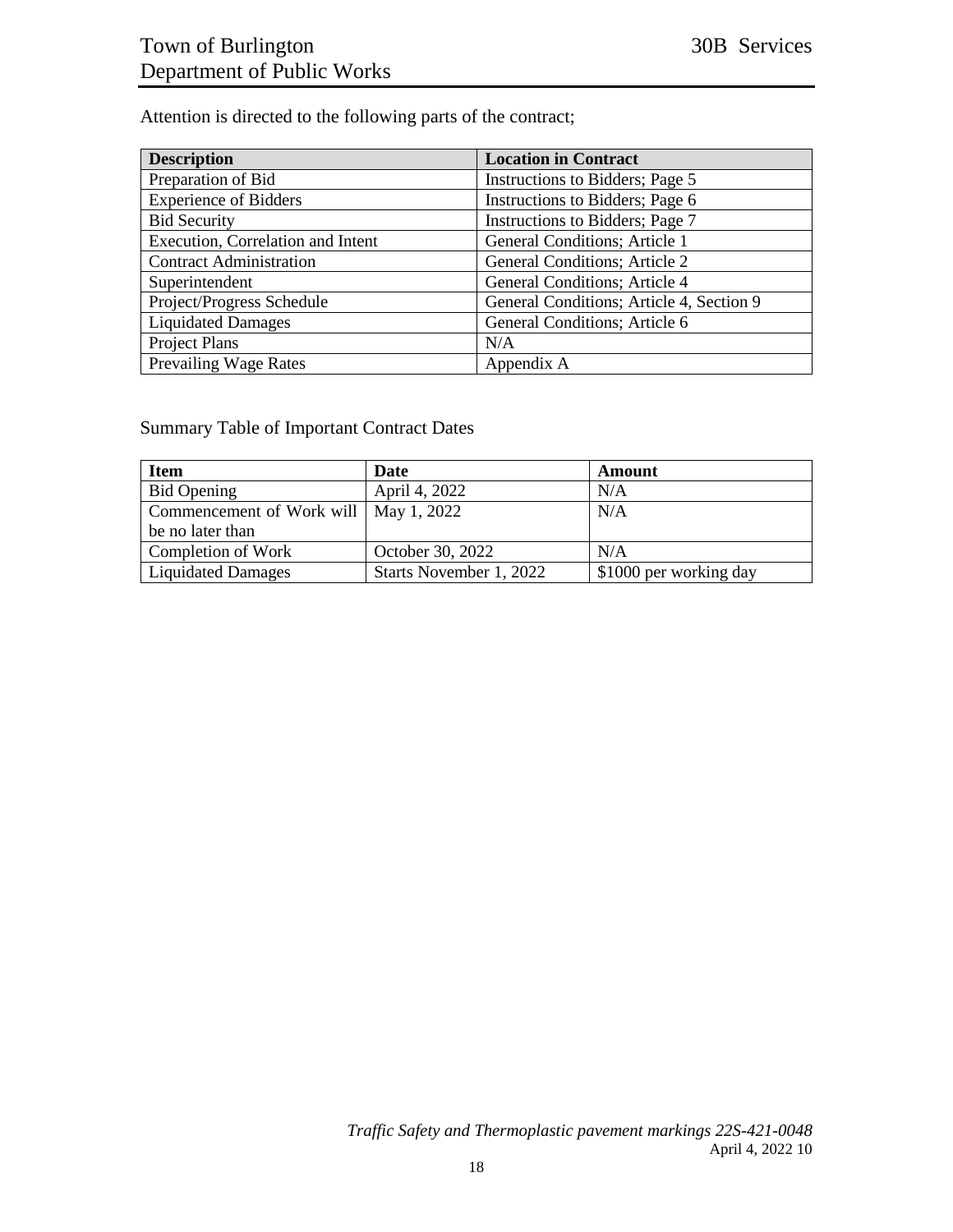Attention is directed to the following parts of the contract;

| Description | Location in Contract |
|---|---|
| Preparation of Bid | Instructions to Bidders; Page 5 |
| Experience of Bidders | Instructions to Bidders; Page 6 |
| Bid Security | Instructions to Bidders; Page 7 |
| Execution, Correlation and Intent | General Conditions; Article 1 |
| Contract Administration | General Conditions; Article 2 |
| Superintendent | General Conditions; Article 4 |
| Project/Progress Schedule | General Conditions; Article 4, Section 9 |
| Liquidated Damages | General Conditions; Article 6 |
| Project Plans | N/A |
| Prevailing Wage Rates | Appendix A |

Summary Table of Important Contract Dates

| Item | Date | Amount |
|---|---|---|
| Bid Opening | April 4, 2022 | N/A |
| Commencement of Work will be no later than | May 1, 2022 | N/A |
| Completion of Work | October 30, 2022 | N/A |
| Liquidated Damages | Starts November 1, 2022 | \$1000 per working day |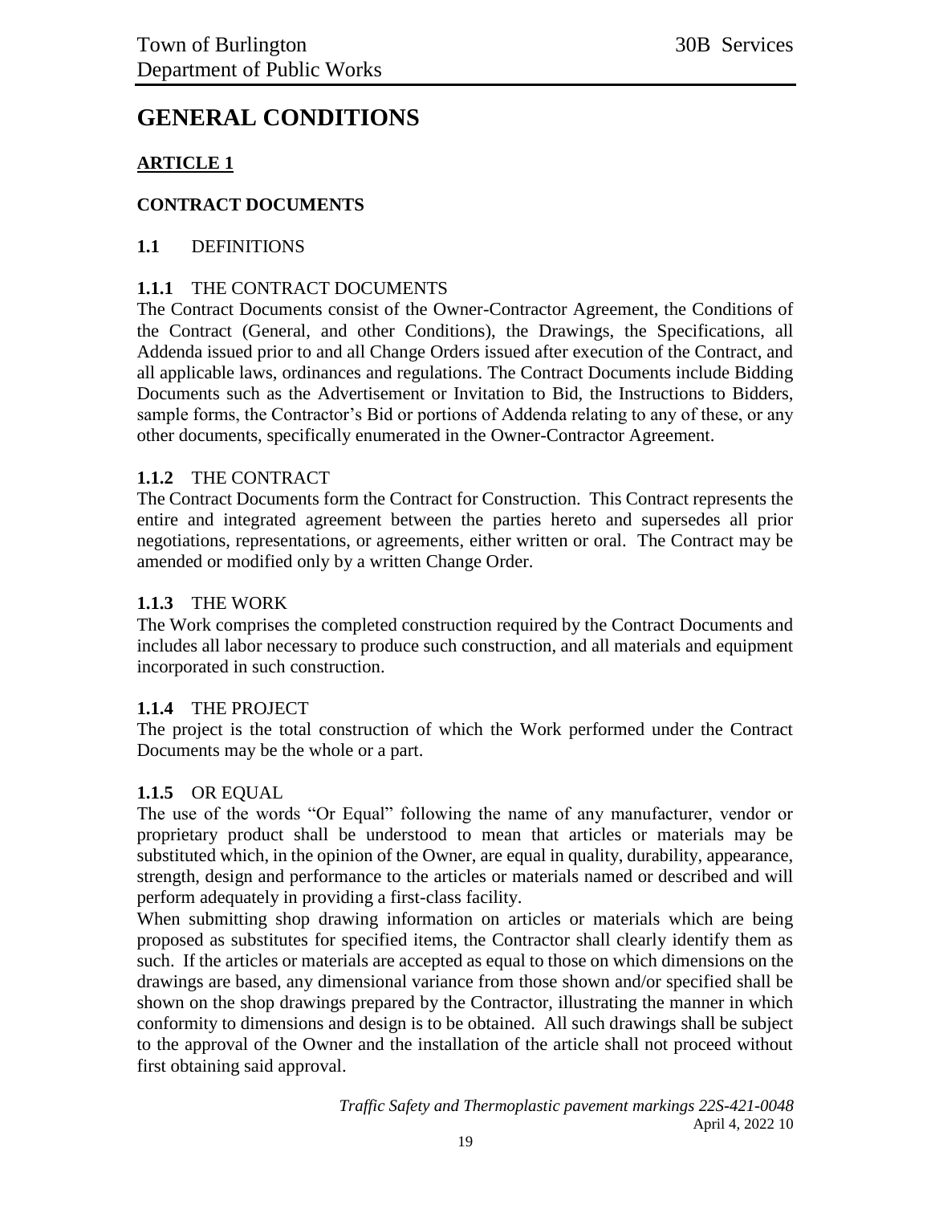# GENERAL CONDITIONS

## ARTICLE 1

## CONTRACT DOCUMENTS

### 1.1 DEFINITIONS

**1.1.1** THE CONTRACT DOCUMENTS

The Contract Documents consist of the Owner-Contractor Agreement, the Conditions of the Contract (General, and other Conditions), the Drawings, the Specifications, all Addenda issued prior to and all Change Orders issued after execution of the Contract, and all applicable laws, ordinances and regulations. The Contract Documents include Bidding Documents such as the Advertisement or Invitation to Bid, the Instructions to Bidders, sample forms, the Contractor's Bid or portions of Addenda relating to any of these, or any other documents, specifically enumerated in the Owner-Contractor Agreement.

**1.1.2** THE CONTRACT

The Contract Documents form the Contract for Construction. This Contract represents the entire and integrated agreement between the parties hereto and supersedes all prior negotiations, representations, or agreements, either written or oral. The Contract may be amended or modified only by a written Change Order.

**1.1.3** THE WORK

The Work comprises the completed construction required by the Contract Documents and includes all labor necessary to produce such construction, and all materials and equipment incorporated in such construction.

**1.1.4** THE PROJECT

The project is the total construction of which the Work performed under the Contract Documents may be the whole or a part.

**1.1.5** OR EQUAL

The use of the words "Or Equal" following the name of any manufacturer, vendor or proprietary product shall be understood to mean that articles or materials may be substituted which, in the opinion of the Owner, are equal in quality, durability, appearance, strength, design and performance to the articles or materials named or described and will perform adequately in providing a first-class facility.

When submitting shop drawing information on articles or materials which are being proposed as substitutes for specified items, the Contractor shall clearly identify them as such. If the articles or materials are accepted as equal to those on which dimensions on the drawings are based, any dimensional variance from those shown and/or specified shall be shown on the shop drawings prepared by the Contractor, illustrating the manner in which conformity to dimensions and design is to be obtained. All such drawings shall be subject to the approval of the Owner and the installation of the article shall not proceed without first obtaining said approval.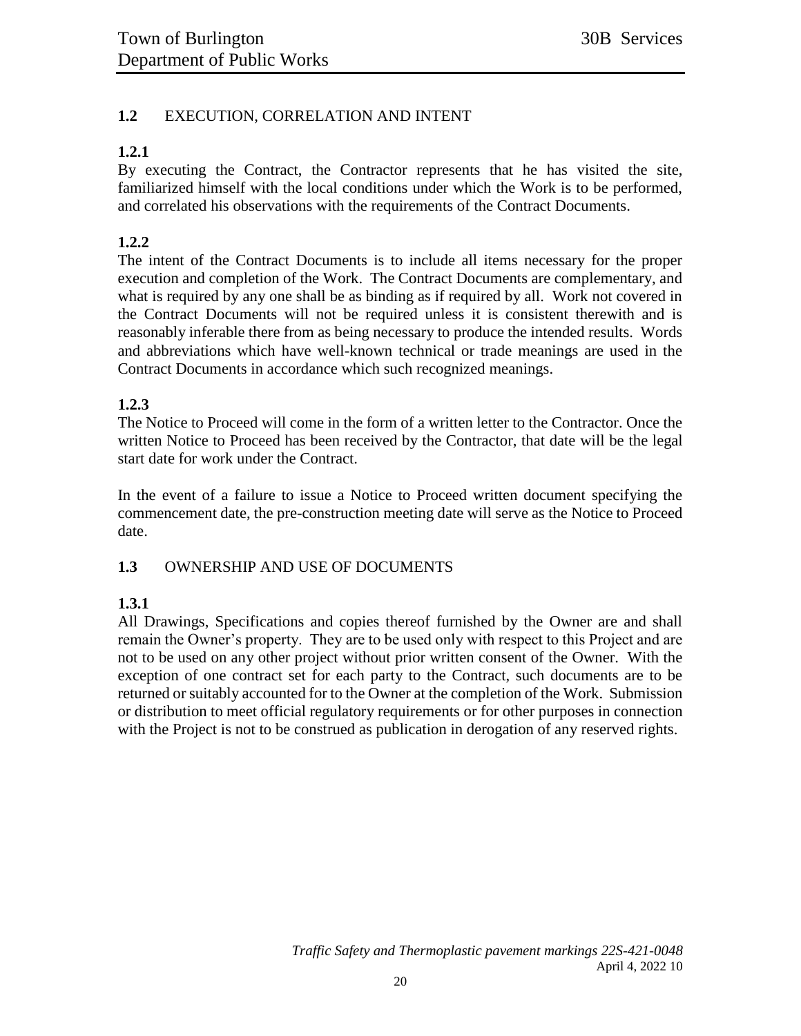## **1.2** EXECUTION, CORRELATION AND INTENT

### **1.2.1**

By executing the Contract, the Contractor represents that he has visited the site, familiarized himself with the local conditions under which the Work is to be performed, and correlated his observations with the requirements of the Contract Documents.

### **1.2.2**

The intent of the Contract Documents is to include all items necessary for the proper execution and completion of the Work. The Contract Documents are complementary, and what is required by any one shall be as binding as if required by all. Work not covered in the Contract Documents will not be required unless it is consistent therewith and is reasonably inferable there from as being necessary to produce the intended results. Words and abbreviations which have well-known technical or trade meanings are used in the Contract Documents in accordance which such recognized meanings.

### **1.2.3**

The Notice to Proceed will come in the form of a written letter to the Contractor. Once the written Notice to Proceed has been received by the Contractor, that date will be the legal start date for work under the Contract.

In the event of a failure to issue a Notice to Proceed written document specifying the commencement date, the pre-construction meeting date will serve as the Notice to Proceed date.

## **1.3** OWNERSHIP AND USE OF DOCUMENTS

### **1.3.1**

All Drawings, Specifications and copies thereof furnished by the Owner are and shall remain the Owner's property. They are to be used only with respect to this Project and are not to be used on any other project without prior written consent of the Owner. With the exception of one contract set for each party to the Contract, such documents are to be returned or suitably accounted for to the Owner at the completion of the Work. Submission or distribution to meet official regulatory requirements or for other purposes in connection with the Project is not to be construed as publication in derogation of any reserved rights.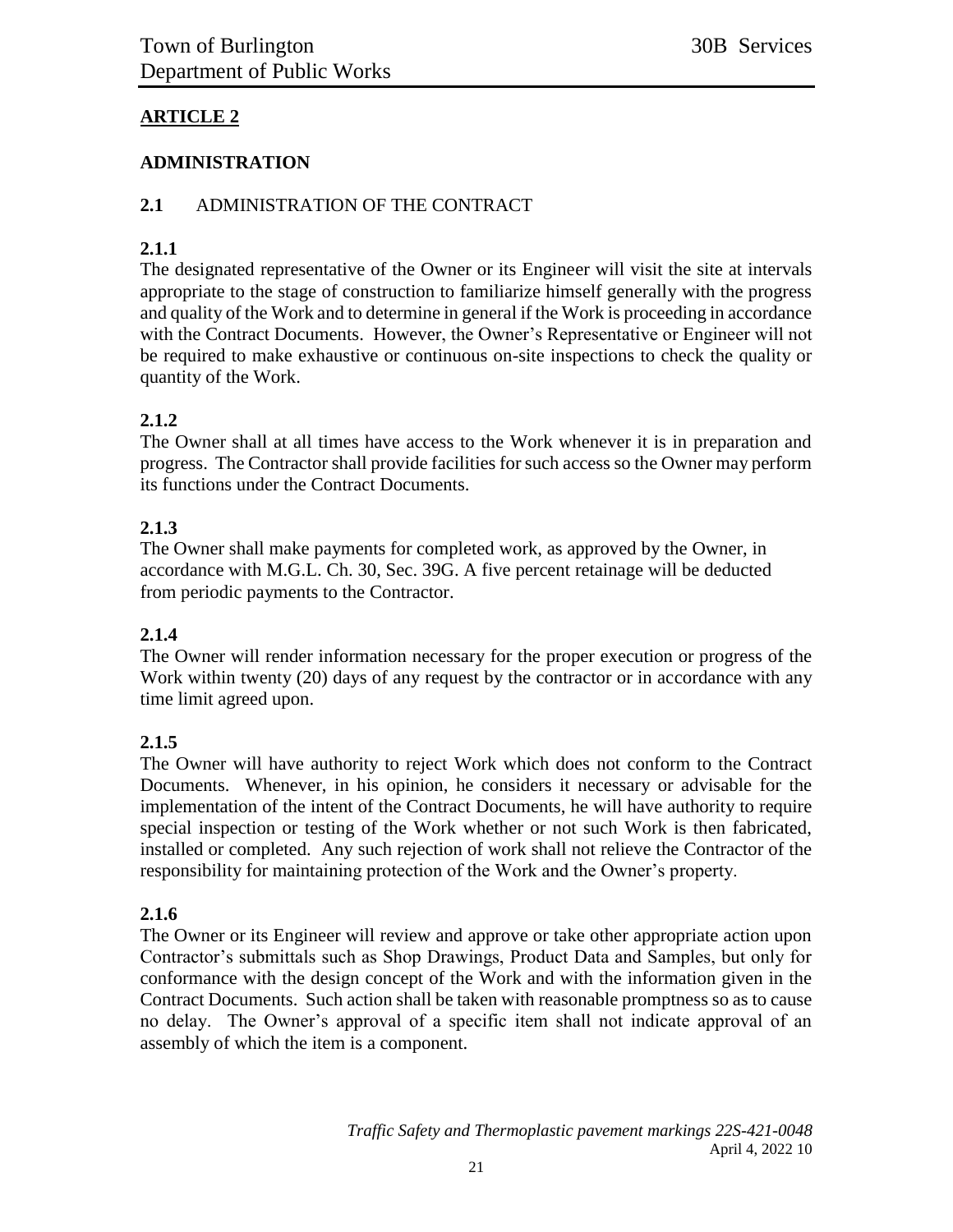## ARTICLE 2

### ADMINISTRATION

**2.1** ADMINISTRATION OF THE CONTRACT

**2.1.1**

The designated representative of the Owner or its Engineer will visit the site at intervals appropriate to the stage of construction to familiarize himself generally with the progress and quality of the Work and to determine in general if the Work is proceeding in accordance with the Contract Documents. However, the Owner's Representative or Engineer will not be required to make exhaustive or continuous on-site inspections to check the quality or quantity of the Work.

**2.1.2**

The Owner shall at all times have access to the Work whenever it is in preparation and progress. The Contractor shall provide facilities for such access so the Owner may perform its functions under the Contract Documents.

**2.1.3**

The Owner shall make payments for completed work, as approved by the Owner, in accordance with M.G.L. Ch. 30, Sec. 39G. A five percent retainage will be deducted from periodic payments to the Contractor.

**2.1.4**

The Owner will render information necessary for the proper execution or progress of the Work within twenty (20) days of any request by the contractor or in accordance with any time limit agreed upon.

**2.1.5**

The Owner will have authority to reject Work which does not conform to the Contract Documents. Whenever, in his opinion, he considers it necessary or advisable for the implementation of the intent of the Contract Documents, he will have authority to require special inspection or testing of the Work whether or not such Work is then fabricated, installed or completed. Any such rejection of work shall not relieve the Contractor of the responsibility for maintaining protection of the Work and the Owner's property.

**2.1.6**

The Owner or its Engineer will review and approve or take other appropriate action upon Contractor's submittals such as Shop Drawings, Product Data and Samples, but only for conformance with the design concept of the Work and with the information given in the Contract Documents. Such action shall be taken with reasonable promptness so as to cause no delay. The Owner's approval of a specific item shall not indicate approval of an assembly of which the item is a component.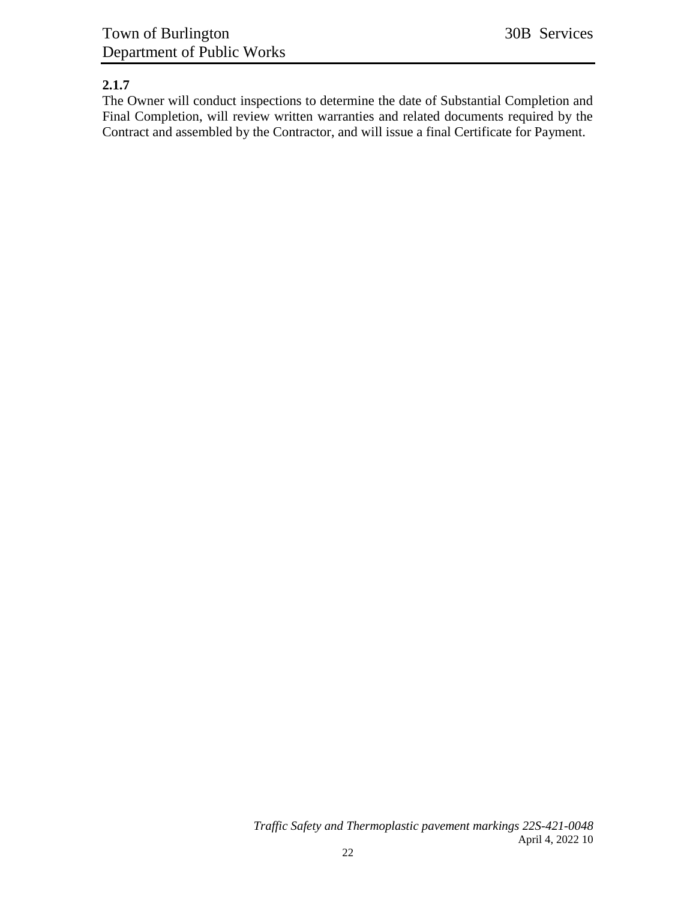**2.1.7**

The Owner will conduct inspections to determine the date of Substantial Completion and Final Completion, will review written warranties and related documents required by the Contract and assembled by the Contractor, and will issue a final Certificate for Payment.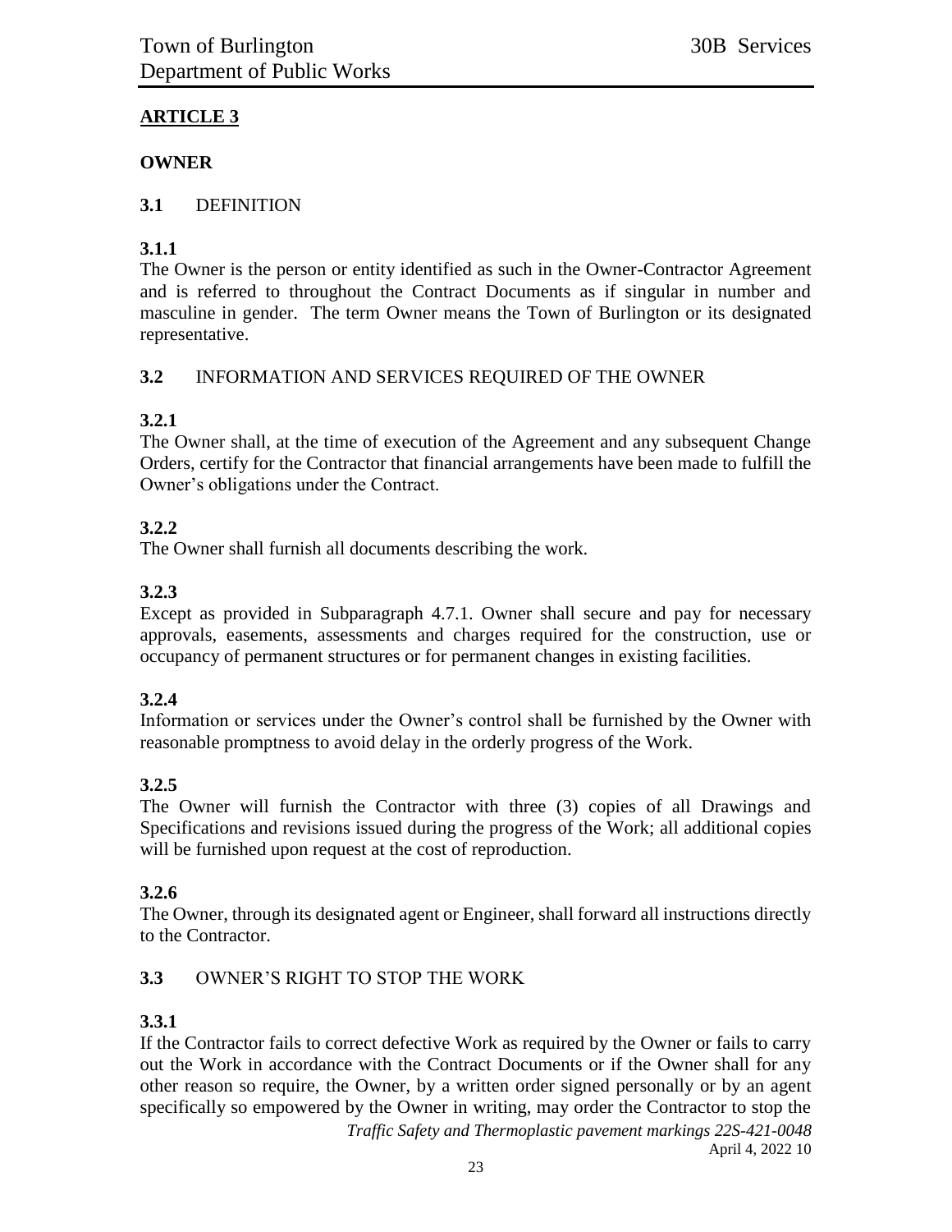## ARTICLE 3

### OWNER

**3.1** DEFINITION

**3.1.1**
The Owner is the person or entity identified as such in the Owner-Contractor Agreement and is referred to throughout the Contract Documents as if singular in number and masculine in gender. The term Owner means the Town of Burlington or its designated representative.

**3.2** INFORMATION AND SERVICES REQUIRED OF THE OWNER

**3.2.1**
The Owner shall, at the time of execution of the Agreement and any subsequent Change Orders, certify for the Contractor that financial arrangements have been made to fulfill the Owner's obligations under the Contract.

**3.2.2**
The Owner shall furnish all documents describing the work.

**3.2.3**
Except as provided in Subparagraph 4.7.1. Owner shall secure and pay for necessary approvals, easements, assessments and charges required for the construction, use or occupancy of permanent structures or for permanent changes in existing facilities.

**3.2.4**
Information or services under the Owner's control shall be furnished by the Owner with reasonable promptness to avoid delay in the orderly progress of the Work.

**3.2.5**
The Owner will furnish the Contractor with three (3) copies of all Drawings and Specifications and revisions issued during the progress of the Work; all additional copies will be furnished upon request at the cost of reproduction.

**3.2.6**
The Owner, through its designated agent or Engineer, shall forward all instructions directly to the Contractor.

**3.3** OWNER'S RIGHT TO STOP THE WORK

**3.3.1**
If the Contractor fails to correct defective Work as required by the Owner or fails to carry out the Work in accordance with the Contract Documents or if the Owner shall for any other reason so require, the Owner, by a written order signed personally or by an agent specifically so empowered by the Owner in writing, may order the Contractor to stop the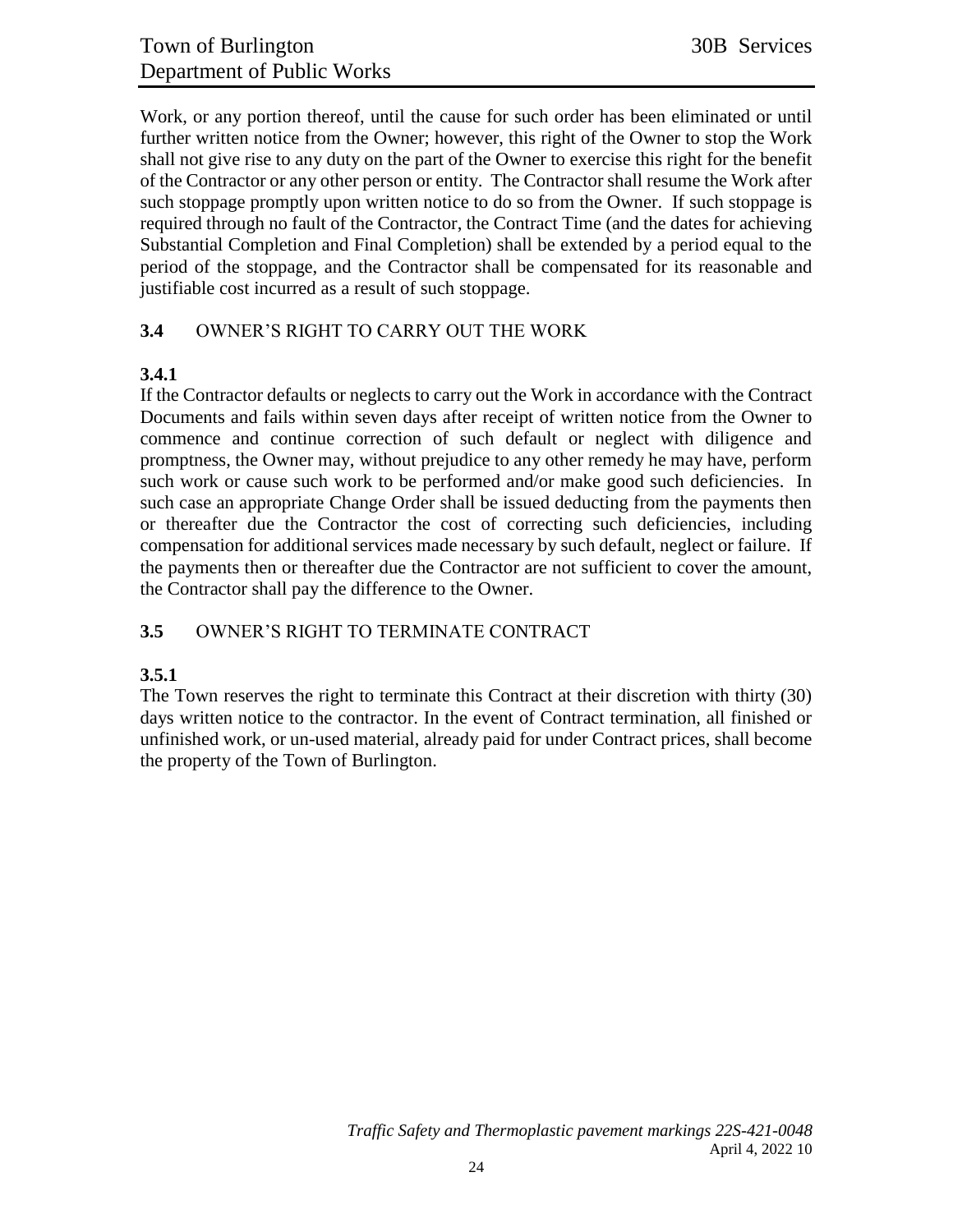Work, or any portion thereof, until the cause for such order has been eliminated or until further written notice from the Owner; however, this right of the Owner to stop the Work shall not give rise to any duty on the part of the Owner to exercise this right for the benefit of the Contractor or any other person or entity. The Contractor shall resume the Work after such stoppage promptly upon written notice to do so from the Owner. If such stoppage is required through no fault of the Contractor, the Contract Time (and the dates for achieving Substantial Completion and Final Completion) shall be extended by a period equal to the period of the stoppage, and the Contractor shall be compensated for its reasonable and justifiable cost incurred as a result of such stoppage.

## 3.4 OWNER'S RIGHT TO CARRY OUT THE WORK

**3.4.1**

If the Contractor defaults or neglects to carry out the Work in accordance with the Contract Documents and fails within seven days after receipt of written notice from the Owner to commence and continue correction of such default or neglect with diligence and promptness, the Owner may, without prejudice to any other remedy he may have, perform such work or cause such work to be performed and/or make good such deficiencies. In such case an appropriate Change Order shall be issued deducting from the payments then or thereafter due the Contractor the cost of correcting such deficiencies, including compensation for additional services made necessary by such default, neglect or failure. If the payments then or thereafter due the Contractor are not sufficient to cover the amount, the Contractor shall pay the difference to the Owner.

## 3.5 OWNER'S RIGHT TO TERMINATE CONTRACT

**3.5.1**

The Town reserves the right to terminate this Contract at their discretion with thirty (30) days written notice to the contractor. In the event of Contract termination, all finished or unfinished work, or un-used material, already paid for under Contract prices, shall become the property of the Town of Burlington.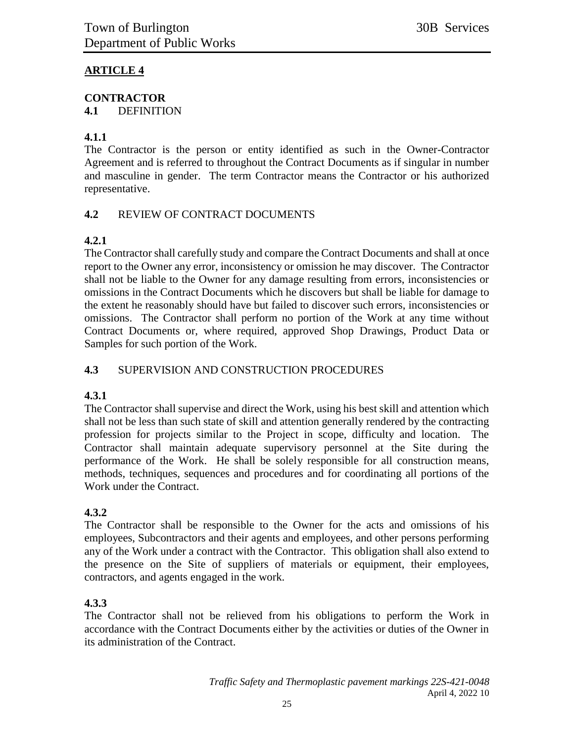## ARTICLE 4

### CONTRACTOR

**4.1** DEFINITION

**4.1.1**
The Contractor is the person or entity identified as such in the Owner-Contractor Agreement and is referred to throughout the Contract Documents as if singular in number and masculine in gender. The term Contractor means the Contractor or his authorized representative.

**4.2** REVIEW OF CONTRACT DOCUMENTS

**4.2.1**
The Contractor shall carefully study and compare the Contract Documents and shall at once report to the Owner any error, inconsistency or omission he may discover. The Contractor shall not be liable to the Owner for any damage resulting from errors, inconsistencies or omissions in the Contract Documents which he discovers but shall be liable for damage to the extent he reasonably should have but failed to discover such errors, inconsistencies or omissions. The Contractor shall perform no portion of the Work at any time without Contract Documents or, where required, approved Shop Drawings, Product Data or Samples for such portion of the Work.

**4.3** SUPERVISION AND CONSTRUCTION PROCEDURES

**4.3.1**
The Contractor shall supervise and direct the Work, using his best skill and attention which shall not be less than such state of skill and attention generally rendered by the contracting profession for projects similar to the Project in scope, difficulty and location. The Contractor shall maintain adequate supervisory personnel at the Site during the performance of the Work. He shall be solely responsible for all construction means, methods, techniques, sequences and procedures and for coordinating all portions of the Work under the Contract.

**4.3.2**
The Contractor shall be responsible to the Owner for the acts and omissions of his employees, Subcontractors and their agents and employees, and other persons performing any of the Work under a contract with the Contractor. This obligation shall also extend to the presence on the Site of suppliers of materials or equipment, their employees, contractors, and agents engaged in the work.

**4.3.3**
The Contractor shall not be relieved from his obligations to perform the Work in accordance with the Contract Documents either by the activities or duties of the Owner in its administration of the Contract.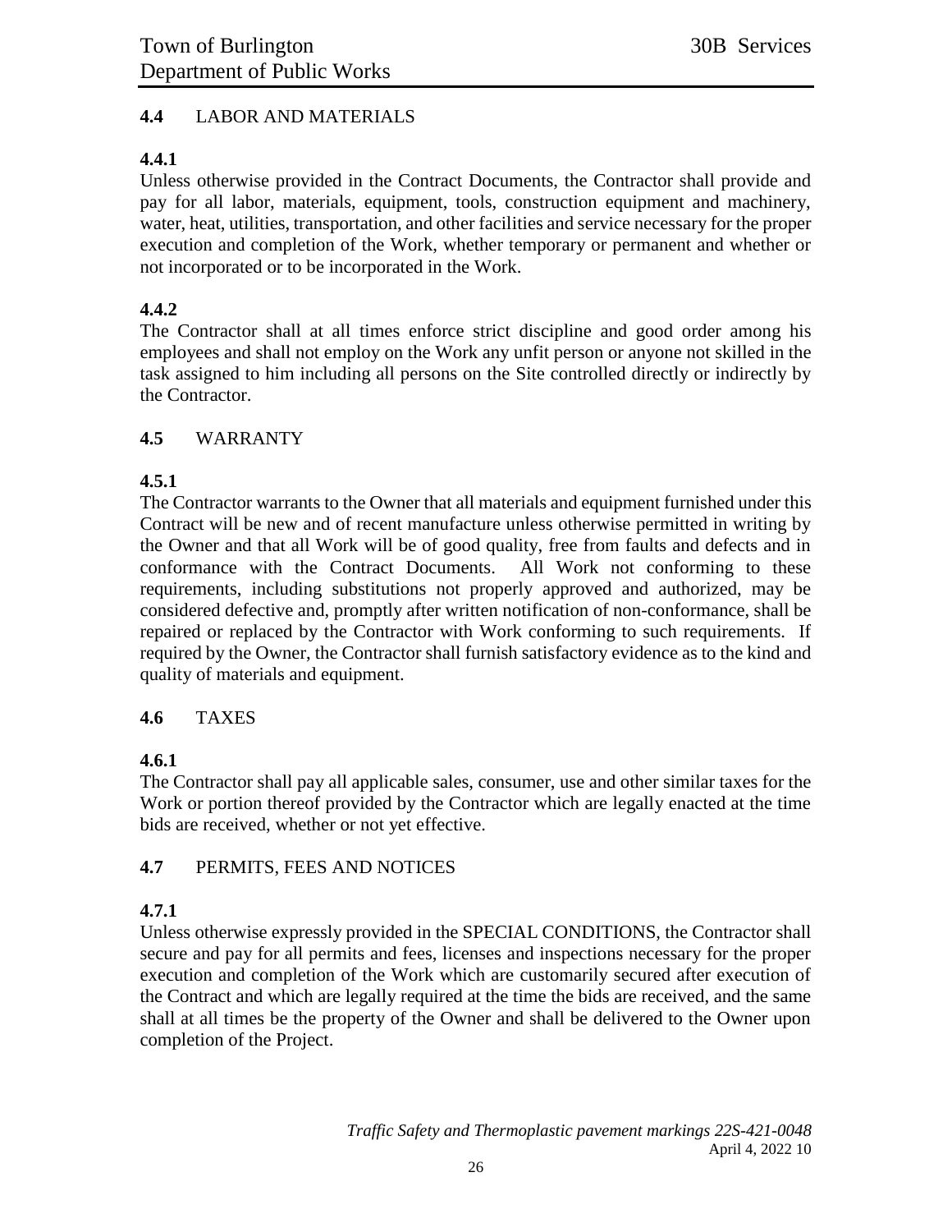## 4.4 LABOR AND MATERIALS

### 4.4.1

Unless otherwise provided in the Contract Documents, the Contractor shall provide and pay for all labor, materials, equipment, tools, construction equipment and machinery, water, heat, utilities, transportation, and other facilities and service necessary for the proper execution and completion of the Work, whether temporary or permanent and whether or not incorporated or to be incorporated in the Work.

### 4.4.2

The Contractor shall at all times enforce strict discipline and good order among his employees and shall not employ on the Work any unfit person or anyone not skilled in the task assigned to him including all persons on the Site controlled directly or indirectly by the Contractor.

## 4.5 WARRANTY

### 4.5.1

The Contractor warrants to the Owner that all materials and equipment furnished under this Contract will be new and of recent manufacture unless otherwise permitted in writing by the Owner and that all Work will be of good quality, free from faults and defects and in conformance with the Contract Documents. All Work not conforming to these requirements, including substitutions not properly approved and authorized, may be considered defective and, promptly after written notification of non-conformance, shall be repaired or replaced by the Contractor with Work conforming to such requirements. If required by the Owner, the Contractor shall furnish satisfactory evidence as to the kind and quality of materials and equipment.

## 4.6 TAXES

### 4.6.1

The Contractor shall pay all applicable sales, consumer, use and other similar taxes for the Work or portion thereof provided by the Contractor which are legally enacted at the time bids are received, whether or not yet effective.

## 4.7 PERMITS, FEES AND NOTICES

### 4.7.1

Unless otherwise expressly provided in the SPECIAL CONDITIONS, the Contractor shall secure and pay for all permits and fees, licenses and inspections necessary for the proper execution and completion of the Work which are customarily secured after execution of the Contract and which are legally required at the time the bids are received, and the same shall at all times be the property of the Owner and shall be delivered to the Owner upon completion of the Project.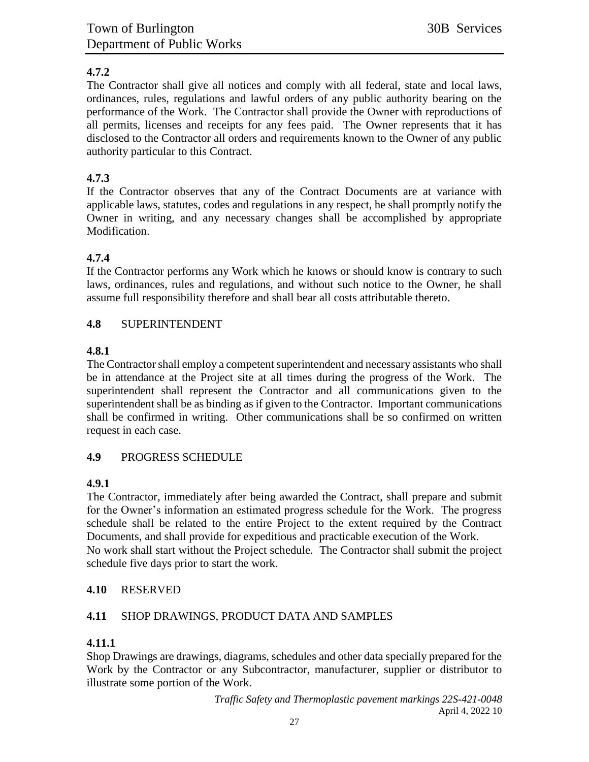**4.7.2**
The Contractor shall give all notices and comply with all federal, state and local laws, ordinances, rules, regulations and lawful orders of any public authority bearing on the performance of the Work. The Contractor shall provide the Owner with reproductions of all permits, licenses and receipts for any fees paid. The Owner represents that it has disclosed to the Contractor all orders and requirements known to the Owner of any public authority particular to this Contract.

**4.7.3**
If the Contractor observes that any of the Contract Documents are at variance with applicable laws, statutes, codes and regulations in any respect, he shall promptly notify the Owner in writing, and any necessary changes shall be accomplished by appropriate Modification.

**4.7.4**
If the Contractor performs any Work which he knows or should know is contrary to such laws, ordinances, rules and regulations, and without such notice to the Owner, he shall assume full responsibility therefore and shall bear all costs attributable thereto.

**4.8** SUPERINTENDENT

**4.8.1**
The Contractor shall employ a competent superintendent and necessary assistants who shall be in attendance at the Project site at all times during the progress of the Work. The superintendent shall represent the Contractor and all communications given to the superintendent shall be as binding as if given to the Contractor. Important communications shall be confirmed in writing. Other communications shall be so confirmed on written request in each case.

**4.9** PROGRESS SCHEDULE

**4.9.1**
The Contractor, immediately after being awarded the Contract, shall prepare and submit for the Owner's information an estimated progress schedule for the Work. The progress schedule shall be related to the entire Project to the extent required by the Contract Documents, and shall provide for expeditious and practicable execution of the Work.
No work shall start without the Project schedule. The Contractor shall submit the project schedule five days prior to start the work.

**4.10** RESERVED

**4.11** SHOP DRAWINGS, PRODUCT DATA AND SAMPLES

**4.11.1**
Shop Drawings are drawings, diagrams, schedules and other data specially prepared for the Work by the Contractor or any Subcontractor, manufacturer, supplier or distributor to illustrate some portion of the Work.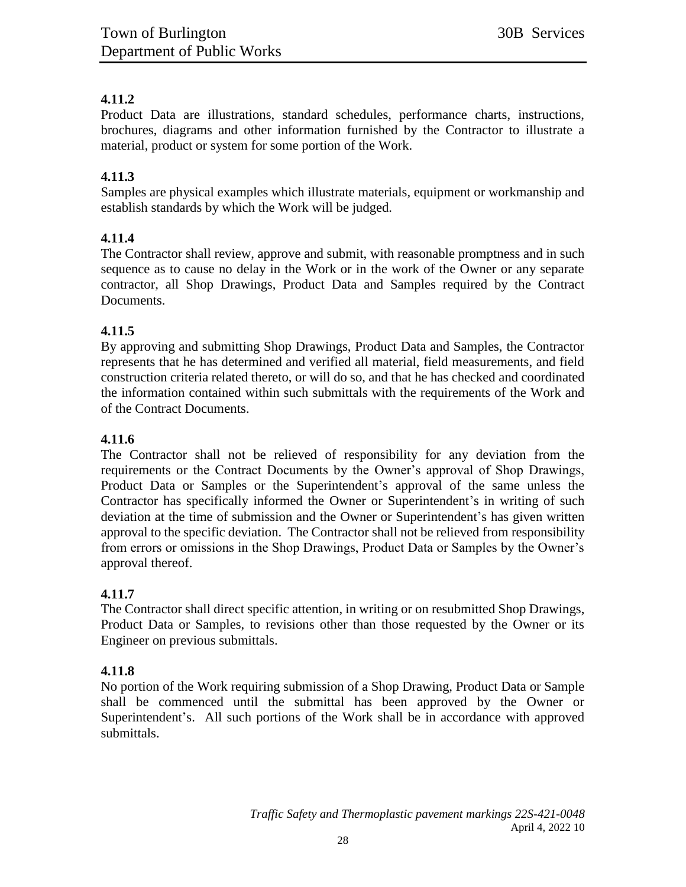**4.11.2**

Product Data are illustrations, standard schedules, performance charts, instructions, brochures, diagrams and other information furnished by the Contractor to illustrate a material, product or system for some portion of the Work.

**4.11.3**

Samples are physical examples which illustrate materials, equipment or workmanship and establish standards by which the Work will be judged.

**4.11.4**

The Contractor shall review, approve and submit, with reasonable promptness and in such sequence as to cause no delay in the Work or in the work of the Owner or any separate contractor, all Shop Drawings, Product Data and Samples required by the Contract Documents.

**4.11.5**

By approving and submitting Shop Drawings, Product Data and Samples, the Contractor represents that he has determined and verified all material, field measurements, and field construction criteria related thereto, or will do so, and that he has checked and coordinated the information contained within such submittals with the requirements of the Work and of the Contract Documents.

**4.11.6**

The Contractor shall not be relieved of responsibility for any deviation from the requirements or the Contract Documents by the Owner's approval of Shop Drawings, Product Data or Samples or the Superintendent's approval of the same unless the Contractor has specifically informed the Owner or Superintendent's in writing of such deviation at the time of submission and the Owner or Superintendent's has given written approval to the specific deviation. The Contractor shall not be relieved from responsibility from errors or omissions in the Shop Drawings, Product Data or Samples by the Owner's approval thereof.

**4.11.7**

The Contractor shall direct specific attention, in writing or on resubmitted Shop Drawings, Product Data or Samples, to revisions other than those requested by the Owner or its Engineer on previous submittals.

**4.11.8**

No portion of the Work requiring submission of a Shop Drawing, Product Data or Sample shall be commenced until the submittal has been approved by the Owner or Superintendent's. All such portions of the Work shall be in accordance with approved submittals.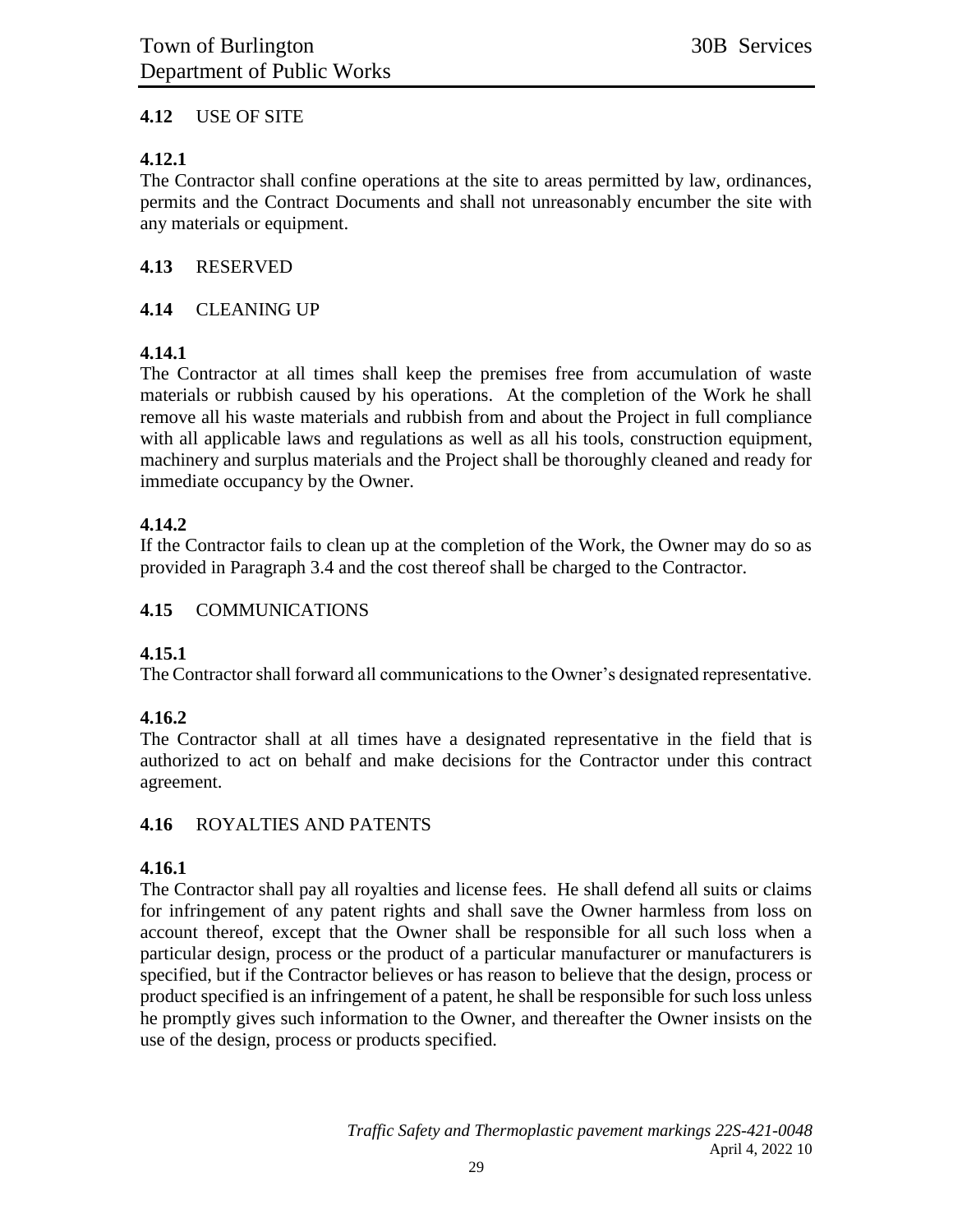## 4.12 USE OF SITE

### 4.12.1

The Contractor shall confine operations at the site to areas permitted by law, ordinances, permits and the Contract Documents and shall not unreasonably encumber the site with any materials or equipment.

## 4.13 RESERVED

## 4.14 CLEANING UP

### 4.14.1

The Contractor at all times shall keep the premises free from accumulation of waste materials or rubbish caused by his operations. At the completion of the Work he shall remove all his waste materials and rubbish from and about the Project in full compliance with all applicable laws and regulations as well as all his tools, construction equipment, machinery and surplus materials and the Project shall be thoroughly cleaned and ready for immediate occupancy by the Owner.

### 4.14.2

If the Contractor fails to clean up at the completion of the Work, the Owner may do so as provided in Paragraph 3.4 and the cost thereof shall be charged to the Contractor.

## 4.15 COMMUNICATIONS

### 4.15.1

The Contractor shall forward all communications to the Owner's designated representative.

### 4.16.2

The Contractor shall at all times have a designated representative in the field that is authorized to act on behalf and make decisions for the Contractor under this contract agreement.

## 4.16 ROYALTIES AND PATENTS

### 4.16.1

The Contractor shall pay all royalties and license fees. He shall defend all suits or claims for infringement of any patent rights and shall save the Owner harmless from loss on account thereof, except that the Owner shall be responsible for all such loss when a particular design, process or the product of a particular manufacturer or manufacturers is specified, but if the Contractor believes or has reason to believe that the design, process or product specified is an infringement of a patent, he shall be responsible for such loss unless he promptly gives such information to the Owner, and thereafter the Owner insists on the use of the design, process or products specified.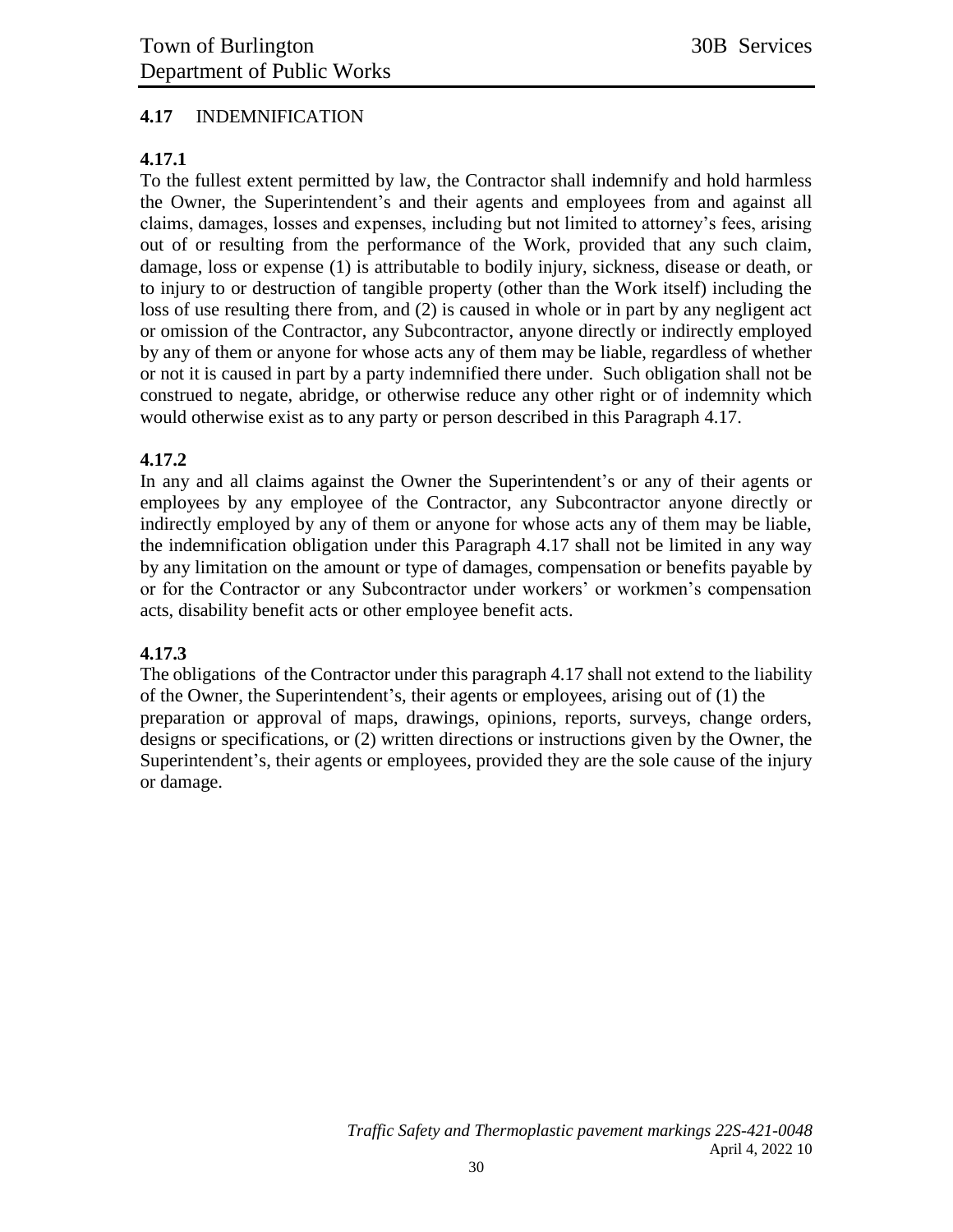## 4.17 INDEMNIFICATION

### 4.17.1

To the fullest extent permitted by law, the Contractor shall indemnify and hold harmless the Owner, the Superintendent's and their agents and employees from and against all claims, damages, losses and expenses, including but not limited to attorney's fees, arising out of or resulting from the performance of the Work, provided that any such claim, damage, loss or expense (1) is attributable to bodily injury, sickness, disease or death, or to injury to or destruction of tangible property (other than the Work itself) including the loss of use resulting there from, and (2) is caused in whole or in part by any negligent act or omission of the Contractor, any Subcontractor, anyone directly or indirectly employed by any of them or anyone for whose acts any of them may be liable, regardless of whether or not it is caused in part by a party indemnified there under. Such obligation shall not be construed to negate, abridge, or otherwise reduce any other right or of indemnity which would otherwise exist as to any party or person described in this Paragraph 4.17.

### 4.17.2

In any and all claims against the Owner the Superintendent's or any of their agents or employees by any employee of the Contractor, any Subcontractor anyone directly or indirectly employed by any of them or anyone for whose acts any of them may be liable, the indemnification obligation under this Paragraph 4.17 shall not be limited in any way by any limitation on the amount or type of damages, compensation or benefits payable by or for the Contractor or any Subcontractor under workers' or workmen's compensation acts, disability benefit acts or other employee benefit acts.

### 4.17.3

The obligations of the Contractor under this paragraph 4.17 shall not extend to the liability of the Owner, the Superintendent's, their agents or employees, arising out of (1) the preparation or approval of maps, drawings, opinions, reports, surveys, change orders, designs or specifications, or (2) written directions or instructions given by the Owner, the Superintendent's, their agents or employees, provided they are the sole cause of the injury or damage.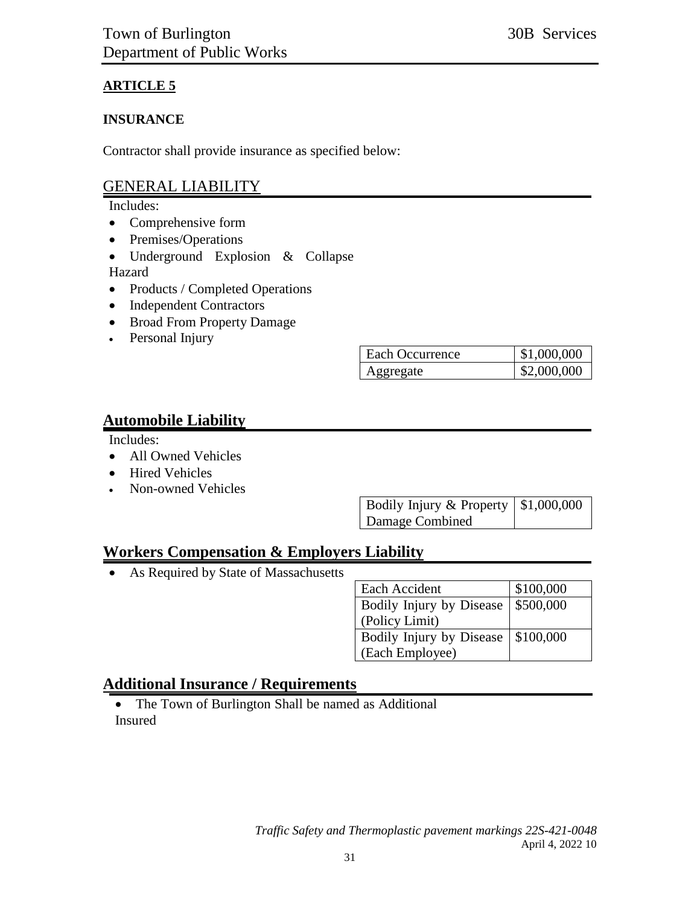## ARTICLE 5

### INSURANCE

Contractor shall provide insurance as specified below:

## GENERAL LIABILITY

Includes:

- Comprehensive form
- Premises/Operations
- Underground Explosion & Collapse Hazard
- Products / Completed Operations
- Independent Contractors
- Broad From Property Damage
- Personal Injury

| | |
|---|---|
| Each Occurrence | $1,000,000 |
| Aggregate | $2,000,000 |

## Automobile Liability

Includes:

- All Owned Vehicles
- Hired Vehicles
- Non-owned Vehicles

| | |
|---|---|
| Bodily Injury & Property Damage Combined | $1,000,000 |

## Workers Compensation & Employers Liability

- As Required by State of Massachusetts

| | |
|---|---|
| Each Accident | $100,000 |
| Bodily Injury by Disease (Policy Limit) | $500,000 |
| Bodily Injury by Disease (Each Employee) | $100,000 |

## Additional Insurance / Requirements

- The Town of Burlington Shall be named as Additional Insured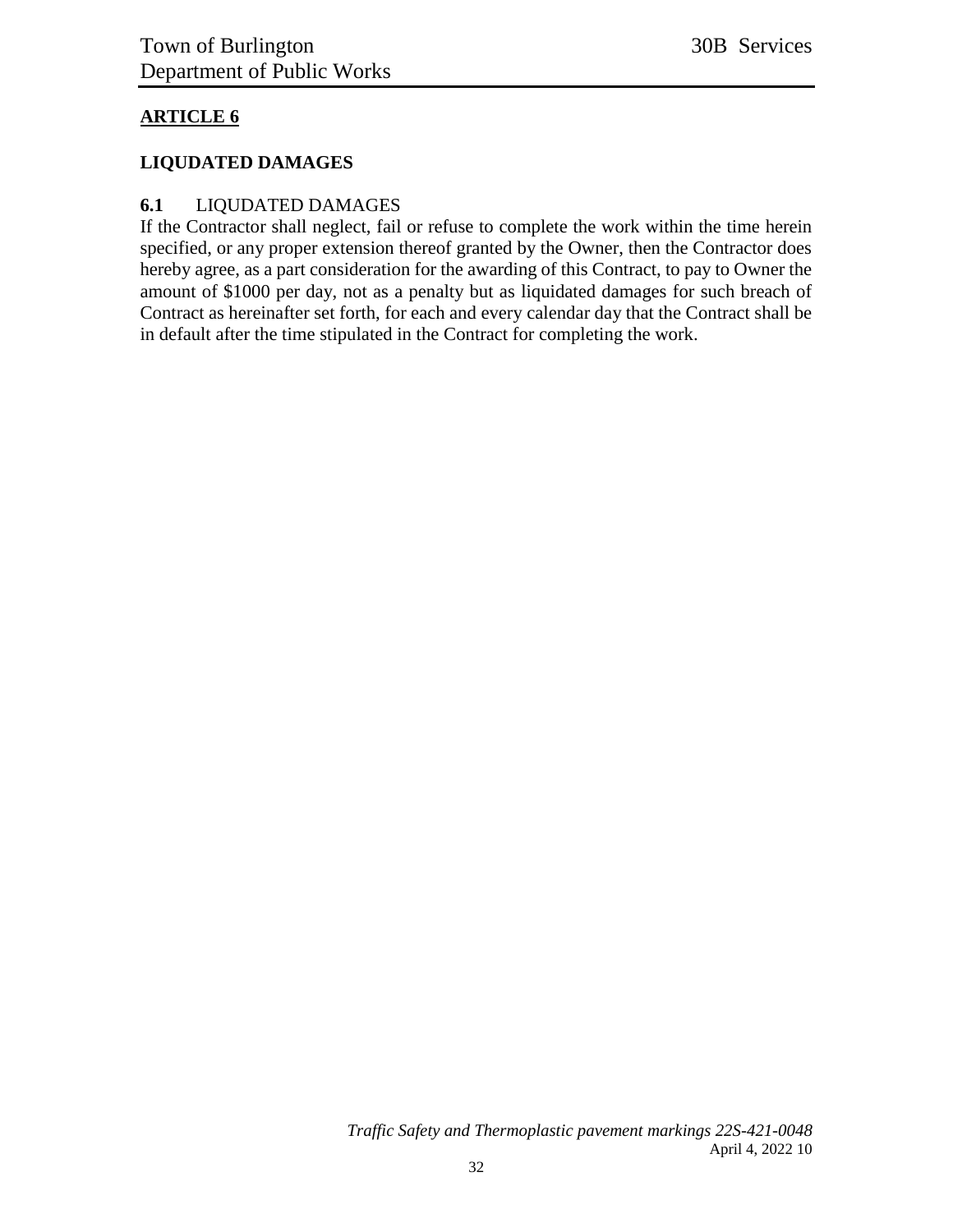## ARTICLE 6

### LIQUDATED DAMAGES

**6.1** LIQUDATED DAMAGES

If the Contractor shall neglect, fail or refuse to complete the work within the time herein specified, or any proper extension thereof granted by the Owner, then the Contractor does hereby agree, as a part consideration for the awarding of this Contract, to pay to Owner the amount of $1000 per day, not as a penalty but as liquidated damages for such breach of Contract as hereinafter set forth, for each and every calendar day that the Contract shall be in default after the time stipulated in the Contract for completing the work.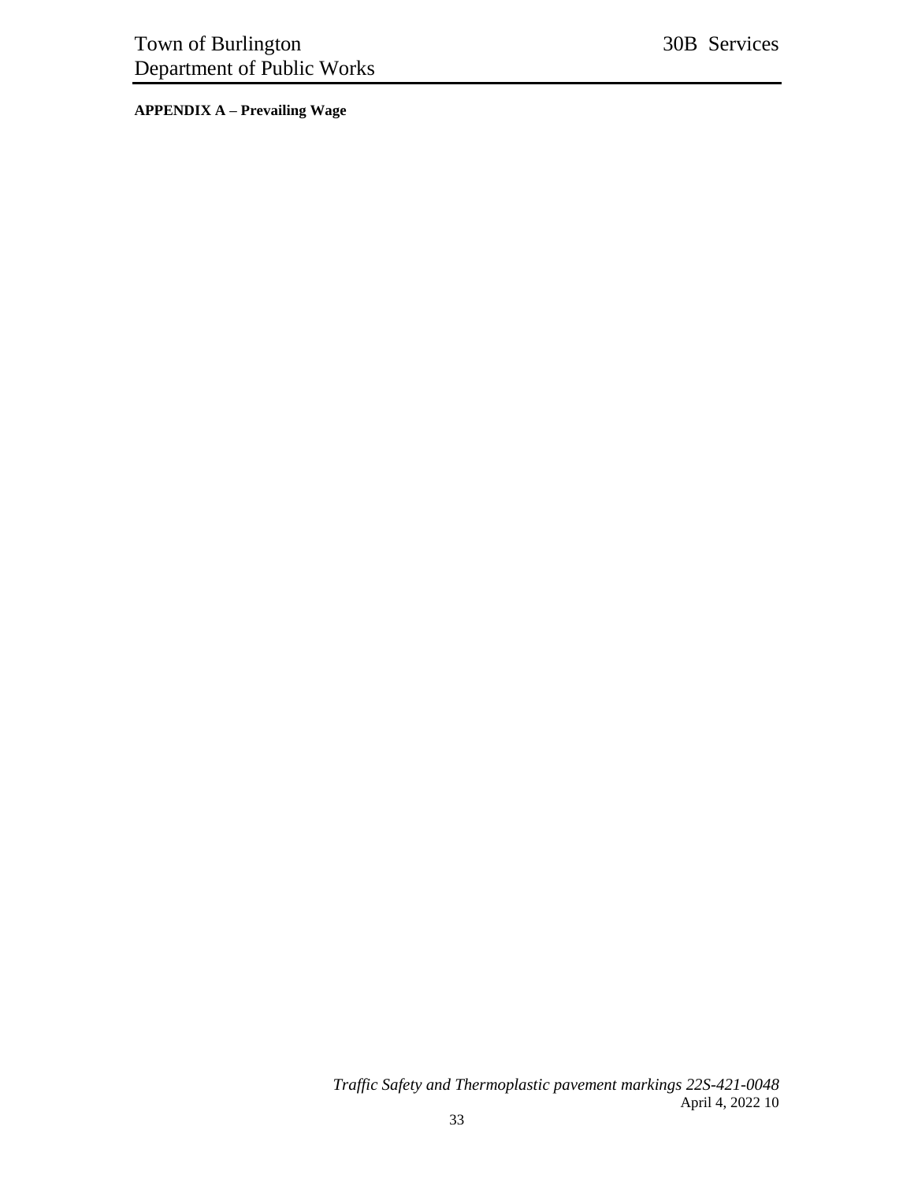**APPENDIX A – Prevailing Wage**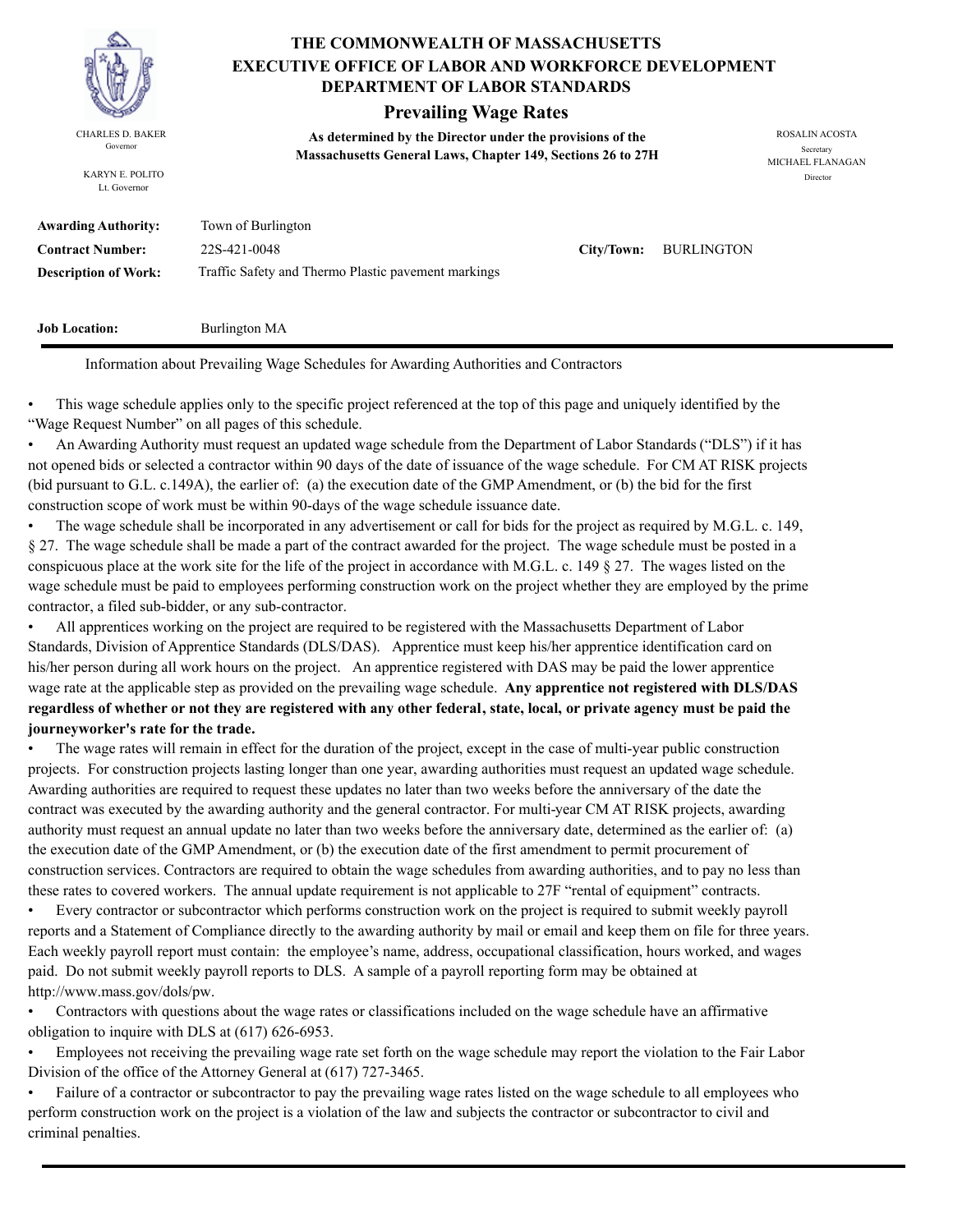# THE COMMONWEALTH OF MASSACHUSETTS
## EXECUTIVE OFFICE OF LABOR AND WORKFORCE DEVELOPMENT
## DEPARTMENT OF LABOR STANDARDS

### Prevailing Wage Rates

**As determined by the Director under the provisions of the Massachusetts General Laws, Chapter 149, Sections 26 to 27H**

CHARLES D. BAKER
Governor

KARYN E. POLITO
Lt. Governor

ROSALIN ACOSTA
Secretary

MICHAEL FLANAGAN
Director

| | | | |
|---|---|---|---|
| **Awarding Authority:** | Town of Burlington | | |
| **Contract Number:** | 22S-421-0048 | **City/Town:** | BURLINGTON |
| **Description of Work:** | Traffic Safety and Thermo Plastic pavement markings | | |
| **Job Location:** | Burlington MA | | |

Information about Prevailing Wage Schedules for Awarding Authorities and Contractors

- This wage schedule applies only to the specific project referenced at the top of this page and uniquely identified by the "Wage Request Number" on all pages of this schedule.
- An Awarding Authority must request an updated wage schedule from the Department of Labor Standards ("DLS") if it has not opened bids or selected a contractor within 90 days of the date of issuance of the wage schedule. For CM AT RISK projects (bid pursuant to G.L. c.149A), the earlier of: (a) the execution date of the GMP Amendment, or (b) the bid for the first construction scope of work must be within 90-days of the wage schedule issuance date.
- The wage schedule shall be incorporated in any advertisement or call for bids for the project as required by M.G.L. c. 149, § 27. The wage schedule shall be made a part of the contract awarded for the project. The wage schedule must be posted in a conspicuous place at the work site for the life of the project in accordance with M.G.L. c. 149 § 27. The wages listed on the wage schedule must be paid to employees performing construction work on the project whether they are employed by the prime contractor, a filed sub-bidder, or any sub-contractor.
- All apprentices working on the project are required to be registered with the Massachusetts Department of Labor Standards, Division of Apprentice Standards (DLS/DAS). Apprentice must keep his/her apprentice identification card on his/her person during all work hours on the project. An apprentice registered with DAS may be paid the lower apprentice wage rate at the applicable step as provided on the prevailing wage schedule. **Any apprentice not registered with DLS/DAS regardless of whether or not they are registered with any other federal, state, local, or private agency must be paid the journeyworker's rate for the trade.**
- The wage rates will remain in effect for the duration of the project, except in the case of multi-year public construction projects. For construction projects lasting longer than one year, awarding authorities must request an updated wage schedule. Awarding authorities are required to request these updates no later than two weeks before the anniversary of the date the contract was executed by the awarding authority and the general contractor. For multi-year CM AT RISK projects, awarding authority must request an annual update no later than two weeks before the anniversary date, determined as the earlier of: (a) the execution date of the GMP Amendment, or (b) the execution date of the first amendment to permit procurement of construction services. Contractors are required to obtain the wage schedules from awarding authorities, and to pay no less than these rates to covered workers. The annual update requirement is not applicable to 27F "rental of equipment" contracts.
- Every contractor or subcontractor which performs construction work on the project is required to submit weekly payroll reports and a Statement of Compliance directly to the awarding authority by mail or email and keep them on file for three years. Each weekly payroll report must contain: the employee's name, address, occupational classification, hours worked, and wages paid. Do not submit weekly payroll reports to DLS. A sample of a payroll reporting form may be obtained at http://www.mass.gov/dols/pw.
- Contractors with questions about the wage rates or classifications included on the wage schedule have an affirmative obligation to inquire with DLS at (617) 626-6953.
- Employees not receiving the prevailing wage rate set forth on the wage schedule may report the violation to the Fair Labor Division of the office of the Attorney General at (617) 727-3465.
- Failure of a contractor or subcontractor to pay the prevailing wage rates listed on the wage schedule to all employees who perform construction work on the project is a violation of the law and subjects the contractor or subcontractor to civil and criminal penalties.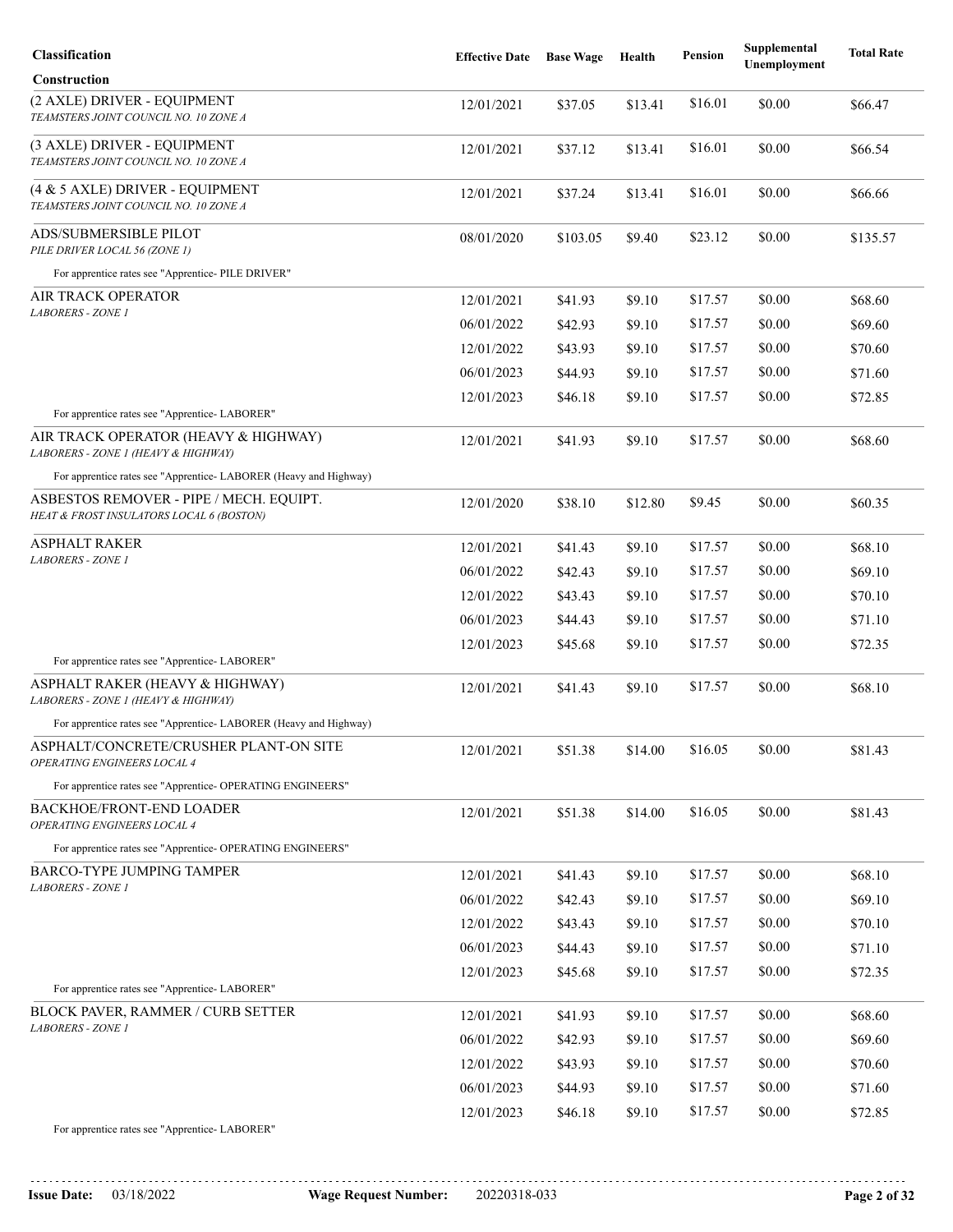| Classification | Effective Date | Base Wage | Health | Pension | Supplemental Unemployment | Total Rate |
|---|---|---|---|---|---|---|
| **Construction** | | | | | | |
| (2 AXLE) DRIVER - EQUIPMENT<br>*TEAMSTERS JOINT COUNCIL NO. 10 ZONE A* | 12/01/2021 | $37.05 | $13.41 | $16.01 | $0.00 | $66.47 |
| (3 AXLE) DRIVER - EQUIPMENT<br>*TEAMSTERS JOINT COUNCIL NO. 10 ZONE A* | 12/01/2021 | $37.12 | $13.41 | $16.01 | $0.00 | $66.54 |
| (4 & 5 AXLE) DRIVER - EQUIPMENT<br>*TEAMSTERS JOINT COUNCIL NO. 10 ZONE A* | 12/01/2021 | $37.24 | $13.41 | $16.01 | $0.00 | $66.66 |
| ADS/SUBMERSIBLE PILOT<br>*PILE DRIVER LOCAL 56 (ZONE 1)* | 08/01/2020 | $103.05 | $9.40 | $23.12 | $0.00 | $135.57 |
| For apprentice rates see "Apprentice- PILE DRIVER" | | | | | | |
| AIR TRACK OPERATOR<br>*LABORERS - ZONE 1* | 12/01/2021 | $41.93 | $9.10 | $17.57 | $0.00 | $68.60 |
| | 06/01/2022 | $42.93 | $9.10 | $17.57 | $0.00 | $69.60 |
| | 12/01/2022 | $43.93 | $9.10 | $17.57 | $0.00 | $70.60 |
| | 06/01/2023 | $44.93 | $9.10 | $17.57 | $0.00 | $71.60 |
| | 12/01/2023 | $46.18 | $9.10 | $17.57 | $0.00 | $72.85 |
| For apprentice rates see "Apprentice- LABORER" | | | | | | |
| AIR TRACK OPERATOR (HEAVY & HIGHWAY)<br>*LABORERS - ZONE 1 (HEAVY & HIGHWAY)* | 12/01/2021 | $41.93 | $9.10 | $17.57 | $0.00 | $68.60 |
| For apprentice rates see "Apprentice- LABORER (Heavy and Highway) | | | | | | |
| ASBESTOS REMOVER - PIPE / MECH. EQUIPT.<br>*HEAT & FROST INSULATORS LOCAL 6 (BOSTON)* | 12/01/2020 | $38.10 | $12.80 | $9.45 | $0.00 | $60.35 |
| ASPHALT RAKER<br>*LABORERS - ZONE 1* | 12/01/2021 | $41.43 | $9.10 | $17.57 | $0.00 | $68.10 |
| | 06/01/2022 | $42.43 | $9.10 | $17.57 | $0.00 | $69.10 |
| | 12/01/2022 | $43.43 | $9.10 | $17.57 | $0.00 | $70.10 |
| | 06/01/2023 | $44.43 | $9.10 | $17.57 | $0.00 | $71.10 |
| | 12/01/2023 | $45.68 | $9.10 | $17.57 | $0.00 | $72.35 |
| For apprentice rates see "Apprentice- LABORER" | | | | | | |
| ASPHALT RAKER (HEAVY & HIGHWAY)<br>*LABORERS - ZONE 1 (HEAVY & HIGHWAY)* | 12/01/2021 | $41.43 | $9.10 | $17.57 | $0.00 | $68.10 |
| For apprentice rates see "Apprentice- LABORER (Heavy and Highway) | | | | | | |
| ASPHALT/CONCRETE/CRUSHER PLANT-ON SITE<br>*OPERATING ENGINEERS LOCAL 4* | 12/01/2021 | $51.38 | $14.00 | $16.05 | $0.00 | $81.43 |
| For apprentice rates see "Apprentice- OPERATING ENGINEERS" | | | | | | |
| BACKHOE/FRONT-END LOADER<br>*OPERATING ENGINEERS LOCAL 4* | 12/01/2021 | $51.38 | $14.00 | $16.05 | $0.00 | $81.43 |
| For apprentice rates see "Apprentice- OPERATING ENGINEERS" | | | | | | |
| BARCO-TYPE JUMPING TAMPER<br>*LABORERS - ZONE 1* | 12/01/2021 | $41.43 | $9.10 | $17.57 | $0.00 | $68.10 |
| | 06/01/2022 | $42.43 | $9.10 | $17.57 | $0.00 | $69.10 |
| | 12/01/2022 | $43.43 | $9.10 | $17.57 | $0.00 | $70.10 |
| | 06/01/2023 | $44.43 | $9.10 | $17.57 | $0.00 | $71.10 |
| | 12/01/2023 | $45.68 | $9.10 | $17.57 | $0.00 | $72.35 |
| For apprentice rates see "Apprentice- LABORER" | | | | | | |
| BLOCK PAVER, RAMMER / CURB SETTER<br>*LABORERS - ZONE 1* | 12/01/2021 | $41.93 | $9.10 | $17.57 | $0.00 | $68.60 |
| | 06/01/2022 | $42.93 | $9.10 | $17.57 | $0.00 | $69.60 |
| | 12/01/2022 | $43.93 | $9.10 | $17.57 | $0.00 | $70.60 |
| | 06/01/2023 | $44.93 | $9.10 | $17.57 | $0.00 | $71.60 |
| | 12/01/2023 | $46.18 | $9.10 | $17.57 | $0.00 | $72.85 |
| For apprentice rates see "Apprentice- LABORER" | | | | | | |

**Issue Date:** 03/18/2022 **Wage Request Number:** 20220318-033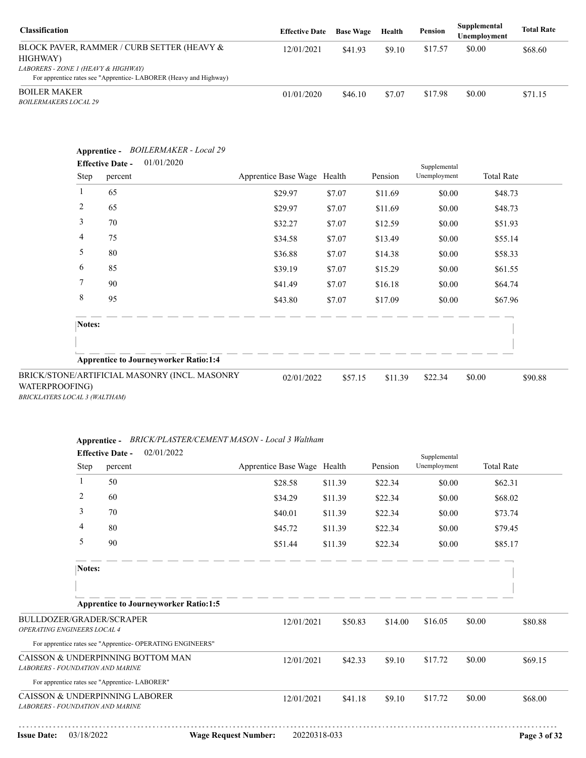| Classification | Effective Date | Base Wage | Health | Pension | Supplemental Unemployment | Total Rate |
|---|---|---|---|---|---|---|
| BLOCK PAVER, RAMMER / CURB SETTER (HEAVY & HIGHWAY)<br>*LABORERS - ZONE 1 (HEAVY & HIGHWAY)*<br>For apprentice rates see "Apprentice- LABORER (Heavy and Highway) | 12/01/2021 | $41.93 | $9.10 | $17.57 | $0.00 | $68.60 |
| BOILER MAKER<br>*BOILERMAKERS LOCAL 29* | 01/01/2020 | $46.10 | $7.07 | $17.98 | $0.00 | $71.15 |

**Apprentice -** *BOILERMAKER - Local 29*

**Effective Date -** 01/01/2020

| Step | percent | Apprentice Base Wage | Health | Pension | Supplemental Unemployment | Total Rate |
|---|---|---|---|---|---|---|
| 1 | 65 | $29.97 | $7.07 | $11.69 | $0.00 | $48.73 |
| 2 | 65 | $29.97 | $7.07 | $11.69 | $0.00 | $48.73 |
| 3 | 70 | $32.27 | $7.07 | $12.59 | $0.00 | $51.93 |
| 4 | 75 | $34.58 | $7.07 | $13.49 | $0.00 | $55.14 |
| 5 | 80 | $36.88 | $7.07 | $14.38 | $0.00 | $58.33 |
| 6 | 85 | $39.19 | $7.07 | $15.29 | $0.00 | $61.55 |
| 7 | 90 | $41.49 | $7.07 | $16.18 | $0.00 | $64.74 |
| 8 | 95 | $43.80 | $7.07 | $17.09 | $0.00 | $67.96 |

**Notes:**

**Apprentice to Journeyworker Ratio:1:4**

| Classification | Effective Date | Base Wage | Health | Pension | Supplemental Unemployment | Total Rate |
|---|---|---|---|---|---|---|
| BRICK/STONE/ARTIFICIAL MASONRY (INCL. MASONRY WATERPROOFING)<br>*BRICKLAYERS LOCAL 3 (WALTHAM)* | 02/01/2022 | $57.15 | $11.39 | $22.34 | $0.00 | $90.88 |

**Apprentice -** *BRICK/PLASTER/CEMENT MASON - Local 3 Waltham*

**Effective Date -** 02/01/2022

| Step | percent | Apprentice Base Wage | Health | Pension | Supplemental Unemployment | Total Rate |
|---|---|---|---|---|---|---|
| 1 | 50 | $28.58 | $11.39 | $22.34 | $0.00 | $62.31 |
| 2 | 60 | $34.29 | $11.39 | $22.34 | $0.00 | $68.02 |
| 3 | 70 | $40.01 | $11.39 | $22.34 | $0.00 | $73.74 |
| 4 | 80 | $45.72 | $11.39 | $22.34 | $0.00 | $79.45 |
| 5 | 90 | $51.44 | $11.39 | $22.34 | $0.00 | $85.17 |

**Notes:**

**Apprentice to Journeyworker Ratio:1:5**

| Classification | Effective Date | Base Wage | Health | Pension | Supplemental Unemployment | Total Rate |
|---|---|---|---|---|---|---|
| BULLDOZER/GRADER/SCRAPER<br>*OPERATING ENGINEERS LOCAL 4*<br>For apprentice rates see "Apprentice- OPERATING ENGINEERS" | 12/01/2021 | $50.83 | $14.00 | $16.05 | $0.00 | $80.88 |
| CAISSON & UNDERPINNING BOTTOM MAN<br>*LABORERS - FOUNDATION AND MARINE*<br>For apprentice rates see "Apprentice- LABORER" | 12/01/2021 | $42.33 | $9.10 | $17.72 | $0.00 | $69.15 |
| CAISSON & UNDERPINNING LABORER<br>*LABORERS - FOUNDATION AND MARINE* | 12/01/2021 | $41.18 | $9.10 | $17.72 | $0.00 | $68.00 |

**Issue Date:** 03/18/2022 **Wage Request Number:** 20220318-033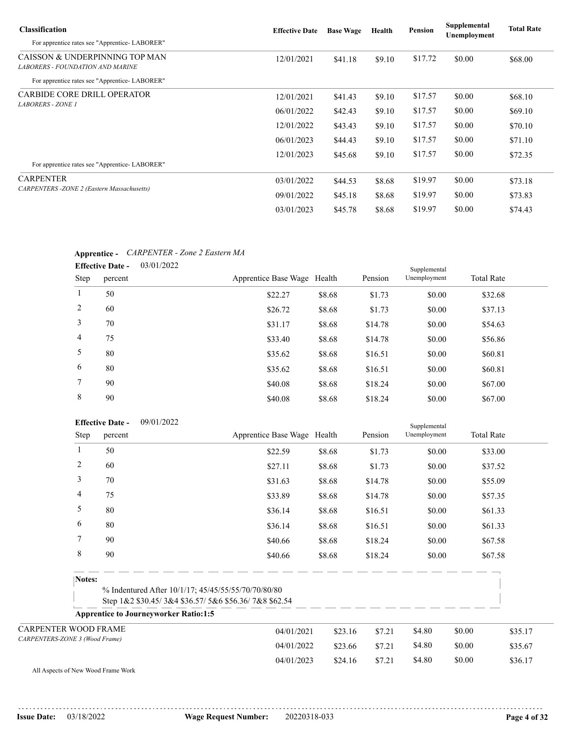| Classification | Effective Date | Base Wage | Health | Pension | Supplemental Unemployment | Total Rate |
|---|---|---|---|---|---|---|
| For apprentice rates see "Apprentice- LABORER" | | | | | | |
| CAISSON & UNDERPINNING TOP MAN *LABORERS - FOUNDATION AND MARINE* | 12/01/2021 | $41.18 | $9.10 | $17.72 | $0.00 | $68.00 |
| For apprentice rates see "Apprentice- LABORER" | | | | | | |
| CARBIDE CORE DRILL OPERATOR *LABORERS - ZONE 1* | 12/01/2021 | $41.43 | $9.10 | $17.57 | $0.00 | $68.10 |
| | 06/01/2022 | $42.43 | $9.10 | $17.57 | $0.00 | $69.10 |
| | 12/01/2022 | $43.43 | $9.10 | $17.57 | $0.00 | $70.10 |
| | 06/01/2023 | $44.43 | $9.10 | $17.57 | $0.00 | $71.10 |
| | 12/01/2023 | $45.68 | $9.10 | $17.57 | $0.00 | $72.35 |
| For apprentice rates see "Apprentice- LABORER" | | | | | | |
| CARPENTER *CARPENTERS -ZONE 2 (Eastern Massachusetts)* | 03/01/2022 | $44.53 | $8.68 | $19.97 | $0.00 | $73.18 |
| | 09/01/2022 | $45.18 | $8.68 | $19.97 | $0.00 | $73.83 |
| | 03/01/2023 | $45.78 | $8.68 | $19.97 | $0.00 | $74.43 |

**Apprentice -** *CARPENTER - Zone 2 Eastern MA*

**Effective Date -** 03/01/2022

| Step | percent | Apprentice Base Wage | Health | Pension | Supplemental Unemployment | Total Rate |
|---|---|---|---|---|---|---|
| 1 | 50 | $22.27 | $8.68 | $1.73 | $0.00 | $32.68 |
| 2 | 60 | $26.72 | $8.68 | $1.73 | $0.00 | $37.13 |
| 3 | 70 | $31.17 | $8.68 | $14.78 | $0.00 | $54.63 |
| 4 | 75 | $33.40 | $8.68 | $14.78 | $0.00 | $56.86 |
| 5 | 80 | $35.62 | $8.68 | $16.51 | $0.00 | $60.81 |
| 6 | 80 | $35.62 | $8.68 | $16.51 | $0.00 | $60.81 |
| 7 | 90 | $40.08 | $8.68 | $18.24 | $0.00 | $67.00 |
| 8 | 90 | $40.08 | $8.68 | $18.24 | $0.00 | $67.00 |

**Effective Date -** 09/01/2022

| Step | percent | Apprentice Base Wage | Health | Pension | Supplemental Unemployment | Total Rate |
|---|---|---|---|---|---|---|
| 1 | 50 | $22.59 | $8.68 | $1.73 | $0.00 | $33.00 |
| 2 | 60 | $27.11 | $8.68 | $1.73 | $0.00 | $37.52 |
| 3 | 70 | $31.63 | $8.68 | $14.78 | $0.00 | $55.09 |
| 4 | 75 | $33.89 | $8.68 | $14.78 | $0.00 | $57.35 |
| 5 | 80 | $36.14 | $8.68 | $16.51 | $0.00 | $61.33 |
| 6 | 80 | $36.14 | $8.68 | $16.51 | $0.00 | $61.33 |
| 7 | 90 | $40.66 | $8.68 | $18.24 | $0.00 | $67.58 |
| 8 | 90 | $40.66 | $8.68 | $18.24 | $0.00 | $67.58 |

**Notes:**

% Indentured After 10/1/17; 45/45/55/55/70/70/80/80
Step 1&2 $30.45/ 3&4 $36.57/ 5&6 $56.36/ 7&8 $62.54

**Apprentice to Journeyworker Ratio:1:5**

| Classification | Effective Date | Base Wage | Health | Pension | Supplemental Unemployment | Total Rate |
|---|---|---|---|---|---|---|
| CARPENTER WOOD FRAME *CARPENTERS-ZONE 3 (Wood Frame)* | 04/01/2021 | $23.16 | $7.21 | $4.80 | $0.00 | $35.17 |
| | 04/01/2022 | $23.66 | $7.21 | $4.80 | $0.00 | $35.67 |
| | 04/01/2023 | $24.16 | $7.21 | $4.80 | $0.00 | $36.17 |

All Aspects of New Wood Frame Work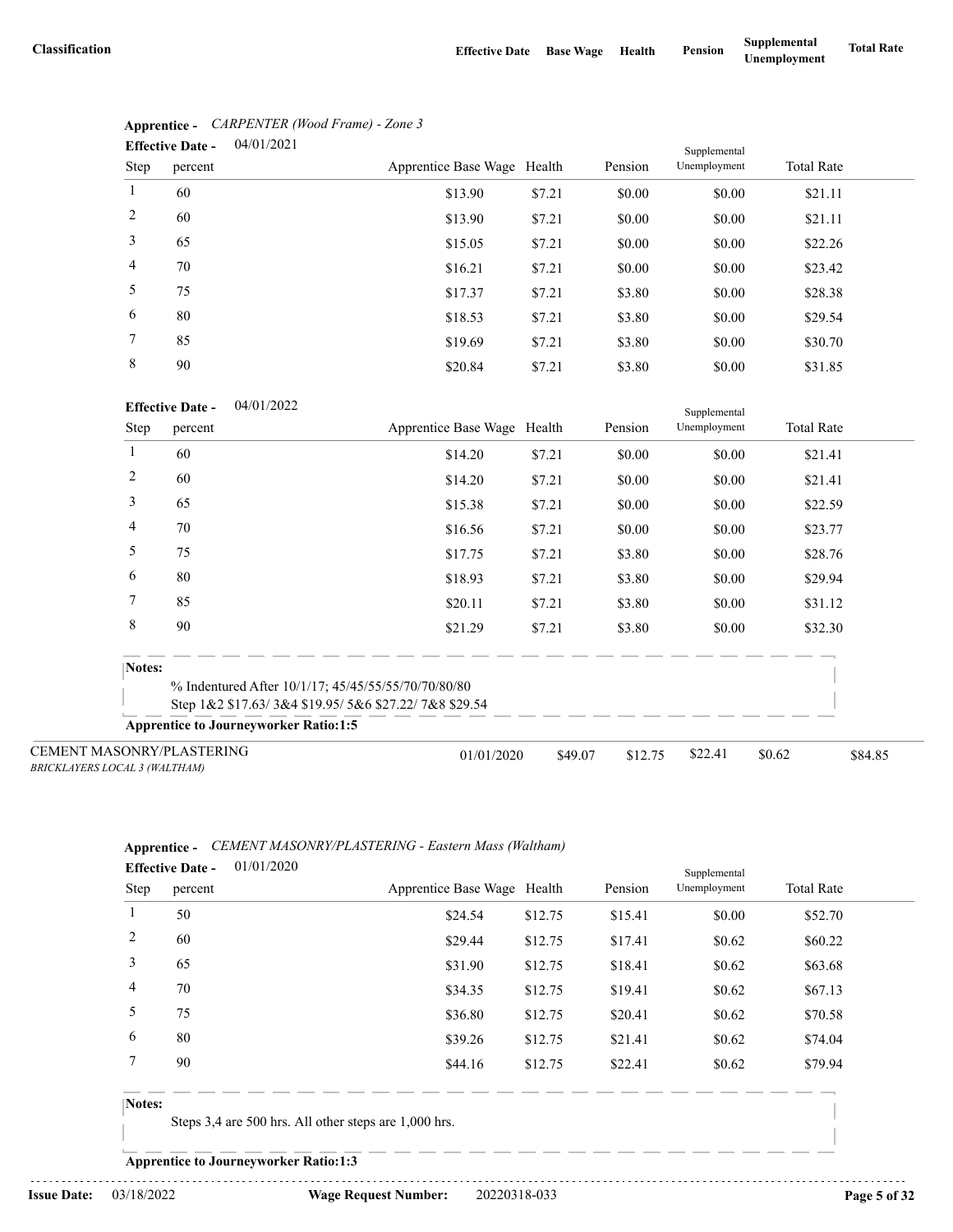| Classification | Effective Date | Base Wage | Health | Pension | Supplemental Unemployment | Total Rate |
|---|---|---|---|---|---|---|

**Apprentice -** *CARPENTER (Wood Frame) - Zone 3*

**Effective Date -** 04/01/2021

| Step | percent | Apprentice Base Wage | Health | Pension | Supplemental Unemployment | Total Rate |
|---|---|---|---|---|---|---|
| 1 | 60 | $13.90 | $7.21 | $0.00 | $0.00 | $21.11 |
| 2 | 60 | $13.90 | $7.21 | $0.00 | $0.00 | $21.11 |
| 3 | 65 | $15.05 | $7.21 | $0.00 | $0.00 | $22.26 |
| 4 | 70 | $16.21 | $7.21 | $0.00 | $0.00 | $23.42 |
| 5 | 75 | $17.37 | $7.21 | $3.80 | $0.00 | $28.38 |
| 6 | 80 | $18.53 | $7.21 | $3.80 | $0.00 | $29.54 |
| 7 | 85 | $19.69 | $7.21 | $3.80 | $0.00 | $30.70 |
| 8 | 90 | $20.84 | $7.21 | $3.80 | $0.00 | $31.85 |

**Effective Date -** 04/01/2022

| Step | percent | Apprentice Base Wage | Health | Pension | Supplemental Unemployment | Total Rate |
|---|---|---|---|---|---|---|
| 1 | 60 | $14.20 | $7.21 | $0.00 | $0.00 | $21.41 |
| 2 | 60 | $14.20 | $7.21 | $0.00 | $0.00 | $21.41 |
| 3 | 65 | $15.38 | $7.21 | $0.00 | $0.00 | $22.59 |
| 4 | 70 | $16.56 | $7.21 | $0.00 | $0.00 | $23.77 |
| 5 | 75 | $17.75 | $7.21 | $3.80 | $0.00 | $28.76 |
| 6 | 80 | $18.93 | $7.21 | $3.80 | $0.00 | $29.94 |
| 7 | 85 | $20.11 | $7.21 | $3.80 | $0.00 | $31.12 |
| 8 | 90 | $21.29 | $7.21 | $3.80 | $0.00 | $32.30 |

**Notes:**

% Indentured After 10/1/17; 45/45/55/55/70/70/80/80
Step 1&2 $17.63/ 3&4 $19.95/ 5&6 $27.22/ 7&8 $29.54

**Apprentice to Journeyworker Ratio:1:5**

| Classification | Effective Date | Base Wage | Health | Pension | Supplemental Unemployment | Total Rate |
|---|---|---|---|---|---|---|
| CEMENT MASONRY/PLASTERING *BRICKLAYERS LOCAL 3 (WALTHAM)* | 01/01/2020 | $49.07 | $12.75 | $22.41 | $0.62 | $84.85 |

**Apprentice -** *CEMENT MASONRY/PLASTERING - Eastern Mass (Waltham)*

**Effective Date -** 01/01/2020

| Step | percent | Apprentice Base Wage | Health | Pension | Supplemental Unemployment | Total Rate |
|---|---|---|---|---|---|---|
| 1 | 50 | $24.54 | $12.75 | $15.41 | $0.00 | $52.70 |
| 2 | 60 | $29.44 | $12.75 | $17.41 | $0.62 | $60.22 |
| 3 | 65 | $31.90 | $12.75 | $18.41 | $0.62 | $63.68 |
| 4 | 70 | $34.35 | $12.75 | $19.41 | $0.62 | $67.13 |
| 5 | 75 | $36.80 | $12.75 | $20.41 | $0.62 | $70.58 |
| 6 | 80 | $39.26 | $12.75 | $21.41 | $0.62 | $74.04 |
| 7 | 90 | $44.16 | $12.75 | $22.41 | $0.62 | $79.94 |

**Notes:**

Steps 3,4 are 500 hrs. All other steps are 1,000 hrs.

**Apprentice to Journeyworker Ratio:1:3**

**Issue Date:** 03/18/2022 **Wage Request Number:** 20220318-033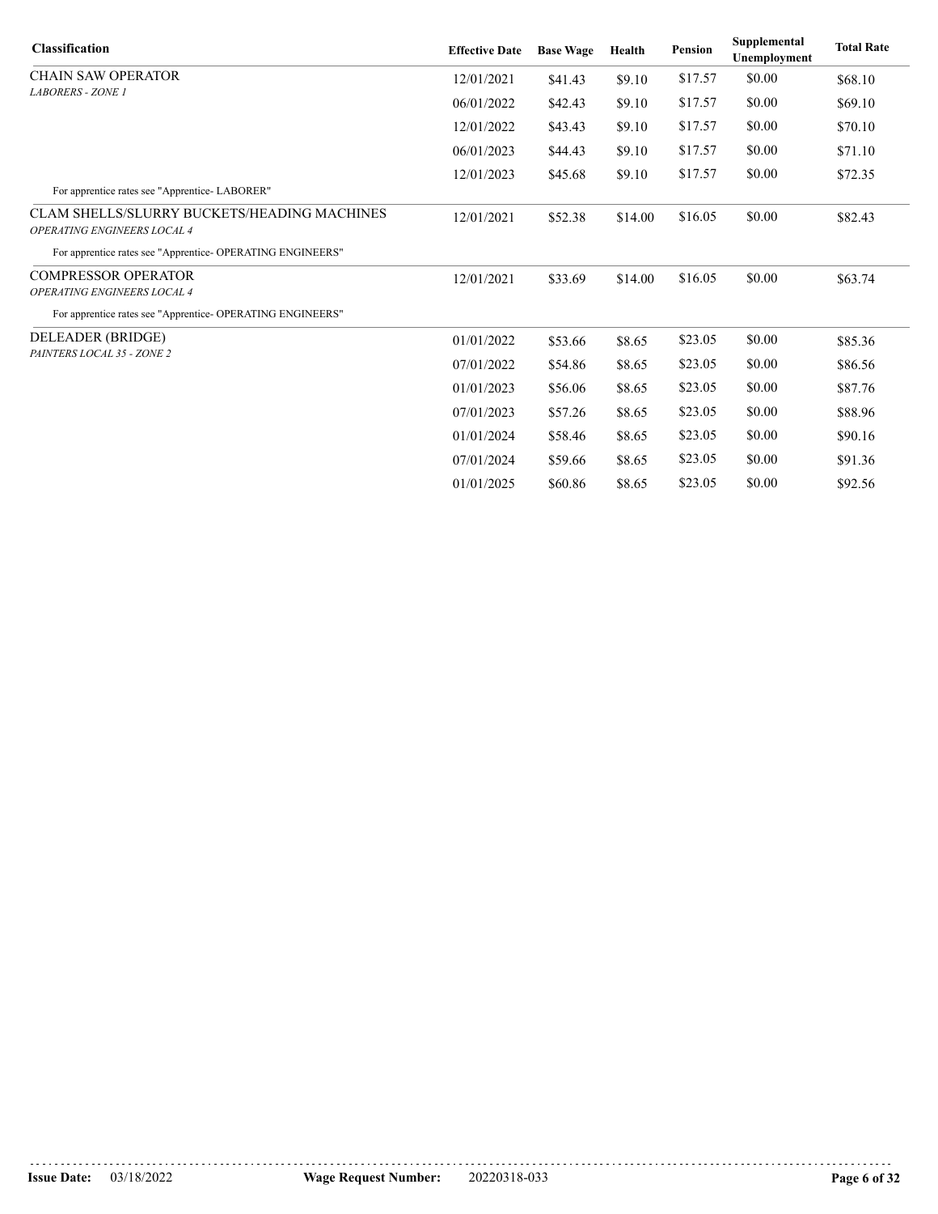| Classification | Effective Date | Base Wage | Health | Pension | Supplemental Unemployment | Total Rate |
|---|---|---|---|---|---|---|
| CHAIN SAW OPERATOR *LABORERS - ZONE 1* | 12/01/2021 | $41.43 | $9.10 | $17.57 | $0.00 | $68.10 |
| | 06/01/2022 | $42.43 | $9.10 | $17.57 | $0.00 | $69.10 |
| | 12/01/2022 | $43.43 | $9.10 | $17.57 | $0.00 | $70.10 |
| | 06/01/2023 | $44.43 | $9.10 | $17.57 | $0.00 | $71.10 |
| | 12/01/2023 | $45.68 | $9.10 | $17.57 | $0.00 | $72.35 |
| For apprentice rates see "Apprentice- LABORER" | | | | | | |
| CLAM SHELLS/SLURRY BUCKETS/HEADING MACHINES *OPERATING ENGINEERS LOCAL 4* | 12/01/2021 | $52.38 | $14.00 | $16.05 | $0.00 | $82.43 |
| For apprentice rates see "Apprentice- OPERATING ENGINEERS" | | | | | | |
| COMPRESSOR OPERATOR *OPERATING ENGINEERS LOCAL 4* | 12/01/2021 | $33.69 | $14.00 | $16.05 | $0.00 | $63.74 |
| For apprentice rates see "Apprentice- OPERATING ENGINEERS" | | | | | | |
| DELEADER (BRIDGE) *PAINTERS LOCAL 35 - ZONE 2* | 01/01/2022 | $53.66 | $8.65 | $23.05 | $0.00 | $85.36 |
| | 07/01/2022 | $54.86 | $8.65 | $23.05 | $0.00 | $86.56 |
| | 01/01/2023 | $56.06 | $8.65 | $23.05 | $0.00 | $87.76 |
| | 07/01/2023 | $57.26 | $8.65 | $23.05 | $0.00 | $88.96 |
| | 01/01/2024 | $58.46 | $8.65 | $23.05 | $0.00 | $90.16 |
| | 07/01/2024 | $59.66 | $8.65 | $23.05 | $0.00 | $91.36 |
| | 01/01/2025 | $60.86 | $8.65 | $23.05 | $0.00 | $92.56 |

**Issue Date:** 03/18/2022 **Wage Request Number:** 20220318-033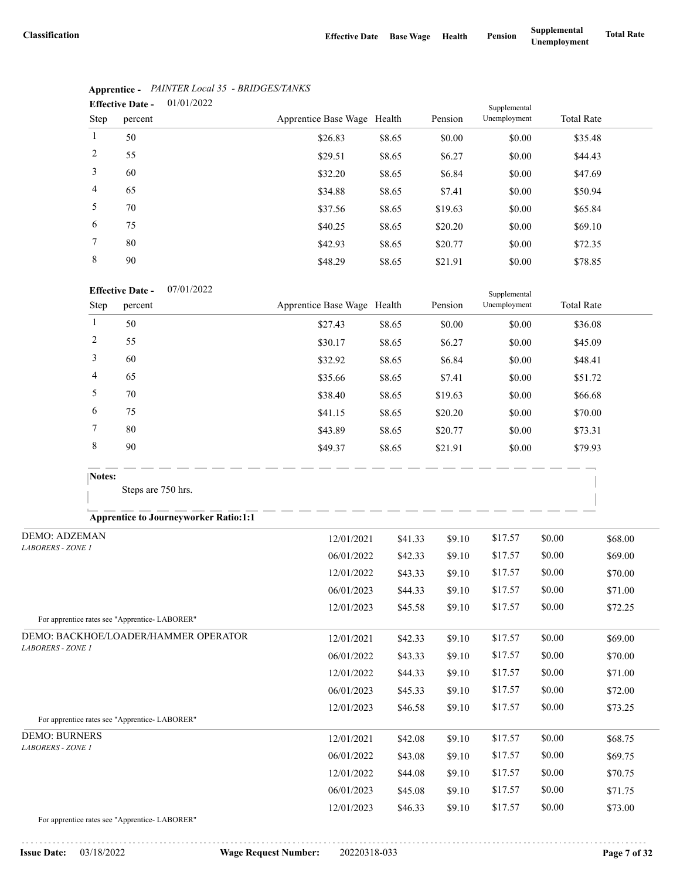| Classification | Effective Date | Base Wage | Health | Pension | Supplemental Unemployment | Total Rate |
|---|---|---|---|---|---|---|

**Apprentice -** *PAINTER Local 35 - BRIDGES/TANKS*

**Effective Date -** 01/01/2022

| Step | percent | Apprentice Base Wage | Health | Pension | Supplemental Unemployment | Total Rate |
|---|---|---|---|---|---|---|
| 1 | 50 | $26.83 | $8.65 | $0.00 | $0.00 | $35.48 |
| 2 | 55 | $29.51 | $8.65 | $6.27 | $0.00 | $44.43 |
| 3 | 60 | $32.20 | $8.65 | $6.84 | $0.00 | $47.69 |
| 4 | 65 | $34.88 | $8.65 | $7.41 | $0.00 | $50.94 |
| 5 | 70 | $37.56 | $8.65 | $19.63 | $0.00 | $65.84 |
| 6 | 75 | $40.25 | $8.65 | $20.20 | $0.00 | $69.10 |
| 7 | 80 | $42.93 | $8.65 | $20.77 | $0.00 | $72.35 |
| 8 | 90 | $48.29 | $8.65 | $21.91 | $0.00 | $78.85 |

**Effective Date -** 07/01/2022

| Step | percent | Apprentice Base Wage | Health | Pension | Supplemental Unemployment | Total Rate |
|---|---|---|---|---|---|---|
| 1 | 50 | $27.43 | $8.65 | $0.00 | $0.00 | $36.08 |
| 2 | 55 | $30.17 | $8.65 | $6.27 | $0.00 | $45.09 |
| 3 | 60 | $32.92 | $8.65 | $6.84 | $0.00 | $48.41 |
| 4 | 65 | $35.66 | $8.65 | $7.41 | $0.00 | $51.72 |
| 5 | 70 | $38.40 | $8.65 | $19.63 | $0.00 | $66.68 |
| 6 | 75 | $41.15 | $8.65 | $20.20 | $0.00 | $70.00 |
| 7 | 80 | $43.89 | $8.65 | $20.77 | $0.00 | $73.31 |
| 8 | 90 | $49.37 | $8.65 | $21.91 | $0.00 | $79.93 |

**Notes:**

Steps are 750 hrs.

**Apprentice to Journeyworker Ratio:1:1**

| Classification | Effective Date | Base Wage | Health | Pension | Supplemental Unemployment | Total Rate |
|---|---|---|---|---|---|---|
| DEMO: ADZEMAN *LABORERS - ZONE 1* | 12/01/2021 | $41.33 | $9.10 | $17.57 | $0.00 | $68.00 |
| | 06/01/2022 | $42.33 | $9.10 | $17.57 | $0.00 | $69.00 |
| | 12/01/2022 | $43.33 | $9.10 | $17.57 | $0.00 | $70.00 |
| | 06/01/2023 | $44.33 | $9.10 | $17.57 | $0.00 | $71.00 |
| | 12/01/2023 | $45.58 | $9.10 | $17.57 | $0.00 | $72.25 |
| For apprentice rates see "Apprentice- LABORER" | | | | | | |
| DEMO: BACKHOE/LOADER/HAMMER OPERATOR *LABORERS - ZONE 1* | 12/01/2021 | $42.33 | $9.10 | $17.57 | $0.00 | $69.00 |
| | 06/01/2022 | $43.33 | $9.10 | $17.57 | $0.00 | $70.00 |
| | 12/01/2022 | $44.33 | $9.10 | $17.57 | $0.00 | $71.00 |
| | 06/01/2023 | $45.33 | $9.10 | $17.57 | $0.00 | $72.00 |
| | 12/01/2023 | $46.58 | $9.10 | $17.57 | $0.00 | $73.25 |
| For apprentice rates see "Apprentice- LABORER" | | | | | | |
| DEMO: BURNERS *LABORERS - ZONE 1* | 12/01/2021 | $42.08 | $9.10 | $17.57 | $0.00 | $68.75 |
| | 06/01/2022 | $43.08 | $9.10 | $17.57 | $0.00 | $69.75 |
| | 12/01/2022 | $44.08 | $9.10 | $17.57 | $0.00 | $70.75 |
| | 06/01/2023 | $45.08 | $9.10 | $17.57 | $0.00 | $71.75 |
| | 12/01/2023 | $46.33 | $9.10 | $17.57 | $0.00 | $73.00 |
| For apprentice rates see "Apprentice- LABORER" | | | | | | |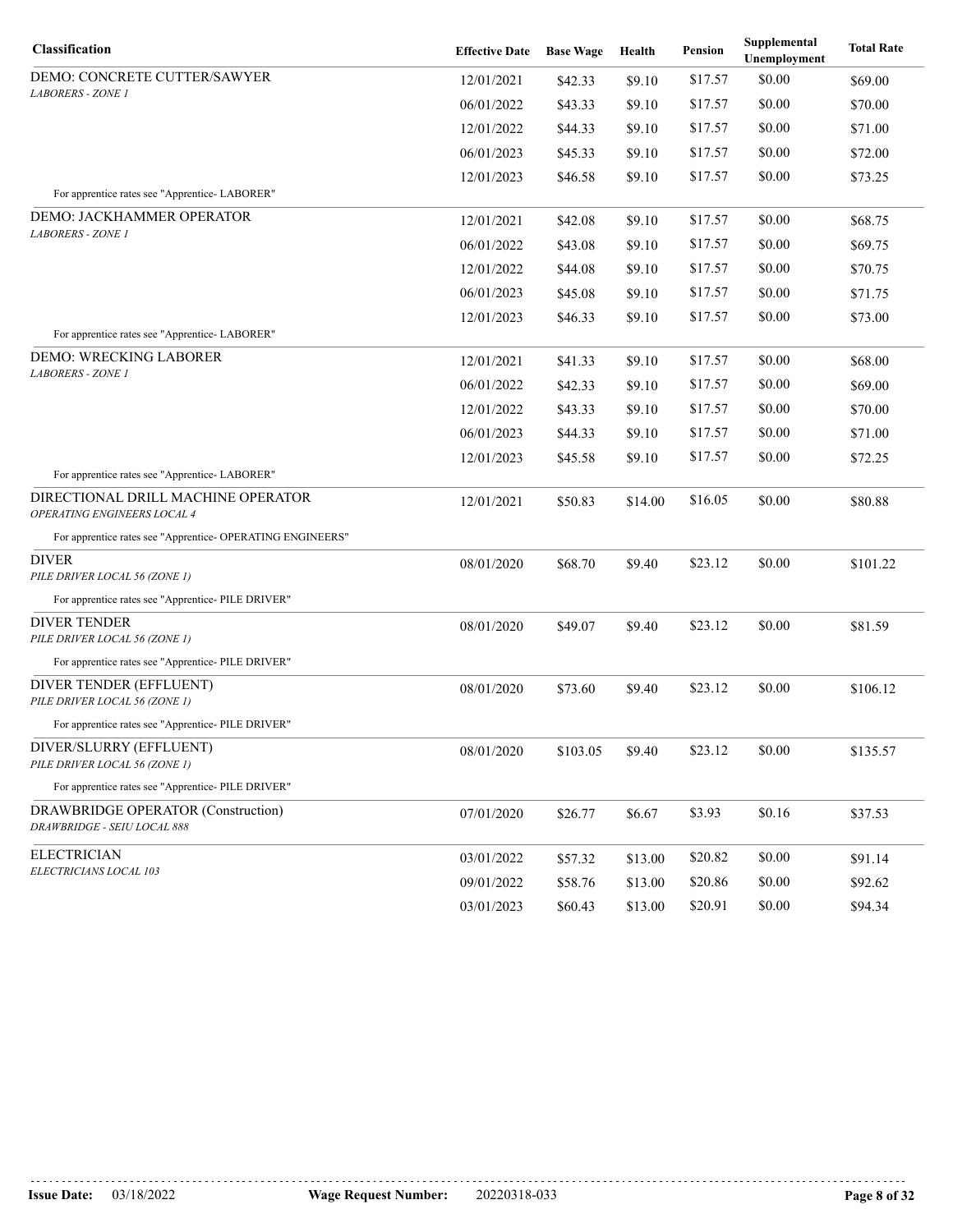| Classification | Effective Date | Base Wage | Health | Pension | Supplemental Unemployment | Total Rate |
|---|---|---|---|---|---|---|
| DEMO: CONCRETE CUTTER/SAWYER<br>*LABORERS - ZONE 1* | 12/01/2021 | $42.33 | $9.10 | $17.57 | $0.00 | $69.00 |
| | 06/01/2022 | $43.33 | $9.10 | $17.57 | $0.00 | $70.00 |
| | 12/01/2022 | $44.33 | $9.10 | $17.57 | $0.00 | $71.00 |
| | 06/01/2023 | $45.33 | $9.10 | $17.57 | $0.00 | $72.00 |
| | 12/01/2023 | $46.58 | $9.10 | $17.57 | $0.00 | $73.25 |
| For apprentice rates see "Apprentice- LABORER" | | | | | | |
| DEMO: JACKHAMMER OPERATOR<br>*LABORERS - ZONE 1* | 12/01/2021 | $42.08 | $9.10 | $17.57 | $0.00 | $68.75 |
| | 06/01/2022 | $43.08 | $9.10 | $17.57 | $0.00 | $69.75 |
| | 12/01/2022 | $44.08 | $9.10 | $17.57 | $0.00 | $70.75 |
| | 06/01/2023 | $45.08 | $9.10 | $17.57 | $0.00 | $71.75 |
| | 12/01/2023 | $46.33 | $9.10 | $17.57 | $0.00 | $73.00 |
| For apprentice rates see "Apprentice- LABORER" | | | | | | |
| DEMO: WRECKING LABORER<br>*LABORERS - ZONE 1* | 12/01/2021 | $41.33 | $9.10 | $17.57 | $0.00 | $68.00 |
| | 06/01/2022 | $42.33 | $9.10 | $17.57 | $0.00 | $69.00 |
| | 12/01/2022 | $43.33 | $9.10 | $17.57 | $0.00 | $70.00 |
| | 06/01/2023 | $44.33 | $9.10 | $17.57 | $0.00 | $71.00 |
| | 12/01/2023 | $45.58 | $9.10 | $17.57 | $0.00 | $72.25 |
| For apprentice rates see "Apprentice- LABORER" | | | | | | |
| DIRECTIONAL DRILL MACHINE OPERATOR<br>*OPERATING ENGINEERS LOCAL 4* | 12/01/2021 | $50.83 | $14.00 | $16.05 | $0.00 | $80.88 |
| For apprentice rates see "Apprentice- OPERATING ENGINEERS" | | | | | | |
| DIVER<br>*PILE DRIVER LOCAL 56 (ZONE 1)* | 08/01/2020 | $68.70 | $9.40 | $23.12 | $0.00 | $101.22 |
| For apprentice rates see "Apprentice- PILE DRIVER" | | | | | | |
| DIVER TENDER<br>*PILE DRIVER LOCAL 56 (ZONE 1)* | 08/01/2020 | $49.07 | $9.40 | $23.12 | $0.00 | $81.59 |
| For apprentice rates see "Apprentice- PILE DRIVER" | | | | | | |
| DIVER TENDER (EFFLUENT)<br>*PILE DRIVER LOCAL 56 (ZONE 1)* | 08/01/2020 | $73.60 | $9.40 | $23.12 | $0.00 | $106.12 |
| For apprentice rates see "Apprentice- PILE DRIVER" | | | | | | |
| DIVER/SLURRY (EFFLUENT)<br>*PILE DRIVER LOCAL 56 (ZONE 1)* | 08/01/2020 | $103.05 | $9.40 | $23.12 | $0.00 | $135.57 |
| For apprentice rates see "Apprentice- PILE DRIVER" | | | | | | |
| DRAWBRIDGE OPERATOR (Construction)<br>*DRAWBRIDGE - SEIU LOCAL 888* | 07/01/2020 | $26.77 | $6.67 | $3.93 | $0.16 | $37.53 |
| ELECTRICIAN<br>*ELECTRICIANS LOCAL 103* | 03/01/2022 | $57.32 | $13.00 | $20.82 | $0.00 | $91.14 |
| | 09/01/2022 | $58.76 | $13.00 | $20.86 | $0.00 | $92.62 |
| | 03/01/2023 | $60.43 | $13.00 | $20.91 | $0.00 | $94.34 |

**Issue Date:** 03/18/2022 **Wage Request Number:** 20220318-033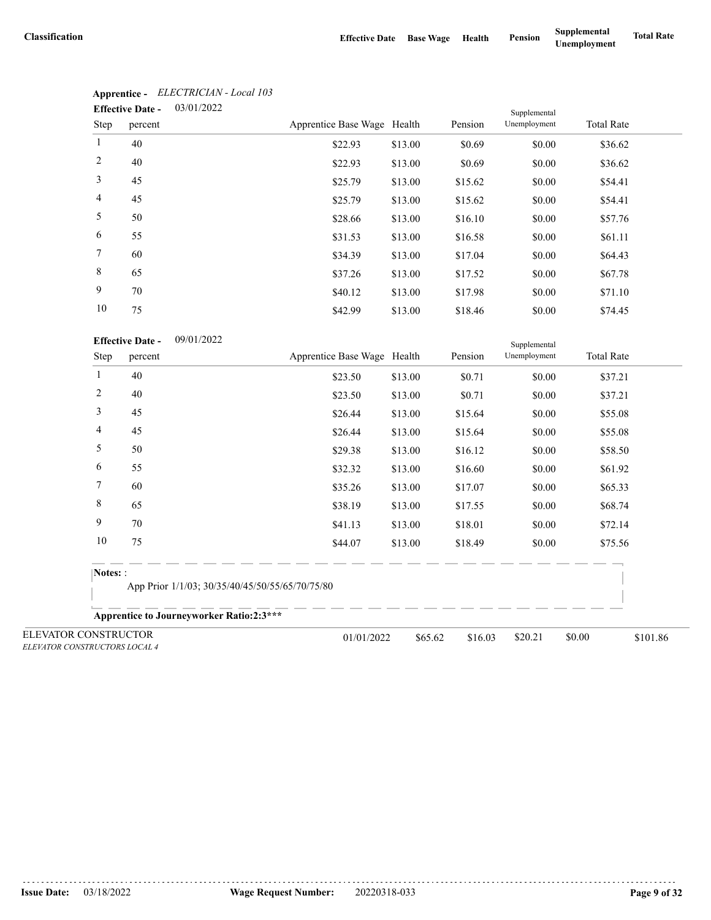| Classification | Effective Date | Base Wage | Health | Pension | Supplemental Unemployment | Total Rate |
|---|---|---|---|---|---|---|

**Apprentice -** *ELECTRICIAN - Local 103*

**Effective Date -** 03/01/2022

| Step | percent | Apprentice Base Wage | Health | Pension | Supplemental Unemployment | Total Rate |
|---|---|---|---|---|---|---|
| 1 | 40 | $22.93 | $13.00 | $0.69 | $0.00 | $36.62 |
| 2 | 40 | $22.93 | $13.00 | $0.69 | $0.00 | $36.62 |
| 3 | 45 | $25.79 | $13.00 | $15.62 | $0.00 | $54.41 |
| 4 | 45 | $25.79 | $13.00 | $15.62 | $0.00 | $54.41 |
| 5 | 50 | $28.66 | $13.00 | $16.10 | $0.00 | $57.76 |
| 6 | 55 | $31.53 | $13.00 | $16.58 | $0.00 | $61.11 |
| 7 | 60 | $34.39 | $13.00 | $17.04 | $0.00 | $64.43 |
| 8 | 65 | $37.26 | $13.00 | $17.52 | $0.00 | $67.78 |
| 9 | 70 | $40.12 | $13.00 | $17.98 | $0.00 | $71.10 |
| 10 | 75 | $42.99 | $13.00 | $18.46 | $0.00 | $74.45 |

**Effective Date -** 09/01/2022

| Step | percent | Apprentice Base Wage | Health | Pension | Supplemental Unemployment | Total Rate |
|---|---|---|---|---|---|---|
| 1 | 40 | $23.50 | $13.00 | $0.71 | $0.00 | $37.21 |
| 2 | 40 | $23.50 | $13.00 | $0.71 | $0.00 | $37.21 |
| 3 | 45 | $26.44 | $13.00 | $15.64 | $0.00 | $55.08 |
| 4 | 45 | $26.44 | $13.00 | $15.64 | $0.00 | $55.08 |
| 5 | 50 | $29.38 | $13.00 | $16.12 | $0.00 | $58.50 |
| 6 | 55 | $32.32 | $13.00 | $16.60 | $0.00 | $61.92 |
| 7 | 60 | $35.26 | $13.00 | $17.07 | $0.00 | $65.33 |
| 8 | 65 | $38.19 | $13.00 | $17.55 | $0.00 | $68.74 |
| 9 | 70 | $41.13 | $13.00 | $18.01 | $0.00 | $72.14 |
| 10 | 75 | $44.07 | $13.00 | $18.49 | $0.00 | $75.56 |

**Notes:** :

App Prior 1/1/03; 30/35/40/45/50/55/65/70/75/80

**Apprentice to Journeyworker Ratio:2:3*****

| Classification | Effective Date | Base Wage | Health | Pension | Supplemental Unemployment | Total Rate |
|---|---|---|---|---|---|---|
| ELEVATOR CONSTRUCTOR<br>*ELEVATOR CONSTRUCTORS LOCAL 4* | 01/01/2022 | $65.62 | $16.03 | $20.21 | $0.00 | $101.86 |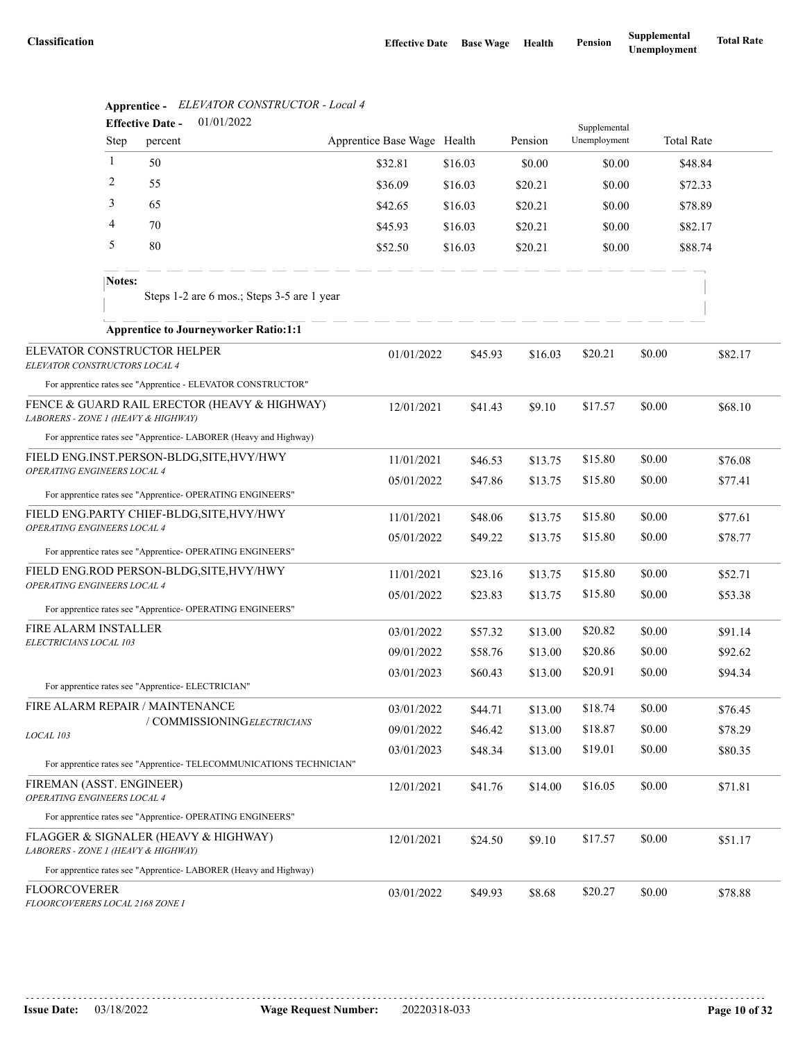| Classification | Effective Date | Base Wage | Health | Pension | Supplemental Unemployment | Total Rate |
|---|---|---|---|---|---|---|

**Apprentice -** *ELEVATOR CONSTRUCTOR - Local 4*

**Effective Date -** 01/01/2022

| Step | percent | Apprentice Base Wage | Health | Pension | Supplemental Unemployment | Total Rate |
|---|---|---|---|---|---|---|
| 1 | 50 | $32.81 | $16.03 | $0.00 | $0.00 | $48.84 |
| 2 | 55 | $36.09 | $16.03 | $20.21 | $0.00 | $72.33 |
| 3 | 65 | $42.65 | $16.03 | $20.21 | $0.00 | $78.89 |
| 4 | 70 | $45.93 | $16.03 | $20.21 | $0.00 | $82.17 |
| 5 | 80 | $52.50 | $16.03 | $20.21 | $0.00 | $88.74 |

**Notes:**

Steps 1-2 are 6 mos.; Steps 3-5 are 1 year

**Apprentice to Journeyworker Ratio:1:1**

| Classification | Effective Date | Base Wage | Health | Pension | Supplemental Unemployment | Total Rate |
|---|---|---|---|---|---|---|
| ELEVATOR CONSTRUCTOR HELPER<br>*ELEVATOR CONSTRUCTORS LOCAL 4* | 01/01/2022 | $45.93 | $16.03 | $20.21 | $0.00 | $82.17 |
| For apprentice rates see "Apprentice - ELEVATOR CONSTRUCTOR" | | | | | | |
| FENCE & GUARD RAIL ERECTOR (HEAVY & HIGHWAY)<br>*LABORERS - ZONE 1 (HEAVY & HIGHWAY)* | 12/01/2021 | $41.43 | $9.10 | $17.57 | $0.00 | $68.10 |
| For apprentice rates see "Apprentice- LABORER (Heavy and Highway) | | | | | | |
| FIELD ENG.INST.PERSON-BLDG,SITE,HVY/HWY<br>*OPERATING ENGINEERS LOCAL 4* | 11/01/2021 | $46.53 | $13.75 | $15.80 | $0.00 | $76.08 |
| | 05/01/2022 | $47.86 | $13.75 | $15.80 | $0.00 | $77.41 |
| For apprentice rates see "Apprentice- OPERATING ENGINEERS" | | | | | | |
| FIELD ENG.PARTY CHIEF-BLDG,SITE,HVY/HWY<br>*OPERATING ENGINEERS LOCAL 4* | 11/01/2021 | $48.06 | $13.75 | $15.80 | $0.00 | $77.61 |
| | 05/01/2022 | $49.22 | $13.75 | $15.80 | $0.00 | $78.77 |
| For apprentice rates see "Apprentice- OPERATING ENGINEERS" | | | | | | |
| FIELD ENG.ROD PERSON-BLDG,SITE,HVY/HWY<br>*OPERATING ENGINEERS LOCAL 4* | 11/01/2021 | $23.16 | $13.75 | $15.80 | $0.00 | $52.71 |
| | 05/01/2022 | $23.83 | $13.75 | $15.80 | $0.00 | $53.38 |
| For apprentice rates see "Apprentice- OPERATING ENGINEERS" | | | | | | |
| FIRE ALARM INSTALLER<br>*ELECTRICIANS LOCAL 103* | 03/01/2022 | $57.32 | $13.00 | $20.82 | $0.00 | $91.14 |
| | 09/01/2022 | $58.76 | $13.00 | $20.86 | $0.00 | $92.62 |
| | 03/01/2023 | $60.43 | $13.00 | $20.91 | $0.00 | $94.34 |
| For apprentice rates see "Apprentice- ELECTRICIAN" | | | | | | |
| FIRE ALARM REPAIR / MAINTENANCE / COMMISSIONING<br>*ELECTRICIANS LOCAL 103* | 03/01/2022 | $44.71 | $13.00 | $18.74 | $0.00 | $76.45 |
| | 09/01/2022 | $46.42 | $13.00 | $18.87 | $0.00 | $78.29 |
| | 03/01/2023 | $48.34 | $13.00 | $19.01 | $0.00 | $80.35 |
| For apprentice rates see "Apprentice- TELECOMMUNICATIONS TECHNICIAN" | | | | | | |
| FIREMAN (ASST. ENGINEER)<br>*OPERATING ENGINEERS LOCAL 4* | 12/01/2021 | $41.76 | $14.00 | $16.05 | $0.00 | $71.81 |
| For apprentice rates see "Apprentice- OPERATING ENGINEERS" | | | | | | |
| FLAGGER & SIGNALER (HEAVY & HIGHWAY)<br>*LABORERS - ZONE 1 (HEAVY & HIGHWAY)* | 12/01/2021 | $24.50 | $9.10 | $17.57 | $0.00 | $51.17 |
| For apprentice rates see "Apprentice- LABORER (Heavy and Highway) | | | | | | |
| FLOORCOVERER<br>*FLOORCOVERERS LOCAL 2168 ZONE I* | 03/01/2022 | $49.93 | $8.68 | $20.27 | $0.00 | $78.88 |

**Issue Date:** 03/18/2022 **Wage Request Number:** 20220318-033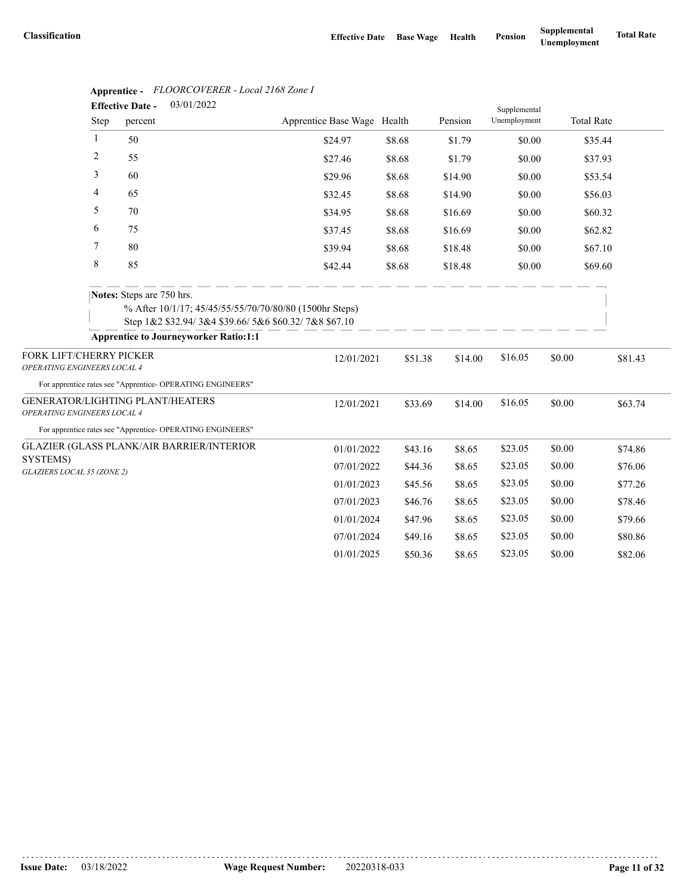| Classification | Effective Date | Base Wage | Health | Pension | Supplemental Unemployment | Total Rate |
|---|---|---|---|---|---|---|

**Apprentice -** *FLOORCOVERER - Local 2168 Zone I*

**Effective Date -** 03/01/2022

| Step | percent | Apprentice Base Wage | Health | Pension | Supplemental Unemployment | Total Rate |
|---|---|---|---|---|---|---|
| 1 | 50 | $24.97 | $8.68 | $1.79 | $0.00 | $35.44 |
| 2 | 55 | $27.46 | $8.68 | $1.79 | $0.00 | $37.93 |
| 3 | 60 | $29.96 | $8.68 | $14.90 | $0.00 | $53.54 |
| 4 | 65 | $32.45 | $8.68 | $14.90 | $0.00 | $56.03 |
| 5 | 70 | $34.95 | $8.68 | $16.69 | $0.00 | $60.32 |
| 6 | 75 | $37.45 | $8.68 | $16.69 | $0.00 | $62.82 |
| 7 | 80 | $39.94 | $8.68 | $18.48 | $0.00 | $67.10 |
| 8 | 85 | $42.44 | $8.68 | $18.48 | $0.00 | $69.60 |

**Notes:** Steps are 750 hrs.
% After 10/1/17; 45/45/55/55/70/70/80/80 (1500hr Steps)
Step 1&2 $32.94/ 3&4 $39.66/ 5&6 $60.32/ 7&8 $67.10

**Apprentice to Journeyworker Ratio:1:1**

| Classification | Effective Date | Base Wage | Health | Pension | Supplemental Unemployment | Total Rate |
|---|---|---|---|---|---|---|
| FORK LIFT/CHERRY PICKER *OPERATING ENGINEERS LOCAL 4* | 12/01/2021 | $51.38 | $14.00 | $16.05 | $0.00 | $81.43 |

For apprentice rates see "Apprentice- OPERATING ENGINEERS"

| Classification | Effective Date | Base Wage | Health | Pension | Supplemental Unemployment | Total Rate |
|---|---|---|---|---|---|---|
| GENERATOR/LIGHTING PLANT/HEATERS *OPERATING ENGINEERS LOCAL 4* | 12/01/2021 | $33.69 | $14.00 | $16.05 | $0.00 | $63.74 |

For apprentice rates see "Apprentice- OPERATING ENGINEERS"

| Classification | Effective Date | Base Wage | Health | Pension | Supplemental Unemployment | Total Rate |
|---|---|---|---|---|---|---|
| GLAZIER (GLASS PLANK/AIR BARRIER/INTERIOR SYSTEMS) *GLAZIERS LOCAL 35 (ZONE 2)* | 01/01/2022 | $43.16 | $8.65 | $23.05 | $0.00 | $74.86 |
| | 07/01/2022 | $44.36 | $8.65 | $23.05 | $0.00 | $76.06 |
| | 01/01/2023 | $45.56 | $8.65 | $23.05 | $0.00 | $77.26 |
| | 07/01/2023 | $46.76 | $8.65 | $23.05 | $0.00 | $78.46 |
| | 01/01/2024 | $47.96 | $8.65 | $23.05 | $0.00 | $79.66 |
| | 07/01/2024 | $49.16 | $8.65 | $23.05 | $0.00 | $80.86 |
| | 01/01/2025 | $50.36 | $8.65 | $23.05 | $0.00 | $82.06 |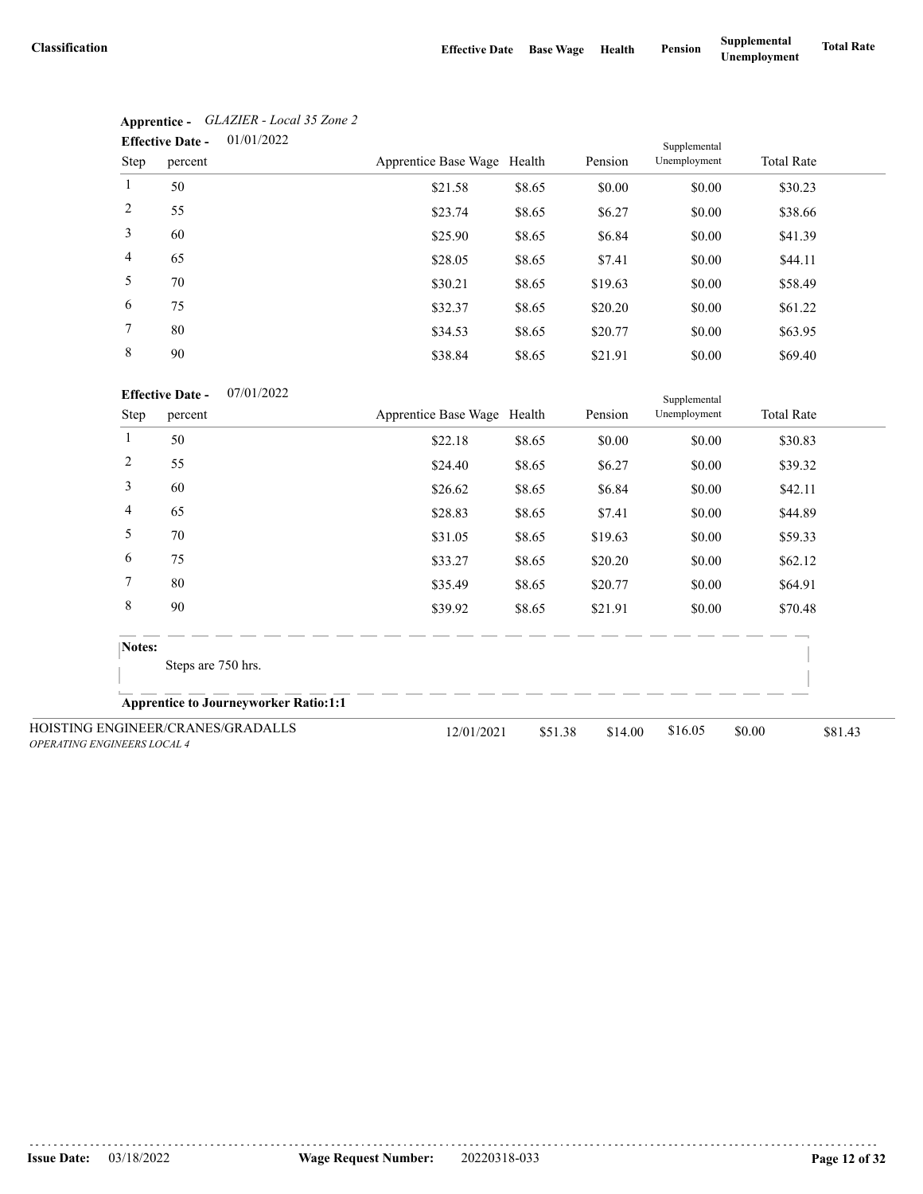| Classification | Effective Date | Base Wage | Health | Pension | Supplemental Unemployment | Total Rate |
|---|---|---|---|---|---|---|

**Apprentice -** *GLAZIER - Local 35 Zone 2*

**Effective Date -** 01/01/2022

| Step | percent | Apprentice Base Wage | Health | Pension | Supplemental Unemployment | Total Rate |
|---|---|---|---|---|---|---|
| 1 | 50 | $21.58 | $8.65 | $0.00 | $0.00 | $30.23 |
| 2 | 55 | $23.74 | $8.65 | $6.27 | $0.00 | $38.66 |
| 3 | 60 | $25.90 | $8.65 | $6.84 | $0.00 | $41.39 |
| 4 | 65 | $28.05 | $8.65 | $7.41 | $0.00 | $44.11 |
| 5 | 70 | $30.21 | $8.65 | $19.63 | $0.00 | $58.49 |
| 6 | 75 | $32.37 | $8.65 | $20.20 | $0.00 | $61.22 |
| 7 | 80 | $34.53 | $8.65 | $20.77 | $0.00 | $63.95 |
| 8 | 90 | $38.84 | $8.65 | $21.91 | $0.00 | $69.40 |

**Effective Date -** 07/01/2022

| Step | percent | Apprentice Base Wage | Health | Pension | Supplemental Unemployment | Total Rate |
|---|---|---|---|---|---|---|
| 1 | 50 | $22.18 | $8.65 | $0.00 | $0.00 | $30.83 |
| 2 | 55 | $24.40 | $8.65 | $6.27 | $0.00 | $39.32 |
| 3 | 60 | $26.62 | $8.65 | $6.84 | $0.00 | $42.11 |
| 4 | 65 | $28.83 | $8.65 | $7.41 | $0.00 | $44.89 |
| 5 | 70 | $31.05 | $8.65 | $19.63 | $0.00 | $59.33 |
| 6 | 75 | $33.27 | $8.65 | $20.20 | $0.00 | $62.12 |
| 7 | 80 | $35.49 | $8.65 | $20.77 | $0.00 | $64.91 |
| 8 | 90 | $39.92 | $8.65 | $21.91 | $0.00 | $70.48 |

**Notes:**

Steps are 750 hrs.

**Apprentice to Journeyworker Ratio:1:1**

| Classification | Effective Date | Base Wage | Health | Pension | Supplemental Unemployment | Total Rate |
|---|---|---|---|---|---|---|
| HOISTING ENGINEER/CRANES/GRADALLS *OPERATING ENGINEERS LOCAL 4* | 12/01/2021 | $51.38 | $14.00 | $16.05 | $0.00 | $81.43 |

**Issue Date:** 03/18/2022 **Wage Request Number:** 20220318-033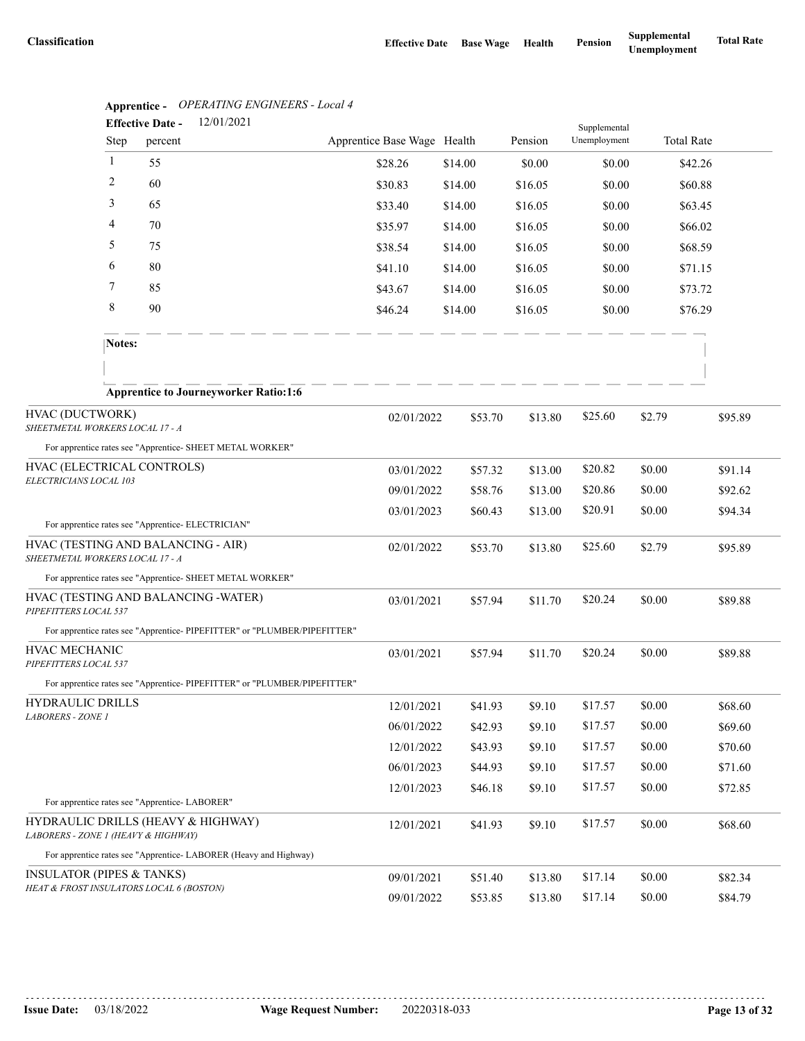| Classification | Effective Date | Base Wage | Health | Pension | Supplemental Unemployment | Total Rate |
|---|---|---|---|---|---|---|

**Apprentice -** *OPERATING ENGINEERS - Local 4*

**Effective Date -** 12/01/2021

| Step | percent | Apprentice Base Wage | Health | Pension | Supplemental Unemployment | Total Rate |
|---|---|---|---|---|---|---|
| 1 | 55 | $28.26 | $14.00 | $0.00 | $0.00 | $42.26 |
| 2 | 60 | $30.83 | $14.00 | $16.05 | $0.00 | $60.88 |
| 3 | 65 | $33.40 | $14.00 | $16.05 | $0.00 | $63.45 |
| 4 | 70 | $35.97 | $14.00 | $16.05 | $0.00 | $66.02 |
| 5 | 75 | $38.54 | $14.00 | $16.05 | $0.00 | $68.59 |
| 6 | 80 | $41.10 | $14.00 | $16.05 | $0.00 | $71.15 |
| 7 | 85 | $43.67 | $14.00 | $16.05 | $0.00 | $73.72 |
| 8 | 90 | $46.24 | $14.00 | $16.05 | $0.00 | $76.29 |

**Notes:**

**Apprentice to Journeyworker Ratio:1:6**

| Classification | Effective Date | Base Wage | Health | Pension | Supplemental Unemployment | Total Rate |
|---|---|---|---|---|---|---|
| HVAC (DUCTWORK)<br>*SHEETMETAL WORKERS LOCAL 17 - A* | 02/01/2022 | $53.70 | $13.80 | $25.60 | $2.79 | $95.89 |
| For apprentice rates see "Apprentice- SHEET METAL WORKER" | | | | | | |
| HVAC (ELECTRICAL CONTROLS)<br>*ELECTRICIANS LOCAL 103* | 03/01/2022 | $57.32 | $13.00 | $20.82 | $0.00 | $91.14 |
| | 09/01/2022 | $58.76 | $13.00 | $20.86 | $0.00 | $92.62 |
| | 03/01/2023 | $60.43 | $13.00 | $20.91 | $0.00 | $94.34 |
| For apprentice rates see "Apprentice- ELECTRICIAN" | | | | | | |
| HVAC (TESTING AND BALANCING - AIR)<br>*SHEETMETAL WORKERS LOCAL 17 - A* | 02/01/2022 | $53.70 | $13.80 | $25.60 | $2.79 | $95.89 |
| For apprentice rates see "Apprentice- SHEET METAL WORKER" | | | | | | |
| HVAC (TESTING AND BALANCING -WATER)<br>*PIPEFITTERS LOCAL 537* | 03/01/2021 | $57.94 | $11.70 | $20.24 | $0.00 | $89.88 |
| For apprentice rates see "Apprentice- PIPEFITTER" or "PLUMBER/PIPEFITTER" | | | | | | |
| HVAC MECHANIC<br>*PIPEFITTERS LOCAL 537* | 03/01/2021 | $57.94 | $11.70 | $20.24 | $0.00 | $89.88 |
| For apprentice rates see "Apprentice- PIPEFITTER" or "PLUMBER/PIPEFITTER" | | | | | | |
| HYDRAULIC DRILLS<br>*LABORERS - ZONE 1* | 12/01/2021 | $41.93 | $9.10 | $17.57 | $0.00 | $68.60 |
| | 06/01/2022 | $42.93 | $9.10 | $17.57 | $0.00 | $69.60 |
| | 12/01/2022 | $43.93 | $9.10 | $17.57 | $0.00 | $70.60 |
| | 06/01/2023 | $44.93 | $9.10 | $17.57 | $0.00 | $71.60 |
| | 12/01/2023 | $46.18 | $9.10 | $17.57 | $0.00 | $72.85 |
| For apprentice rates see "Apprentice- LABORER" | | | | | | |
| HYDRAULIC DRILLS (HEAVY & HIGHWAY)<br>*LABORERS - ZONE 1 (HEAVY & HIGHWAY)* | 12/01/2021 | $41.93 | $9.10 | $17.57 | $0.00 | $68.60 |
| For apprentice rates see "Apprentice- LABORER (Heavy and Highway) | | | | | | |
| INSULATOR (PIPES & TANKS)<br>*HEAT & FROST INSULATORS LOCAL 6 (BOSTON)* | 09/01/2021 | $51.40 | $13.80 | $17.14 | $0.00 | $82.34 |
| | 09/01/2022 | $53.85 | $13.80 | $17.14 | $0.00 | $84.79 |

**Issue Date:** 03/18/2022 **Wage Request Number:** 20220318-033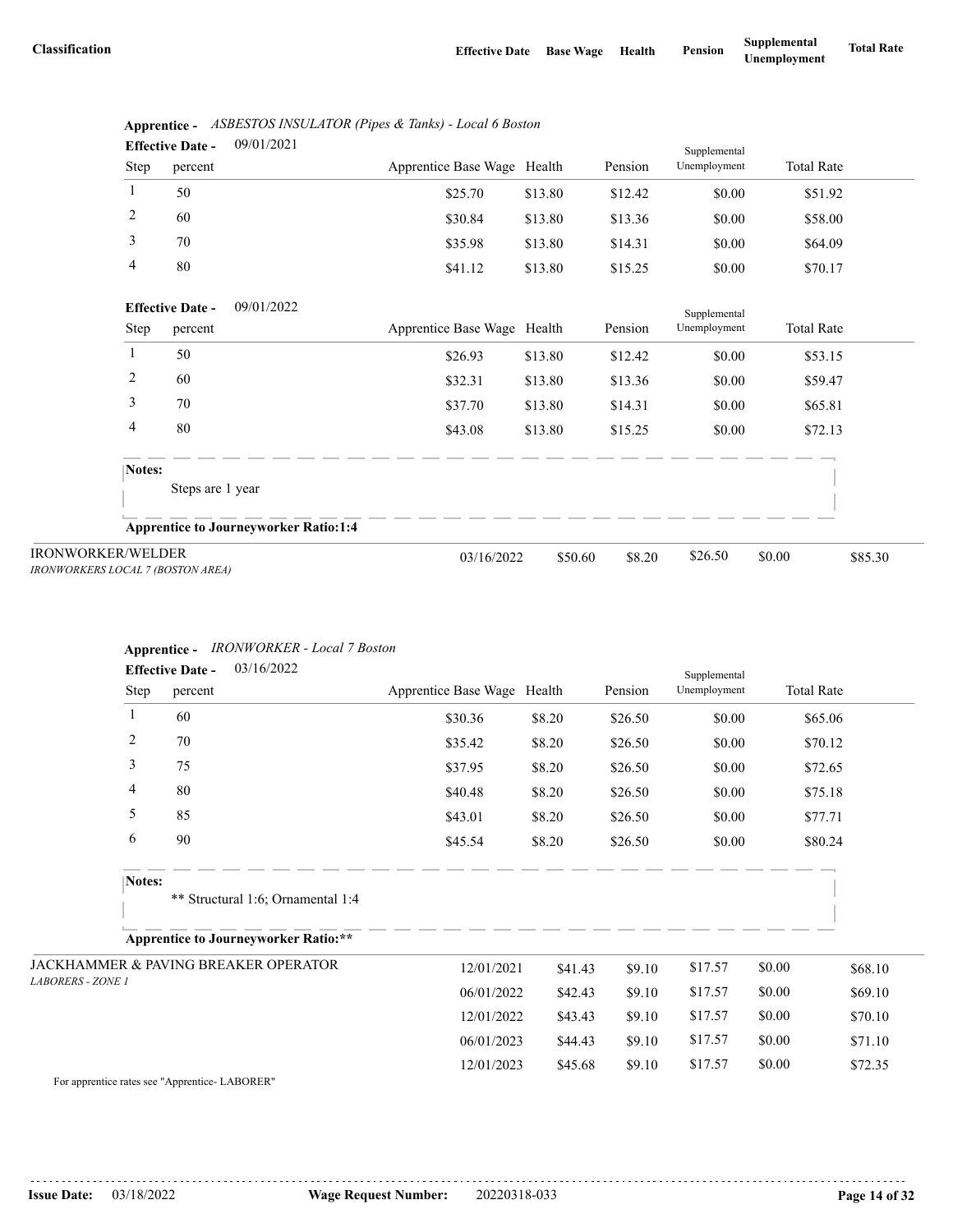| Classification | Effective Date | Base Wage | Health | Pension | Supplemental Unemployment | Total Rate |
|---|---|---|---|---|---|---|

**Apprentice -** *ASBESTOS INSULATOR (Pipes & Tanks) - Local 6 Boston*

**Effective Date -** 09/01/2021

| Step | percent | Apprentice Base Wage | Health | Pension | Supplemental Unemployment | Total Rate |
|---|---|---|---|---|---|---|
| 1 | 50 | $25.70 | $13.80 | $12.42 | $0.00 | $51.92 |
| 2 | 60 | $30.84 | $13.80 | $13.36 | $0.00 | $58.00 |
| 3 | 70 | $35.98 | $13.80 | $14.31 | $0.00 | $64.09 |
| 4 | 80 | $41.12 | $13.80 | $15.25 | $0.00 | $70.17 |

**Effective Date -** 09/01/2022

| Step | percent | Apprentice Base Wage | Health | Pension | Supplemental Unemployment | Total Rate |
|---|---|---|---|---|---|---|
| 1 | 50 | $26.93 | $13.80 | $12.42 | $0.00 | $53.15 |
| 2 | 60 | $32.31 | $13.80 | $13.36 | $0.00 | $59.47 |
| 3 | 70 | $37.70 | $13.80 | $14.31 | $0.00 | $65.81 |
| 4 | 80 | $43.08 | $13.80 | $15.25 | $0.00 | $72.13 |

**Notes:**

Steps are 1 year

**Apprentice to Journeyworker Ratio:1:4**

| Classification | Effective Date | Base Wage | Health | Pension | Supplemental Unemployment | Total Rate |
|---|---|---|---|---|---|---|
| IRONWORKER/WELDER *IRONWORKERS LOCAL 7 (BOSTON AREA)* | 03/16/2022 | $50.60 | $8.20 | $26.50 | $0.00 | $85.30 |

**Apprentice -** *IRONWORKER - Local 7 Boston*

**Effective Date -** 03/16/2022

| Step | percent | Apprentice Base Wage | Health | Pension | Supplemental Unemployment | Total Rate |
|---|---|---|---|---|---|---|
| 1 | 60 | $30.36 | $8.20 | $26.50 | $0.00 | $65.06 |
| 2 | 70 | $35.42 | $8.20 | $26.50 | $0.00 | $70.12 |
| 3 | 75 | $37.95 | $8.20 | $26.50 | $0.00 | $72.65 |
| 4 | 80 | $40.48 | $8.20 | $26.50 | $0.00 | $75.18 |
| 5 | 85 | $43.01 | $8.20 | $26.50 | $0.00 | $77.71 |
| 6 | 90 | $45.54 | $8.20 | $26.50 | $0.00 | $80.24 |

**Notes:**

** Structural 1:6; Ornamental 1:4

**Apprentice to Journeyworker Ratio:****

| Classification | Effective Date | Base Wage | Health | Pension | Supplemental Unemployment | Total Rate |
|---|---|---|---|---|---|---|
| JACKHAMMER & PAVING BREAKER OPERATOR *LABORERS - ZONE 1* | 12/01/2021 | $41.43 | $9.10 | $17.57 | $0.00 | $68.10 |
| | 06/01/2022 | $42.43 | $9.10 | $17.57 | $0.00 | $69.10 |
| | 12/01/2022 | $43.43 | $9.10 | $17.57 | $0.00 | $70.10 |
| | 06/01/2023 | $44.43 | $9.10 | $17.57 | $0.00 | $71.10 |
| | 12/01/2023 | $45.68 | $9.10 | $17.57 | $0.00 | $72.35 |

For apprentice rates see "Apprentice- LABORER"

**Issue Date:** 03/18/2022 **Wage Request Number:** 20220318-033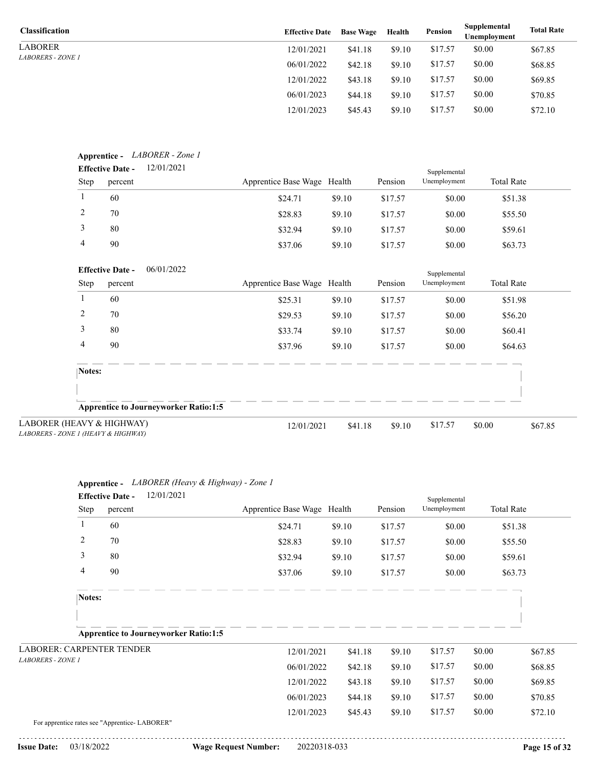| Classification | Effective Date | Base Wage | Health | Pension | Supplemental Unemployment | Total Rate |
|---|---|---|---|---|---|---|
| LABORER<br>*LABORERS - ZONE 1* | 12/01/2021 | $41.18 | $9.10 | $17.57 | $0.00 | $67.85 |
| | 06/01/2022 | $42.18 | $9.10 | $17.57 | $0.00 | $68.85 |
| | 12/01/2022 | $43.18 | $9.10 | $17.57 | $0.00 | $69.85 |
| | 06/01/2023 | $44.18 | $9.10 | $17.57 | $0.00 | $70.85 |
| | 12/01/2023 | $45.43 | $9.10 | $17.57 | $0.00 | $72.10 |

**Apprentice -** *LABORER - Zone 1*

**Effective Date -** 12/01/2021

| Step | percent | Apprentice Base Wage | Health | Pension | Supplemental Unemployment | Total Rate |
|---|---|---|---|---|---|---|
| 1 | 60 | $24.71 | $9.10 | $17.57 | $0.00 | $51.38 |
| 2 | 70 | $28.83 | $9.10 | $17.57 | $0.00 | $55.50 |
| 3 | 80 | $32.94 | $9.10 | $17.57 | $0.00 | $59.61 |
| 4 | 90 | $37.06 | $9.10 | $17.57 | $0.00 | $63.73 |

**Effective Date -** 06/01/2022

| Step | percent | Apprentice Base Wage | Health | Pension | Supplemental Unemployment | Total Rate |
|---|---|---|---|---|---|---|
| 1 | 60 | $25.31 | $9.10 | $17.57 | $0.00 | $51.98 |
| 2 | 70 | $29.53 | $9.10 | $17.57 | $0.00 | $56.20 |
| 3 | 80 | $33.74 | $9.10 | $17.57 | $0.00 | $60.41 |
| 4 | 90 | $37.96 | $9.10 | $17.57 | $0.00 | $64.63 |

**Notes:**

**Apprentice to Journeyworker Ratio:1:5**

| Classification | Effective Date | Base Wage | Health | Pension | Supplemental Unemployment | Total Rate |
|---|---|---|---|---|---|---|
| LABORER (HEAVY & HIGHWAY)<br>*LABORERS - ZONE 1 (HEAVY & HIGHWAY)* | 12/01/2021 | $41.18 | $9.10 | $17.57 | $0.00 | $67.85 |

**Apprentice -** *LABORER (Heavy & Highway) - Zone 1*

**Effective Date -** 12/01/2021

| Step | percent | Apprentice Base Wage | Health | Pension | Supplemental Unemployment | Total Rate |
|---|---|---|---|---|---|---|
| 1 | 60 | $24.71 | $9.10 | $17.57 | $0.00 | $51.38 |
| 2 | 70 | $28.83 | $9.10 | $17.57 | $0.00 | $55.50 |
| 3 | 80 | $32.94 | $9.10 | $17.57 | $0.00 | $59.61 |
| 4 | 90 | $37.06 | $9.10 | $17.57 | $0.00 | $63.73 |

**Notes:**

**Apprentice to Journeyworker Ratio:1:5**

| Classification | Effective Date | Base Wage | Health | Pension | Supplemental Unemployment | Total Rate |
|---|---|---|---|---|---|---|
| LABORER: CARPENTER TENDER<br>*LABORERS - ZONE 1* | 12/01/2021 | $41.18 | $9.10 | $17.57 | $0.00 | $67.85 |
| | 06/01/2022 | $42.18 | $9.10 | $17.57 | $0.00 | $68.85 |
| | 12/01/2022 | $43.18 | $9.10 | $17.57 | $0.00 | $69.85 |
| | 06/01/2023 | $44.18 | $9.10 | $17.57 | $0.00 | $70.85 |
| | 12/01/2023 | $45.43 | $9.10 | $17.57 | $0.00 | $72.10 |

For apprentice rates see "Apprentice- LABORER"

**Issue Date:** 03/18/2022 **Wage Request Number:** 20220318-033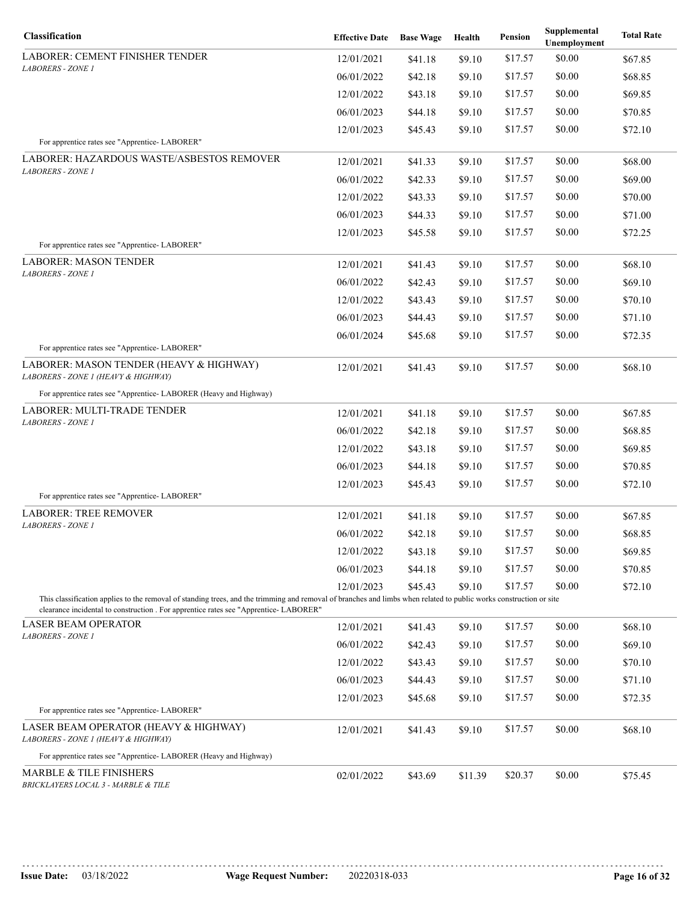| Classification | Effective Date | Base Wage | Health | Pension | Supplemental Unemployment | Total Rate |
|---|---|---|---|---|---|---|
| LABORER: CEMENT FINISHER TENDER | 12/01/2021 | $41.18 | $9.10 | $17.57 | $0.00 | $67.85 |
| *LABORERS - ZONE 1* | 06/01/2022 | $42.18 | $9.10 | $17.57 | $0.00 | $68.85 |
| | 12/01/2022 | $43.18 | $9.10 | $17.57 | $0.00 | $69.85 |
| | 06/01/2023 | $44.18 | $9.10 | $17.57 | $0.00 | $70.85 |
| | 12/01/2023 | $45.43 | $9.10 | $17.57 | $0.00 | $72.10 |
| For apprentice rates see "Apprentice- LABORER" | | | | | | |
| LABORER: HAZARDOUS WASTE/ASBESTOS REMOVER | 12/01/2021 | $41.33 | $9.10 | $17.57 | $0.00 | $68.00 |
| *LABORERS - ZONE 1* | 06/01/2022 | $42.33 | $9.10 | $17.57 | $0.00 | $69.00 |
| | 12/01/2022 | $43.33 | $9.10 | $17.57 | $0.00 | $70.00 |
| | 06/01/2023 | $44.33 | $9.10 | $17.57 | $0.00 | $71.00 |
| | 12/01/2023 | $45.58 | $9.10 | $17.57 | $0.00 | $72.25 |
| For apprentice rates see "Apprentice- LABORER" | | | | | | |
| LABORER: MASON TENDER | 12/01/2021 | $41.43 | $9.10 | $17.57 | $0.00 | $68.10 |
| *LABORERS - ZONE 1* | 06/01/2022 | $42.43 | $9.10 | $17.57 | $0.00 | $69.10 |
| | 12/01/2022 | $43.43 | $9.10 | $17.57 | $0.00 | $70.10 |
| | 06/01/2023 | $44.43 | $9.10 | $17.57 | $0.00 | $71.10 |
| | 06/01/2024 | $45.68 | $9.10 | $17.57 | $0.00 | $72.35 |
| For apprentice rates see "Apprentice- LABORER" | | | | | | |
| LABORER: MASON TENDER (HEAVY & HIGHWAY) *LABORERS - ZONE 1 (HEAVY & HIGHWAY)* | 12/01/2021 | $41.43 | $9.10 | $17.57 | $0.00 | $68.10 |
| For apprentice rates see "Apprentice- LABORER (Heavy and Highway) | | | | | | |
| LABORER: MULTI-TRADE TENDER | 12/01/2021 | $41.18 | $9.10 | $17.57 | $0.00 | $67.85 |
| *LABORERS - ZONE 1* | 06/01/2022 | $42.18 | $9.10 | $17.57 | $0.00 | $68.85 |
| | 12/01/2022 | $43.18 | $9.10 | $17.57 | $0.00 | $69.85 |
| | 06/01/2023 | $44.18 | $9.10 | $17.57 | $0.00 | $70.85 |
| | 12/01/2023 | $45.43 | $9.10 | $17.57 | $0.00 | $72.10 |
| For apprentice rates see "Apprentice- LABORER" | | | | | | |
| LABORER: TREE REMOVER | 12/01/2021 | $41.18 | $9.10 | $17.57 | $0.00 | $67.85 |
| *LABORERS - ZONE 1* | 06/01/2022 | $42.18 | $9.10 | $17.57 | $0.00 | $68.85 |
| | 12/01/2022 | $43.18 | $9.10 | $17.57 | $0.00 | $69.85 |
| | 06/01/2023 | $44.18 | $9.10 | $17.57 | $0.00 | $70.85 |
| | 12/01/2023 | $45.43 | $9.10 | $17.57 | $0.00 | $72.10 |
| This classification applies to the removal of standing trees, and the trimming and removal of branches and limbs when related to public works construction or site clearance incidental to construction . For apprentice rates see "Apprentice- LABORER" | | | | | | |
| LASER BEAM OPERATOR | 12/01/2021 | $41.43 | $9.10 | $17.57 | $0.00 | $68.10 |
| *LABORERS - ZONE 1* | 06/01/2022 | $42.43 | $9.10 | $17.57 | $0.00 | $69.10 |
| | 12/01/2022 | $43.43 | $9.10 | $17.57 | $0.00 | $70.10 |
| | 06/01/2023 | $44.43 | $9.10 | $17.57 | $0.00 | $71.10 |
| | 12/01/2023 | $45.68 | $9.10 | $17.57 | $0.00 | $72.35 |
| For apprentice rates see "Apprentice- LABORER" | | | | | | |
| LASER BEAM OPERATOR (HEAVY & HIGHWAY) *LABORERS - ZONE 1 (HEAVY & HIGHWAY)* | 12/01/2021 | $41.43 | $9.10 | $17.57 | $0.00 | $68.10 |
| For apprentice rates see "Apprentice- LABORER (Heavy and Highway) | | | | | | |
| MARBLE & TILE FINISHERS *BRICKLAYERS LOCAL 3 - MARBLE & TILE* | 02/01/2022 | $43.69 | $11.39 | $20.37 | $0.00 | $75.45 |

**Issue Date:** 03/18/2022 **Wage Request Number:** 20220318-033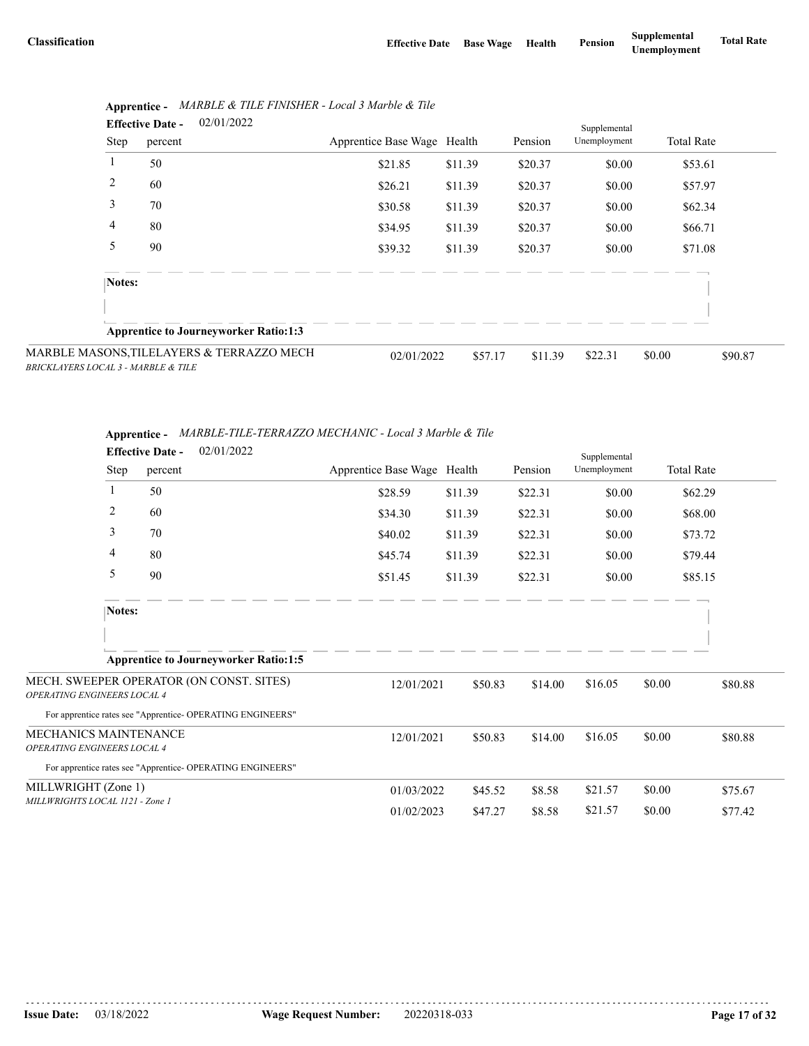| Classification | Effective Date | Base Wage | Health | Pension | Supplemental Unemployment | Total Rate |
|---|---|---|---|---|---|---|

**Apprentice -** *MARBLE & TILE FINISHER - Local 3 Marble & Tile*

**Effective Date -** 02/01/2022

| Step | percent | Apprentice Base Wage | Health | Pension | Supplemental Unemployment | Total Rate |
|---|---|---|---|---|---|---|
| 1 | 50 | $21.85 | $11.39 | $20.37 | $0.00 | $53.61 |
| 2 | 60 | $26.21 | $11.39 | $20.37 | $0.00 | $57.97 |
| 3 | 70 | $30.58 | $11.39 | $20.37 | $0.00 | $62.34 |
| 4 | 80 | $34.95 | $11.39 | $20.37 | $0.00 | $66.71 |
| 5 | 90 | $39.32 | $11.39 | $20.37 | $0.00 | $71.08 |

**Notes:**

**Apprentice to Journeyworker Ratio:1:3**

| Classification | Effective Date | Base Wage | Health | Pension | Supplemental Unemployment | Total Rate |
|---|---|---|---|---|---|---|
| MARBLE MASONS,TILELAYERS & TERRAZZO MECH<br>*BRICKLAYERS LOCAL 3 - MARBLE & TILE* | 02/01/2022 | $57.17 | $11.39 | $22.31 | $0.00 | $90.87 |

**Apprentice -** *MARBLE-TILE-TERRAZZO MECHANIC - Local 3 Marble & Tile*

**Effective Date -** 02/01/2022

| Step | percent | Apprentice Base Wage | Health | Pension | Supplemental Unemployment | Total Rate |
|---|---|---|---|---|---|---|
| 1 | 50 | $28.59 | $11.39 | $22.31 | $0.00 | $62.29 |
| 2 | 60 | $34.30 | $11.39 | $22.31 | $0.00 | $68.00 |
| 3 | 70 | $40.02 | $11.39 | $22.31 | $0.00 | $73.72 |
| 4 | 80 | $45.74 | $11.39 | $22.31 | $0.00 | $79.44 |
| 5 | 90 | $51.45 | $11.39 | $22.31 | $0.00 | $85.15 |

**Notes:**

**Apprentice to Journeyworker Ratio:1:5**

| Classification | Effective Date | Base Wage | Health | Pension | Supplemental Unemployment | Total Rate |
|---|---|---|---|---|---|---|
| MECH. SWEEPER OPERATOR (ON CONST. SITES)<br>*OPERATING ENGINEERS LOCAL 4* | 12/01/2021 | $50.83 | $14.00 | $16.05 | $0.00 | $80.88 |
| For apprentice rates see "Apprentice- OPERATING ENGINEERS" | | | | | | |
| MECHANICS MAINTENANCE<br>*OPERATING ENGINEERS LOCAL 4* | 12/01/2021 | $50.83 | $14.00 | $16.05 | $0.00 | $80.88 |
| For apprentice rates see "Apprentice- OPERATING ENGINEERS" | | | | | | |
| MILLWRIGHT (Zone 1)<br>*MILLWRIGHTS LOCAL 1121 - Zone 1* | 01/03/2022 | $45.52 | $8.58 | $21.57 | $0.00 | $75.67 |
| | 01/02/2023 | $47.27 | $8.58 | $21.57 | $0.00 | $77.42 |

**Issue Date:** 03/18/2022 **Wage Request Number:** 20220318-033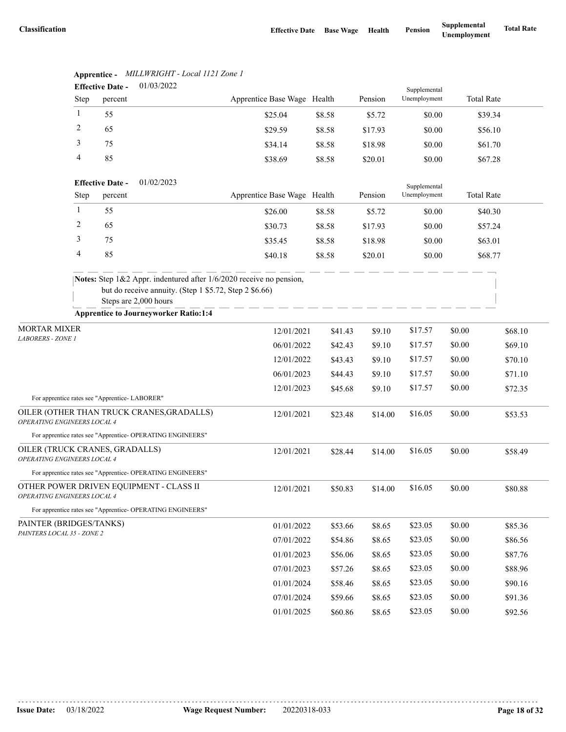| Classification | Effective Date | Base Wage | Health | Pension | Supplemental Unemployment | Total Rate |
|---|---|---|---|---|---|---|

**Apprentice -** *MILLWRIGHT - Local 1121 Zone 1*

**Effective Date -** 01/03/2022

| Step | percent | Apprentice Base Wage | Health | Pension | Supplemental Unemployment | Total Rate |
|---|---|---|---|---|---|---|
| 1 | 55 | $25.04 | $8.58 | $5.72 | $0.00 | $39.34 |
| 2 | 65 | $29.59 | $8.58 | $17.93 | $0.00 | $56.10 |
| 3 | 75 | $34.14 | $8.58 | $18.98 | $0.00 | $61.70 |
| 4 | 85 | $38.69 | $8.58 | $20.01 | $0.00 | $67.28 |

**Effective Date -** 01/02/2023

| Step | percent | Apprentice Base Wage | Health | Pension | Supplemental Unemployment | Total Rate |
|---|---|---|---|---|---|---|
| 1 | 55 | $26.00 | $8.58 | $5.72 | $0.00 | $40.30 |
| 2 | 65 | $30.73 | $8.58 | $17.93 | $0.00 | $57.24 |
| 3 | 75 | $35.45 | $8.58 | $18.98 | $0.00 | $63.01 |
| 4 | 85 | $40.18 | $8.58 | $20.01 | $0.00 | $68.77 |

**Notes:** Step 1&2 Appr. indentured after 1/6/2020 receive no pension, but do receive annuity. (Step 1 $5.72, Step 2 $6.66)
Steps are 2,000 hours

**Apprentice to Journeyworker Ratio:1:4**

| Classification | Effective Date | Base Wage | Health | Pension | Supplemental Unemployment | Total Rate |
|---|---|---|---|---|---|---|
| MORTAR MIXER *LABORERS - ZONE 1* | 12/01/2021 | $41.43 | $9.10 | $17.57 | $0.00 | $68.10 |
| | 06/01/2022 | $42.43 | $9.10 | $17.57 | $0.00 | $69.10 |
| | 12/01/2022 | $43.43 | $9.10 | $17.57 | $0.00 | $70.10 |
| | 06/01/2023 | $44.43 | $9.10 | $17.57 | $0.00 | $71.10 |
| | 12/01/2023 | $45.68 | $9.10 | $17.57 | $0.00 | $72.35 |
| For apprentice rates see "Apprentice- LABORER" | | | | | | |
| OILER (OTHER THAN TRUCK CRANES,GRADALLS) *OPERATING ENGINEERS LOCAL 4* | 12/01/2021 | $23.48 | $14.00 | $16.05 | $0.00 | $53.53 |
| For apprentice rates see "Apprentice- OPERATING ENGINEERS" | | | | | | |
| OILER (TRUCK CRANES, GRADALLS) *OPERATING ENGINEERS LOCAL 4* | 12/01/2021 | $28.44 | $14.00 | $16.05 | $0.00 | $58.49 |
| For apprentice rates see "Apprentice- OPERATING ENGINEERS" | | | | | | |
| OTHER POWER DRIVEN EQUIPMENT - CLASS II *OPERATING ENGINEERS LOCAL 4* | 12/01/2021 | $50.83 | $14.00 | $16.05 | $0.00 | $80.88 |
| For apprentice rates see "Apprentice- OPERATING ENGINEERS" | | | | | | |
| PAINTER (BRIDGES/TANKS) *PAINTERS LOCAL 35 - ZONE 2* | 01/01/2022 | $53.66 | $8.65 | $23.05 | $0.00 | $85.36 |
| | 07/01/2022 | $54.86 | $8.65 | $23.05 | $0.00 | $86.56 |
| | 01/01/2023 | $56.06 | $8.65 | $23.05 | $0.00 | $87.76 |
| | 07/01/2023 | $57.26 | $8.65 | $23.05 | $0.00 | $88.96 |
| | 01/01/2024 | $58.46 | $8.65 | $23.05 | $0.00 | $90.16 |
| | 07/01/2024 | $59.66 | $8.65 | $23.05 | $0.00 | $91.36 |
| | 01/01/2025 | $60.86 | $8.65 | $23.05 | $0.00 | $92.56 |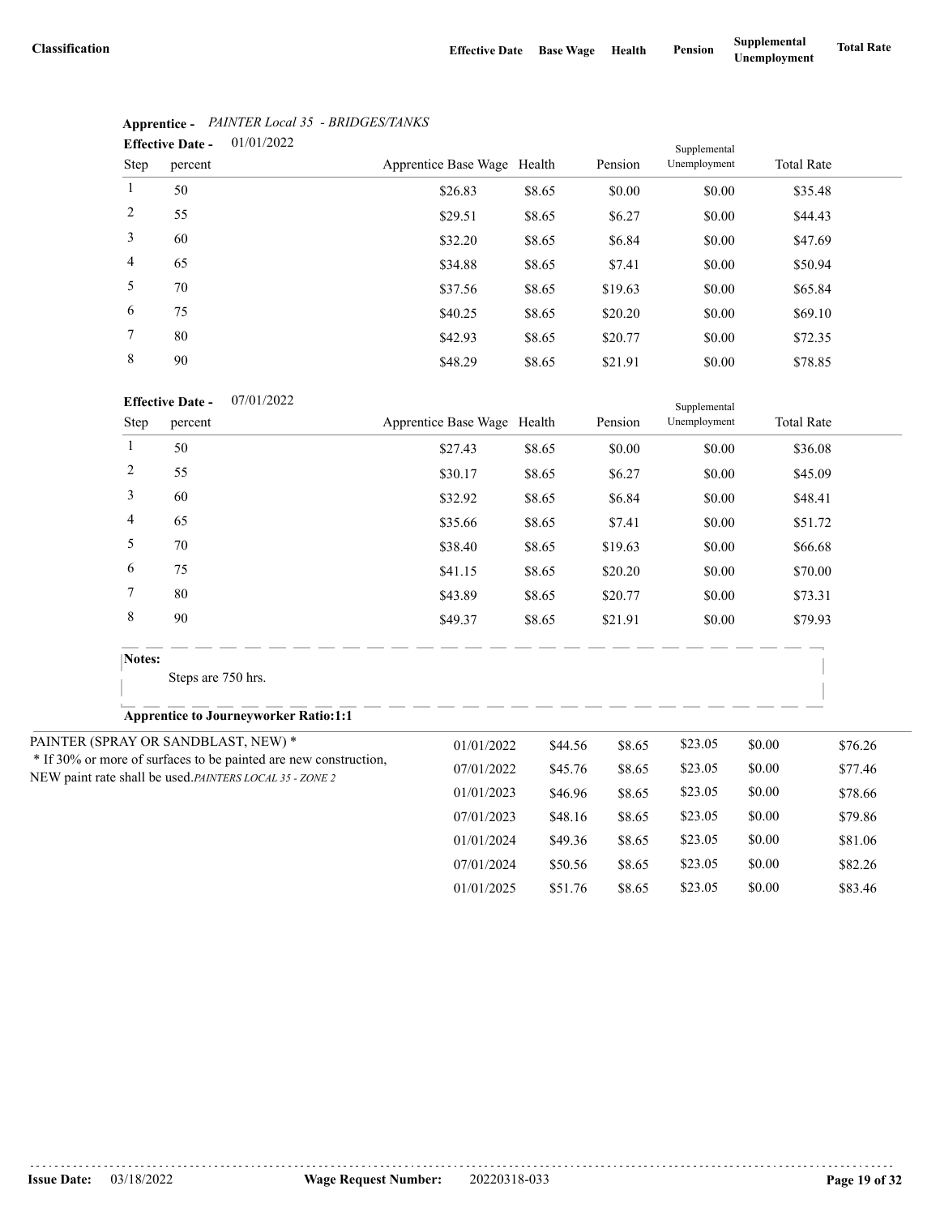| Classification | Effective Date | Base Wage | Health | Pension | Supplemental Unemployment | Total Rate |
|---|---|---|---|---|---|---|

**Apprentice -** *PAINTER Local 35 - BRIDGES/TANKS*

**Effective Date -** 01/01/2022

| Step | percent | Apprentice Base Wage | Health | Pension | Supplemental Unemployment | Total Rate |
|---|---|---|---|---|---|---|
| 1 | 50 | $26.83 | $8.65 | $0.00 | $0.00 | $35.48 |
| 2 | 55 | $29.51 | $8.65 | $6.27 | $0.00 | $44.43 |
| 3 | 60 | $32.20 | $8.65 | $6.84 | $0.00 | $47.69 |
| 4 | 65 | $34.88 | $8.65 | $7.41 | $0.00 | $50.94 |
| 5 | 70 | $37.56 | $8.65 | $19.63 | $0.00 | $65.84 |
| 6 | 75 | $40.25 | $8.65 | $20.20 | $0.00 | $69.10 |
| 7 | 80 | $42.93 | $8.65 | $20.77 | $0.00 | $72.35 |
| 8 | 90 | $48.29 | $8.65 | $21.91 | $0.00 | $78.85 |

**Effective Date -** 07/01/2022

| Step | percent | Apprentice Base Wage | Health | Pension | Supplemental Unemployment | Total Rate |
|---|---|---|---|---|---|---|
| 1 | 50 | $27.43 | $8.65 | $0.00 | $0.00 | $36.08 |
| 2 | 55 | $30.17 | $8.65 | $6.27 | $0.00 | $45.09 |
| 3 | 60 | $32.92 | $8.65 | $6.84 | $0.00 | $48.41 |
| 4 | 65 | $35.66 | $8.65 | $7.41 | $0.00 | $51.72 |
| 5 | 70 | $38.40 | $8.65 | $19.63 | $0.00 | $66.68 |
| 6 | 75 | $41.15 | $8.65 | $20.20 | $0.00 | $70.00 |
| 7 | 80 | $43.89 | $8.65 | $20.77 | $0.00 | $73.31 |
| 8 | 90 | $49.37 | $8.65 | $21.91 | $0.00 | $79.93 |

**Notes:**

Steps are 750 hrs.

**Apprentice to Journeyworker Ratio:1:1**

| Classification | Effective Date | Base Wage | Health | Pension | Supplemental Unemployment | Total Rate |
|---|---|---|---|---|---|---|
| PAINTER (SPRAY OR SANDBLAST, NEW) * <br> * If 30% or more of surfaces to be painted are new construction, NEW paint rate shall be used. *PAINTERS LOCAL 35 - ZONE 2* | 01/01/2022 | $44.56 | $8.65 | $23.05 | $0.00 | $76.26 |
| | 07/01/2022 | $45.76 | $8.65 | $23.05 | $0.00 | $77.46 |
| | 01/01/2023 | $46.96 | $8.65 | $23.05 | $0.00 | $78.66 |
| | 07/01/2023 | $48.16 | $8.65 | $23.05 | $0.00 | $79.86 |
| | 01/01/2024 | $49.36 | $8.65 | $23.05 | $0.00 | $81.06 |
| | 07/01/2024 | $50.56 | $8.65 | $23.05 | $0.00 | $82.26 |
| | 01/01/2025 | $51.76 | $8.65 | $23.05 | $0.00 | $83.46 |

**Issue Date:** 03/18/2022 **Wage Request Number:** 20220318-033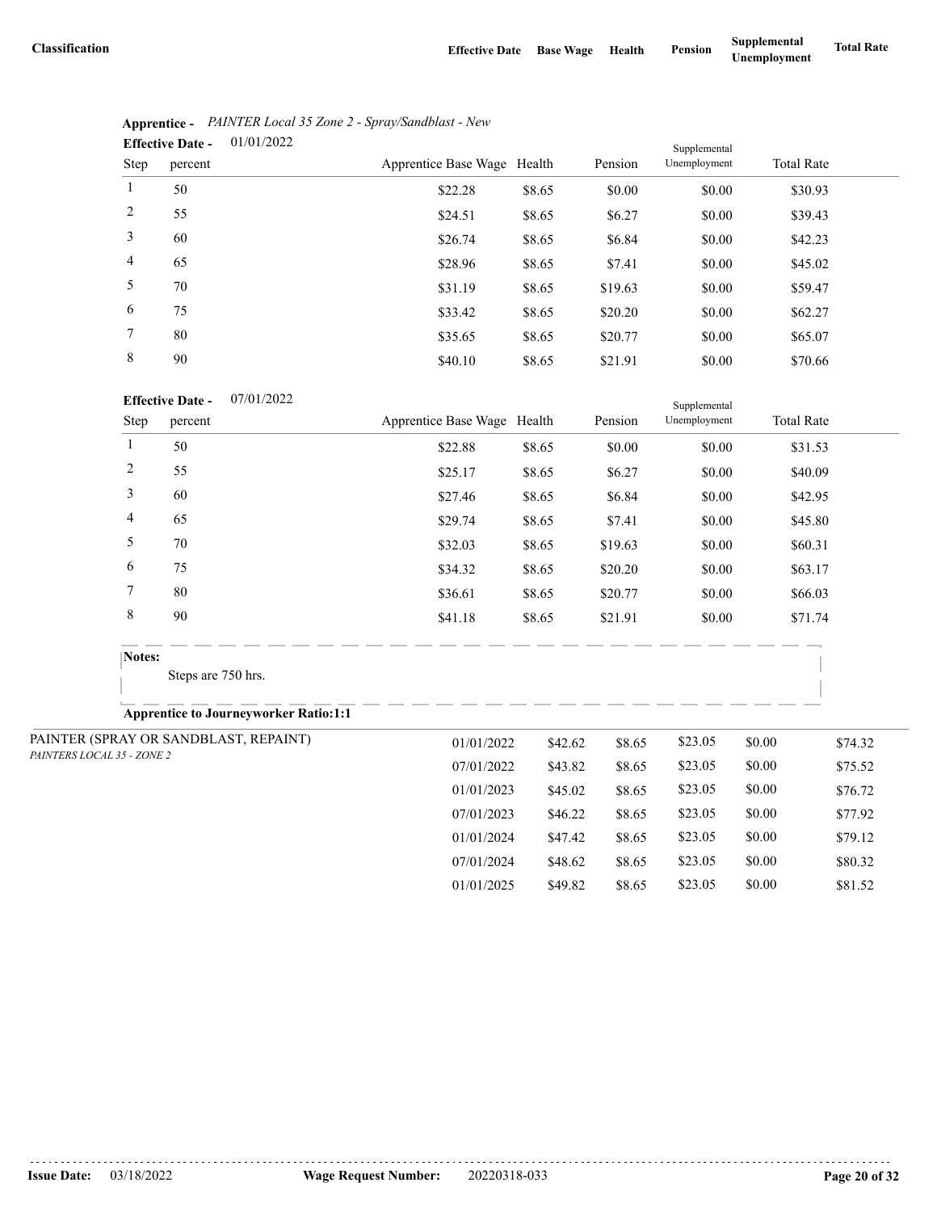| Classification | Effective Date | Base Wage | Health | Pension | Supplemental Unemployment | Total Rate |
|---|---|---|---|---|---|---|

**Apprentice -** *PAINTER Local 35 Zone 2 - Spray/Sandblast - New*

**Effective Date -** 01/01/2022

| Step | percent | Apprentice Base Wage | Health | Pension | Supplemental Unemployment | Total Rate |
|---|---|---|---|---|---|---|
| 1 | 50 | $22.28 | $8.65 | $0.00 | $0.00 | $30.93 |
| 2 | 55 | $24.51 | $8.65 | $6.27 | $0.00 | $39.43 |
| 3 | 60 | $26.74 | $8.65 | $6.84 | $0.00 | $42.23 |
| 4 | 65 | $28.96 | $8.65 | $7.41 | $0.00 | $45.02 |
| 5 | 70 | $31.19 | $8.65 | $19.63 | $0.00 | $59.47 |
| 6 | 75 | $33.42 | $8.65 | $20.20 | $0.00 | $62.27 |
| 7 | 80 | $35.65 | $8.65 | $20.77 | $0.00 | $65.07 |
| 8 | 90 | $40.10 | $8.65 | $21.91 | $0.00 | $70.66 |

**Effective Date -** 07/01/2022

| Step | percent | Apprentice Base Wage | Health | Pension | Supplemental Unemployment | Total Rate |
|---|---|---|---|---|---|---|
| 1 | 50 | $22.88 | $8.65 | $0.00 | $0.00 | $31.53 |
| 2 | 55 | $25.17 | $8.65 | $6.27 | $0.00 | $40.09 |
| 3 | 60 | $27.46 | $8.65 | $6.84 | $0.00 | $42.95 |
| 4 | 65 | $29.74 | $8.65 | $7.41 | $0.00 | $45.80 |
| 5 | 70 | $32.03 | $8.65 | $19.63 | $0.00 | $60.31 |
| 6 | 75 | $34.32 | $8.65 | $20.20 | $0.00 | $63.17 |
| 7 | 80 | $36.61 | $8.65 | $20.77 | $0.00 | $66.03 |
| 8 | 90 | $41.18 | $8.65 | $21.91 | $0.00 | $71.74 |

**Notes:**

Steps are 750 hrs.

**Apprentice to Journeyworker Ratio:1:1**

| Classification | Effective Date | Base Wage | Health | Pension | Supplemental Unemployment | Total Rate |
|---|---|---|---|---|---|---|
| PAINTER (SPRAY OR SANDBLAST, REPAINT) *PAINTERS LOCAL 35 - ZONE 2* | 01/01/2022 | $42.62 | $8.65 | $23.05 | $0.00 | $74.32 |
| | 07/01/2022 | $43.82 | $8.65 | $23.05 | $0.00 | $75.52 |
| | 01/01/2023 | $45.02 | $8.65 | $23.05 | $0.00 | $76.72 |
| | 07/01/2023 | $46.22 | $8.65 | $23.05 | $0.00 | $77.92 |
| | 01/01/2024 | $47.42 | $8.65 | $23.05 | $0.00 | $79.12 |
| | 07/01/2024 | $48.62 | $8.65 | $23.05 | $0.00 | $80.32 |
| | 01/01/2025 | $49.82 | $8.65 | $23.05 | $0.00 | $81.52 |

**Issue Date:** 03/18/2022 **Wage Request Number:** 20220318-033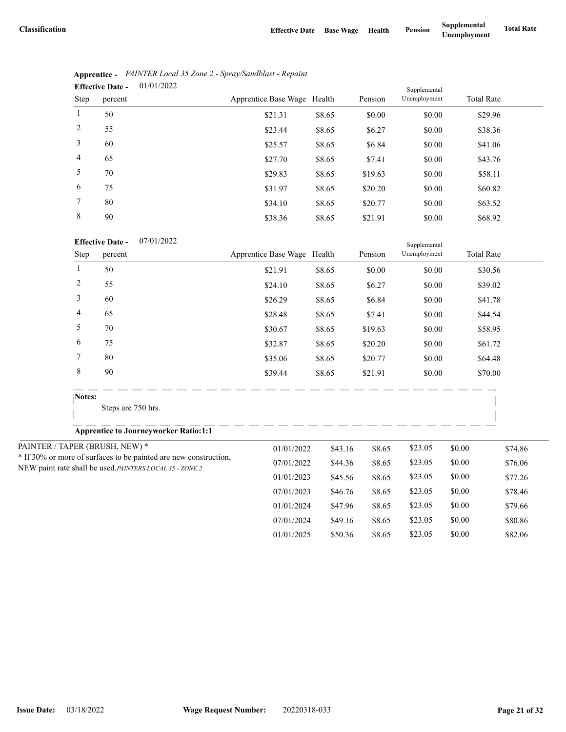| Classification | Effective Date | Base Wage | Health | Pension | Supplemental Unemployment | Total Rate |
|---|---|---|---|---|---|---|

**Apprentice -** *PAINTER Local 35 Zone 2 - Spray/Sandblast - Repaint*

**Effective Date -** 01/01/2022

| Step | percent | Apprentice Base Wage | Health | Pension | Supplemental Unemployment | Total Rate |
|---|---|---|---|---|---|---|
| 1 | 50 | $21.31 | $8.65 | $0.00 | $0.00 | $29.96 |
| 2 | 55 | $23.44 | $8.65 | $6.27 | $0.00 | $38.36 |
| 3 | 60 | $25.57 | $8.65 | $6.84 | $0.00 | $41.06 |
| 4 | 65 | $27.70 | $8.65 | $7.41 | $0.00 | $43.76 |
| 5 | 70 | $29.83 | $8.65 | $19.63 | $0.00 | $58.11 |
| 6 | 75 | $31.97 | $8.65 | $20.20 | $0.00 | $60.82 |
| 7 | 80 | $34.10 | $8.65 | $20.77 | $0.00 | $63.52 |
| 8 | 90 | $38.36 | $8.65 | $21.91 | $0.00 | $68.92 |

**Effective Date -** 07/01/2022

| Step | percent | Apprentice Base Wage | Health | Pension | Supplemental Unemployment | Total Rate |
|---|---|---|---|---|---|---|
| 1 | 50 | $21.91 | $8.65 | $0.00 | $0.00 | $30.56 |
| 2 | 55 | $24.10 | $8.65 | $6.27 | $0.00 | $39.02 |
| 3 | 60 | $26.29 | $8.65 | $6.84 | $0.00 | $41.78 |
| 4 | 65 | $28.48 | $8.65 | $7.41 | $0.00 | $44.54 |
| 5 | 70 | $30.67 | $8.65 | $19.63 | $0.00 | $58.95 |
| 6 | 75 | $32.87 | $8.65 | $20.20 | $0.00 | $61.72 |
| 7 | 80 | $35.06 | $8.65 | $20.77 | $0.00 | $64.48 |
| 8 | 90 | $39.44 | $8.65 | $21.91 | $0.00 | $70.00 |

**Notes:**

Steps are 750 hrs.

**Apprentice to Journeyworker Ratio:1:1**

| Classification | Effective Date | Base Wage | Health | Pension | Supplemental Unemployment | Total Rate |
|---|---|---|---|---|---|---|
| PAINTER / TAPER (BRUSH, NEW) * <br> * If 30% or more of surfaces to be painted are new construction, NEW paint rate shall be used. *PAINTERS LOCAL 35 - ZONE 2* | 01/01/2022 | $43.16 | $8.65 | $23.05 | $0.00 | $74.86 |
| | 07/01/2022 | $44.36 | $8.65 | $23.05 | $0.00 | $76.06 |
| | 01/01/2023 | $45.56 | $8.65 | $23.05 | $0.00 | $77.26 |
| | 07/01/2023 | $46.76 | $8.65 | $23.05 | $0.00 | $78.46 |
| | 01/01/2024 | $47.96 | $8.65 | $23.05 | $0.00 | $79.66 |
| | 07/01/2024 | $49.16 | $8.65 | $23.05 | $0.00 | $80.86 |
| | 01/01/2025 | $50.36 | $8.65 | $23.05 | $0.00 | $82.06 |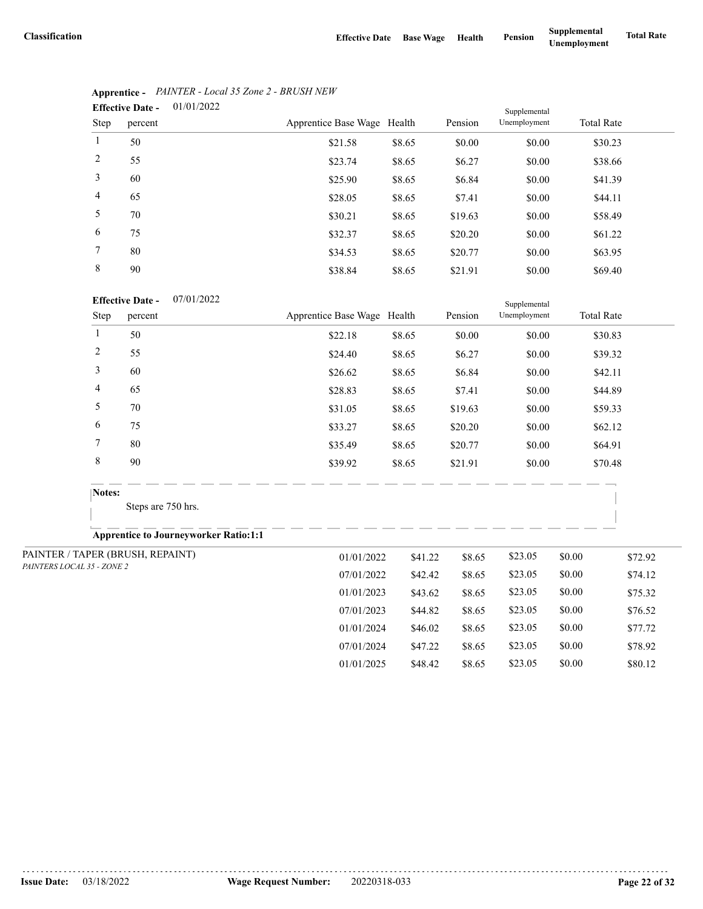| Classification | Effective Date | Base Wage | Health | Pension | Supplemental Unemployment | Total Rate |
|---|---|---|---|---|---|---|

**Apprentice -** *PAINTER - Local 35 Zone 2 - BRUSH NEW*

**Effective Date -** 01/01/2022

| Step | percent | Apprentice Base Wage | Health | Pension | Supplemental Unemployment | Total Rate |
|---|---|---|---|---|---|---|
| 1 | 50 | $21.58 | $8.65 | $0.00 | $0.00 | $30.23 |
| 2 | 55 | $23.74 | $8.65 | $6.27 | $0.00 | $38.66 |
| 3 | 60 | $25.90 | $8.65 | $6.84 | $0.00 | $41.39 |
| 4 | 65 | $28.05 | $8.65 | $7.41 | $0.00 | $44.11 |
| 5 | 70 | $30.21 | $8.65 | $19.63 | $0.00 | $58.49 |
| 6 | 75 | $32.37 | $8.65 | $20.20 | $0.00 | $61.22 |
| 7 | 80 | $34.53 | $8.65 | $20.77 | $0.00 | $63.95 |
| 8 | 90 | $38.84 | $8.65 | $21.91 | $0.00 | $69.40 |

**Effective Date -** 07/01/2022

| Step | percent | Apprentice Base Wage | Health | Pension | Supplemental Unemployment | Total Rate |
|---|---|---|---|---|---|---|
| 1 | 50 | $22.18 | $8.65 | $0.00 | $0.00 | $30.83 |
| 2 | 55 | $24.40 | $8.65 | $6.27 | $0.00 | $39.32 |
| 3 | 60 | $26.62 | $8.65 | $6.84 | $0.00 | $42.11 |
| 4 | 65 | $28.83 | $8.65 | $7.41 | $0.00 | $44.89 |
| 5 | 70 | $31.05 | $8.65 | $19.63 | $0.00 | $59.33 |
| 6 | 75 | $33.27 | $8.65 | $20.20 | $0.00 | $62.12 |
| 7 | 80 | $35.49 | $8.65 | $20.77 | $0.00 | $64.91 |
| 8 | 90 | $39.92 | $8.65 | $21.91 | $0.00 | $70.48 |

**Notes:**

Steps are 750 hrs.

**Apprentice to Journeyworker Ratio:1:1**

| Classification | Effective Date | Base Wage | Health | Pension | Supplemental Unemployment | Total Rate |
|---|---|---|---|---|---|---|
| PAINTER / TAPER (BRUSH, REPAINT) *PAINTERS LOCAL 35 - ZONE 2* | 01/01/2022 | $41.22 | $8.65 | $23.05 | $0.00 | $72.92 |
| | 07/01/2022 | $42.42 | $8.65 | $23.05 | $0.00 | $74.12 |
| | 01/01/2023 | $43.62 | $8.65 | $23.05 | $0.00 | $75.32 |
| | 07/01/2023 | $44.82 | $8.65 | $23.05 | $0.00 | $76.52 |
| | 01/01/2024 | $46.02 | $8.65 | $23.05 | $0.00 | $77.72 |
| | 07/01/2024 | $47.22 | $8.65 | $23.05 | $0.00 | $78.92 |
| | 01/01/2025 | $48.42 | $8.65 | $23.05 | $0.00 | $80.12 |

**Issue Date:** 03/18/2022 **Wage Request Number:** 20220318-033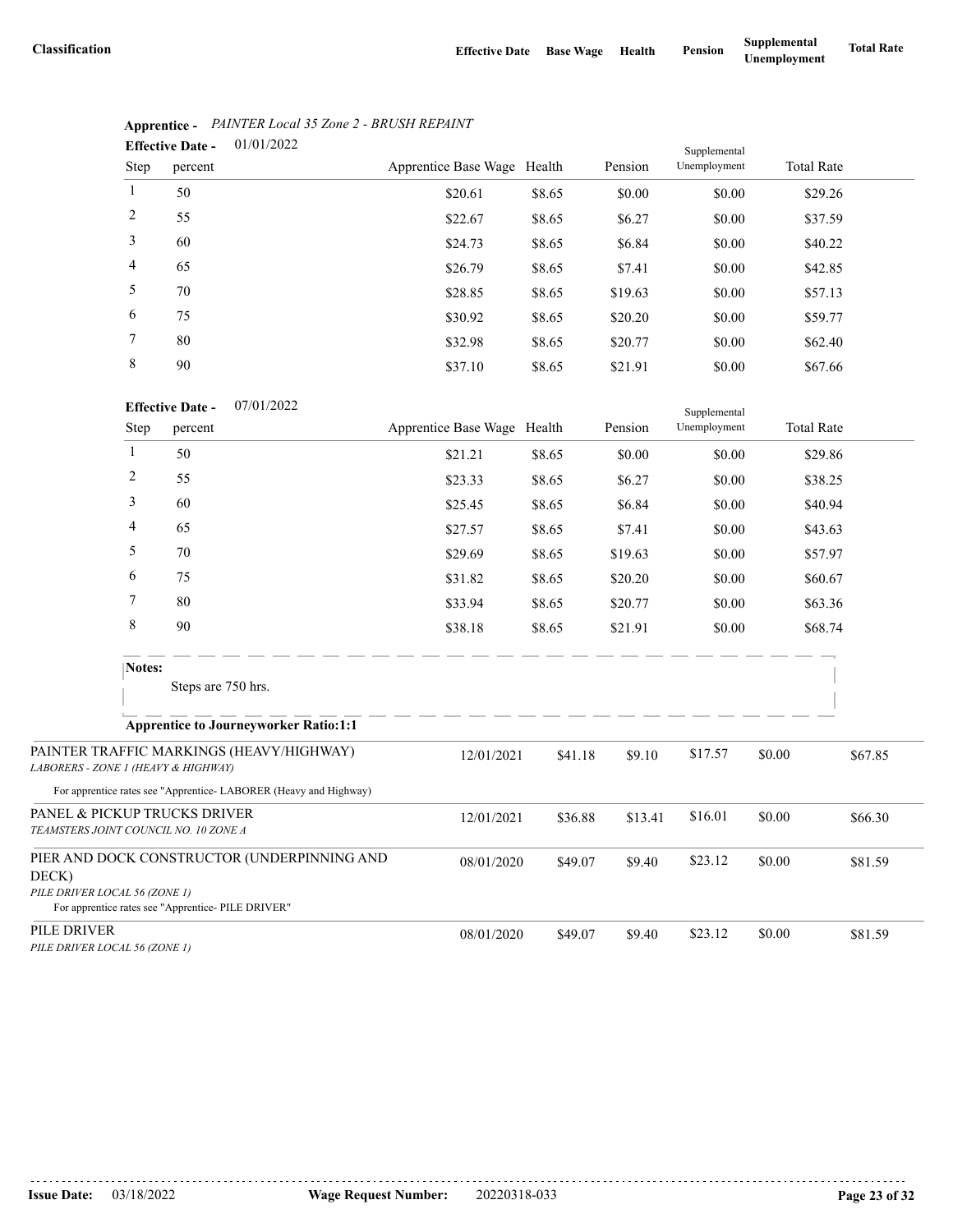| Classification | Effective Date | Base Wage | Health | Pension | Supplemental Unemployment | Total Rate |
|---|---|---|---|---|---|---|

**Apprentice -** *PAINTER Local 35 Zone 2 - BRUSH REPAINT*

**Effective Date -** 01/01/2022

| Step | percent | Apprentice Base Wage | Health | Pension | Supplemental Unemployment | Total Rate |
|---|---|---|---|---|---|---|
| 1 | 50 | $20.61 | $8.65 | $0.00 | $0.00 | $29.26 |
| 2 | 55 | $22.67 | $8.65 | $6.27 | $0.00 | $37.59 |
| 3 | 60 | $24.73 | $8.65 | $6.84 | $0.00 | $40.22 |
| 4 | 65 | $26.79 | $8.65 | $7.41 | $0.00 | $42.85 |
| 5 | 70 | $28.85 | $8.65 | $19.63 | $0.00 | $57.13 |
| 6 | 75 | $30.92 | $8.65 | $20.20 | $0.00 | $59.77 |
| 7 | 80 | $32.98 | $8.65 | $20.77 | $0.00 | $62.40 |
| 8 | 90 | $37.10 | $8.65 | $21.91 | $0.00 | $67.66 |

**Effective Date -** 07/01/2022

| Step | percent | Apprentice Base Wage | Health | Pension | Supplemental Unemployment | Total Rate |
|---|---|---|---|---|---|---|
| 1 | 50 | $21.21 | $8.65 | $0.00 | $0.00 | $29.86 |
| 2 | 55 | $23.33 | $8.65 | $6.27 | $0.00 | $38.25 |
| 3 | 60 | $25.45 | $8.65 | $6.84 | $0.00 | $40.94 |
| 4 | 65 | $27.57 | $8.65 | $7.41 | $0.00 | $43.63 |
| 5 | 70 | $29.69 | $8.65 | $19.63 | $0.00 | $57.97 |
| 6 | 75 | $31.82 | $8.65 | $20.20 | $0.00 | $60.67 |
| 7 | 80 | $33.94 | $8.65 | $20.77 | $0.00 | $63.36 |
| 8 | 90 | $38.18 | $8.65 | $21.91 | $0.00 | $68.74 |

**Notes:**

Steps are 750 hrs.

**Apprentice to Journeyworker Ratio:1:1**

| Classification | Effective Date | Base Wage | Health | Pension | Supplemental Unemployment | Total Rate |
|---|---|---|---|---|---|---|
| PAINTER TRAFFIC MARKINGS (HEAVY/HIGHWAY)<br>*LABORERS - ZONE 1 (HEAVY & HIGHWAY)*<br>For apprentice rates see "Apprentice- LABORER (Heavy and Highway) | 12/01/2021 | $41.18 | $9.10 | $17.57 | $0.00 | $67.85 |
| PANEL & PICKUP TRUCKS DRIVER<br>*TEAMSTERS JOINT COUNCIL NO. 10 ZONE A* | 12/01/2021 | $36.88 | $13.41 | $16.01 | $0.00 | $66.30 |
| PIER AND DOCK CONSTRUCTOR (UNDERPINNING AND DECK)<br>*PILE DRIVER LOCAL 56 (ZONE 1)*<br>For apprentice rates see "Apprentice- PILE DRIVER" | 08/01/2020 | $49.07 | $9.40 | $23.12 | $0.00 | $81.59 |
| PILE DRIVER<br>*PILE DRIVER LOCAL 56 (ZONE 1)* | 08/01/2020 | $49.07 | $9.40 | $23.12 | $0.00 | $81.59 |

**Issue Date:** 03/18/2022 **Wage Request Number:** 20220318-033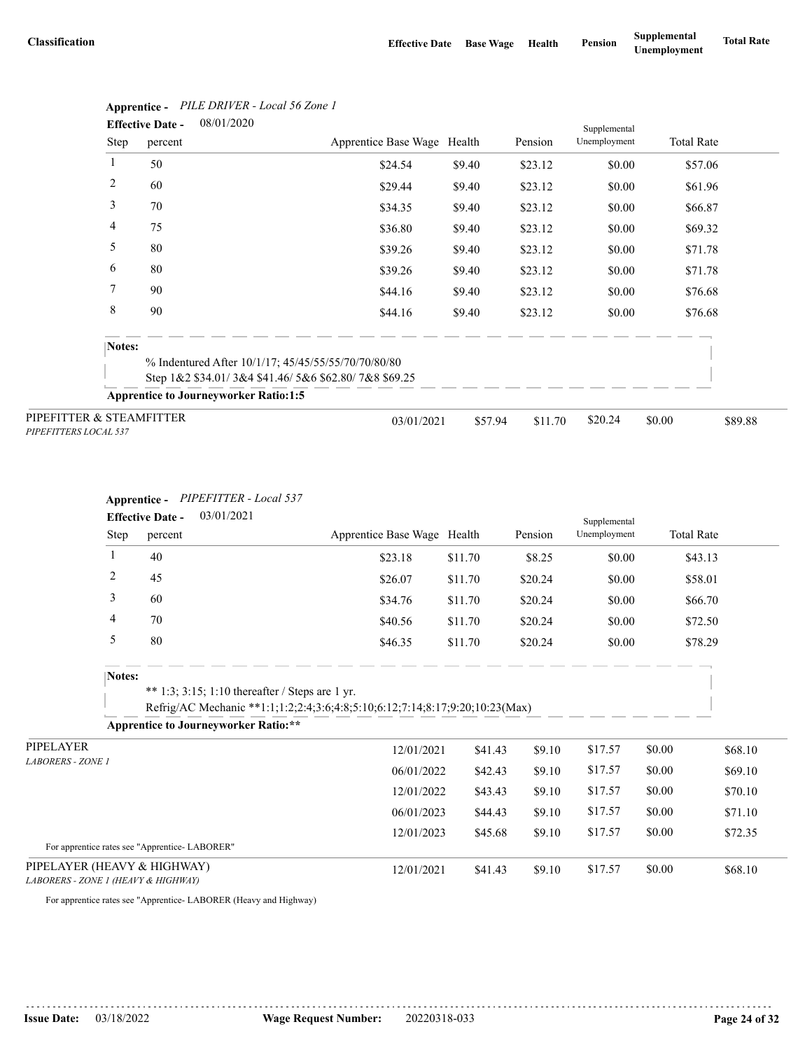| Classification | Effective Date | Base Wage | Health | Pension | Supplemental Unemployment | Total Rate |
|---|---|---|---|---|---|---|

**Apprentice -** *PILE DRIVER - Local 56 Zone 1*

**Effective Date -** 08/01/2020

| Step | percent | Apprentice Base Wage | Health | Pension | Supplemental Unemployment | Total Rate |
|---|---|---|---|---|---|---|
| 1 | 50 | $24.54 | $9.40 | $23.12 | $0.00 | $57.06 |
| 2 | 60 | $29.44 | $9.40 | $23.12 | $0.00 | $61.96 |
| 3 | 70 | $34.35 | $9.40 | $23.12 | $0.00 | $66.87 |
| 4 | 75 | $36.80 | $9.40 | $23.12 | $0.00 | $69.32 |
| 5 | 80 | $39.26 | $9.40 | $23.12 | $0.00 | $71.78 |
| 6 | 80 | $39.26 | $9.40 | $23.12 | $0.00 | $71.78 |
| 7 | 90 | $44.16 | $9.40 | $23.12 | $0.00 | $76.68 |
| 8 | 90 | $44.16 | $9.40 | $23.12 | $0.00 | $76.68 |

**Notes:**

% Indentured After 10/1/17; 45/45/55/55/70/70/80/80
Step 1&2 $34.01/ 3&4 $41.46/ 5&6 $62.80/ 7&8 $69.25

**Apprentice to Journeyworker Ratio:1:5**

| Classification | Effective Date | Base Wage | Health | Pension | Supplemental Unemployment | Total Rate |
|---|---|---|---|---|---|---|
| PIPEFITTER & STEAMFITTER<br>*PIPEFITTERS LOCAL 537* | 03/01/2021 | $57.94 | $11.70 | $20.24 | $0.00 | $89.88 |

**Apprentice -** *PIPEFITTER - Local 537*

**Effective Date -** 03/01/2021

| Step | percent | Apprentice Base Wage | Health | Pension | Supplemental Unemployment | Total Rate |
|---|---|---|---|---|---|---|
| 1 | 40 | $23.18 | $11.70 | $8.25 | $0.00 | $43.13 |
| 2 | 45 | $26.07 | $11.70 | $20.24 | $0.00 | $58.01 |
| 3 | 60 | $34.76 | $11.70 | $20.24 | $0.00 | $66.70 |
| 4 | 70 | $40.56 | $11.70 | $20.24 | $0.00 | $72.50 |
| 5 | 80 | $46.35 | $11.70 | $20.24 | $0.00 | $78.29 |

**Notes:**

** 1:3; 3:15; 1:10 thereafter / Steps are 1 yr.
Refrig/AC Mechanic **1:1;1:2;2:4;3:6;4:8;5:10;6:12;7:14;8:17;9:20;10:23(Max)

**Apprentice to Journeyworker Ratio:****

| Classification | Effective Date | Base Wage | Health | Pension | Supplemental Unemployment | Total Rate |
|---|---|---|---|---|---|---|
| PIPELAYER<br>*LABORERS - ZONE 1* | 12/01/2021 | $41.43 | $9.10 | $17.57 | $0.00 | $68.10 |
| | 06/01/2022 | $42.43 | $9.10 | $17.57 | $0.00 | $69.10 |
| | 12/01/2022 | $43.43 | $9.10 | $17.57 | $0.00 | $70.10 |
| | 06/01/2023 | $44.43 | $9.10 | $17.57 | $0.00 | $71.10 |
| | 12/01/2023 | $45.68 | $9.10 | $17.57 | $0.00 | $72.35 |

For apprentice rates see "Apprentice- LABORER"

| Classification | Effective Date | Base Wage | Health | Pension | Supplemental Unemployment | Total Rate |
|---|---|---|---|---|---|---|
| PIPELAYER (HEAVY & HIGHWAY)<br>*LABORERS - ZONE 1 (HEAVY & HIGHWAY)* | 12/01/2021 | $41.43 | $9.10 | $17.57 | $0.00 | $68.10 |

For apprentice rates see "Apprentice- LABORER (Heavy and Highway)

**Issue Date:** 03/18/2022 **Wage Request Number:** 20220318-033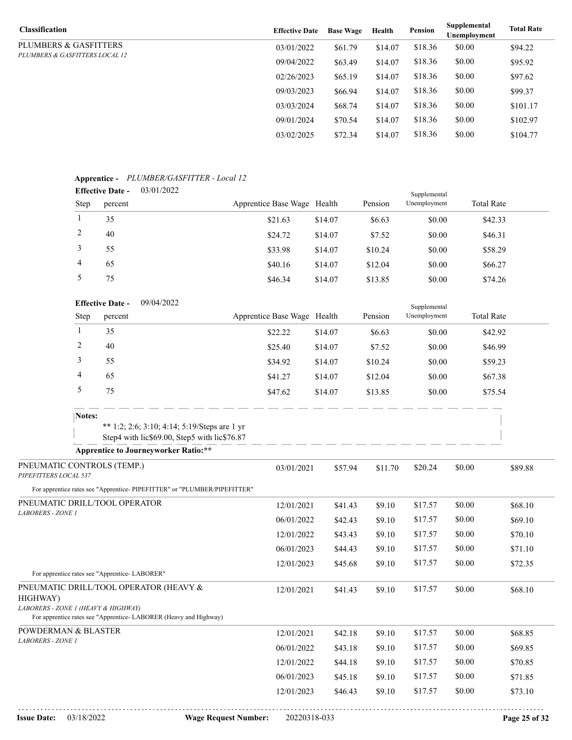| Classification | Effective Date | Base Wage | Health | Pension | Supplemental Unemployment | Total Rate |
|---|---|---|---|---|---|---|
| PLUMBERS & GASFITTERS<br>*PLUMBERS & GASFITTERS LOCAL 12* | 03/01/2022 | $61.79 | $14.07 | $18.36 | $0.00 | $94.22 |
| | 09/04/2022 | $63.49 | $14.07 | $18.36 | $0.00 | $95.92 |
| | 02/26/2023 | $65.19 | $14.07 | $18.36 | $0.00 | $97.62 |
| | 09/03/2023 | $66.94 | $14.07 | $18.36 | $0.00 | $99.37 |
| | 03/03/2024 | $68.74 | $14.07 | $18.36 | $0.00 | $101.17 |
| | 09/01/2024 | $70.54 | $14.07 | $18.36 | $0.00 | $102.97 |
| | 03/02/2025 | $72.34 | $14.07 | $18.36 | $0.00 | $104.77 |

**Apprentice -** *PLUMBER/GASFITTER - Local 12*

**Effective Date -** 03/01/2022

| Step | percent | Apprentice Base Wage | Health | Pension | Supplemental Unemployment | Total Rate |
|---|---|---|---|---|---|---|
| 1 | 35 | $21.63 | $14.07 | $6.63 | $0.00 | $42.33 |
| 2 | 40 | $24.72 | $14.07 | $7.52 | $0.00 | $46.31 |
| 3 | 55 | $33.98 | $14.07 | $10.24 | $0.00 | $58.29 |
| 4 | 65 | $40.16 | $14.07 | $12.04 | $0.00 | $66.27 |
| 5 | 75 | $46.34 | $14.07 | $13.85 | $0.00 | $74.26 |

**Effective Date -** 09/04/2022

| Step | percent | Apprentice Base Wage | Health | Pension | Supplemental Unemployment | Total Rate |
|---|---|---|---|---|---|---|
| 1 | 35 | $22.22 | $14.07 | $6.63 | $0.00 | $42.92 |
| 2 | 40 | $25.40 | $14.07 | $7.52 | $0.00 | $46.99 |
| 3 | 55 | $34.92 | $14.07 | $10.24 | $0.00 | $59.23 |
| 4 | 65 | $41.27 | $14.07 | $12.04 | $0.00 | $67.38 |
| 5 | 75 | $47.62 | $14.07 | $13.85 | $0.00 | $75.54 |

**Notes:**

** 1:2; 2:6; 3:10; 4:14; 5:19/Steps are 1 yr
Step4 with lic$69.00, Step5 with lic$76.87

**Apprentice to Journeyworker Ratio:****

| Classification | Effective Date | Base Wage | Health | Pension | Supplemental Unemployment | Total Rate |
|---|---|---|---|---|---|---|
| PNEUMATIC CONTROLS (TEMP.)<br>*PIPEFITTERS LOCAL 537* | 03/01/2021 | $57.94 | $11.70 | $20.24 | $0.00 | $89.88 |
| For apprentice rates see "Apprentice- PIPEFITTER" or "PLUMBER/PIPEFITTER" | | | | | | |
| PNEUMATIC DRILL/TOOL OPERATOR<br>*LABORERS - ZONE 1* | 12/01/2021 | $41.43 | $9.10 | $17.57 | $0.00 | $68.10 |
| | 06/01/2022 | $42.43 | $9.10 | $17.57 | $0.00 | $69.10 |
| | 12/01/2022 | $43.43 | $9.10 | $17.57 | $0.00 | $70.10 |
| | 06/01/2023 | $44.43 | $9.10 | $17.57 | $0.00 | $71.10 |
| | 12/01/2023 | $45.68 | $9.10 | $17.57 | $0.00 | $72.35 |
| For apprentice rates see "Apprentice- LABORER" | | | | | | |
| PNEUMATIC DRILL/TOOL OPERATOR (HEAVY & HIGHWAY)<br>*LABORERS - ZONE 1 (HEAVY & HIGHWAY)* | 12/01/2021 | $41.43 | $9.10 | $17.57 | $0.00 | $68.10 |
| For apprentice rates see "Apprentice- LABORER (Heavy and Highway) | | | | | | |
| POWDERMAN & BLASTER<br>*LABORERS - ZONE 1* | 12/01/2021 | $42.18 | $9.10 | $17.57 | $0.00 | $68.85 |
| | 06/01/2022 | $43.18 | $9.10 | $17.57 | $0.00 | $69.85 |
| | 12/01/2022 | $44.18 | $9.10 | $17.57 | $0.00 | $70.85 |
| | 06/01/2023 | $45.18 | $9.10 | $17.57 | $0.00 | $71.85 |
| | 12/01/2023 | $46.43 | $9.10 | $17.57 | $0.00 | $73.10 |

**Issue Date:** 03/18/2022 **Wage Request Number:** 20220318-033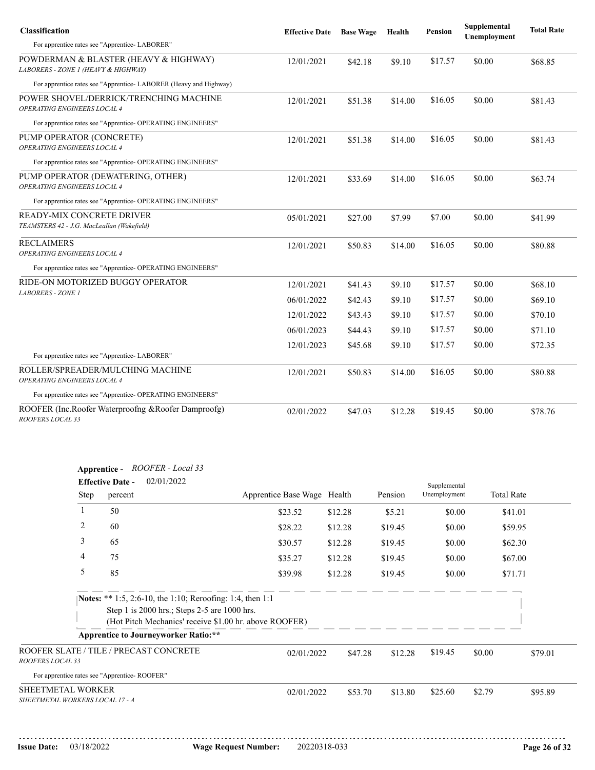| Classification | Effective Date | Base Wage | Health | Pension | Supplemental Unemployment | Total Rate |
|---|---|---|---|---|---|---|
| For apprentice rates see "Apprentice- LABORER" | | | | | | |
| POWDERMAN & BLASTER (HEAVY & HIGHWAY) *LABORERS - ZONE 1 (HEAVY & HIGHWAY)* | 12/01/2021 | \$42.18 | \$9.10 | \$17.57 | \$0.00 | \$68.85 |
| For apprentice rates see "Apprentice- LABORER (Heavy and Highway) | | | | | | |
| POWER SHOVEL/DERRICK/TRENCHING MACHINE *OPERATING ENGINEERS LOCAL 4* | 12/01/2021 | \$51.38 | \$14.00 | \$16.05 | \$0.00 | \$81.43 |
| For apprentice rates see "Apprentice- OPERATING ENGINEERS" | | | | | | |
| PUMP OPERATOR (CONCRETE) *OPERATING ENGINEERS LOCAL 4* | 12/01/2021 | \$51.38 | \$14.00 | \$16.05 | \$0.00 | \$81.43 |
| For apprentice rates see "Apprentice- OPERATING ENGINEERS" | | | | | | |
| PUMP OPERATOR (DEWATERING, OTHER) *OPERATING ENGINEERS LOCAL 4* | 12/01/2021 | \$33.69 | \$14.00 | \$16.05 | \$0.00 | \$63.74 |
| For apprentice rates see "Apprentice- OPERATING ENGINEERS" | | | | | | |
| READY-MIX CONCRETE DRIVER *TEAMSTERS 42 - J.G. MacLeallan (Wakefield)* | 05/01/2021 | \$27.00 | \$7.99 | \$7.00 | \$0.00 | \$41.99 |
| RECLAIMERS *OPERATING ENGINEERS LOCAL 4* | 12/01/2021 | \$50.83 | \$14.00 | \$16.05 | \$0.00 | \$80.88 |
| For apprentice rates see "Apprentice- OPERATING ENGINEERS" | | | | | | |
| RIDE-ON MOTORIZED BUGGY OPERATOR *LABORERS - ZONE 1* | 12/01/2021 | \$41.43 | \$9.10 | \$17.57 | \$0.00 | \$68.10 |
| | 06/01/2022 | \$42.43 | \$9.10 | \$17.57 | \$0.00 | \$69.10 |
| | 12/01/2022 | \$43.43 | \$9.10 | \$17.57 | \$0.00 | \$70.10 |
| | 06/01/2023 | \$44.43 | \$9.10 | \$17.57 | \$0.00 | \$71.10 |
| | 12/01/2023 | \$45.68 | \$9.10 | \$17.57 | \$0.00 | \$72.35 |
| For apprentice rates see "Apprentice- LABORER" | | | | | | |
| ROLLER/SPREADER/MULCHING MACHINE *OPERATING ENGINEERS LOCAL 4* | 12/01/2021 | \$50.83 | \$14.00 | \$16.05 | \$0.00 | \$80.88 |
| For apprentice rates see "Apprentice- OPERATING ENGINEERS" | | | | | | |
| ROOFER (Inc.Roofer Waterproofng &Roofer Damproofg) *ROOFERS LOCAL 33* | 02/01/2022 | \$47.03 | \$12.28 | \$19.45 | \$0.00 | \$78.76 |

**Apprentice -** *ROOFER - Local 33*

**Effective Date -** 02/01/2022

| Step | percent | Apprentice Base Wage | Health | Pension | Supplemental Unemployment | Total Rate |
|---|---|---|---|---|---|---|
| 1 | 50 | \$23.52 | \$12.28 | \$5.21 | \$0.00 | \$41.01 |
| 2 | 60 | \$28.22 | \$12.28 | \$19.45 | \$0.00 | \$59.95 |
| 3 | 65 | \$30.57 | \$12.28 | \$19.45 | \$0.00 | \$62.30 |
| 4 | 75 | \$35.27 | \$12.28 | \$19.45 | \$0.00 | \$67.00 |
| 5 | 85 | \$39.98 | \$12.28 | \$19.45 | \$0.00 | \$71.71 |

**Notes:** ** 1:5, 2:6-10, the 1:10; Reroofing: 1:4, then 1:1
Step 1 is 2000 hrs.; Steps 2-5 are 1000 hrs.
(Hot Pitch Mechanics' receive \$1.00 hr. above ROOFER)

**Apprentice to Journeyworker Ratio:****

| Classification | Effective Date | Base Wage | Health | Pension | Supplemental Unemployment | Total Rate |
|---|---|---|---|---|---|---|
| ROOFER SLATE / TILE / PRECAST CONCRETE *ROOFERS LOCAL 33* | 02/01/2022 | \$47.28 | \$12.28 | \$19.45 | \$0.00 | \$79.01 |
| For apprentice rates see "Apprentice- ROOFER" | | | | | | |
| SHEETMETAL WORKER *SHEETMETAL WORKERS LOCAL 17 - A* | 02/01/2022 | \$53.70 | \$13.80 | \$25.60 | \$2.79 | \$95.89 |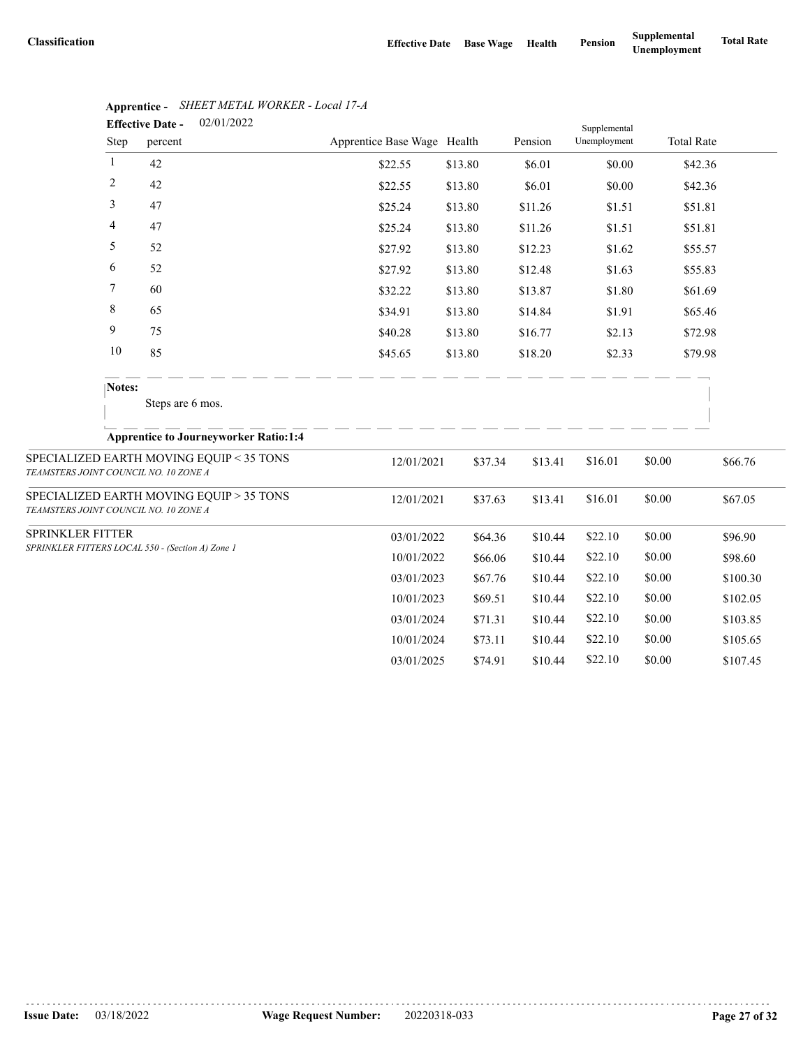| Classification | Effective Date | Base Wage | Health | Pension | Supplemental Unemployment | Total Rate |
|---|---|---|---|---|---|---|

**Apprentice -** *SHEET METAL WORKER - Local 17-A*

**Effective Date -** 02/01/2022

| Step | percent | Apprentice Base Wage | Health | Pension | Supplemental Unemployment | Total Rate |
|---|---|---|---|---|---|---|
| 1 | 42 | $22.55 | $13.80 | $6.01 | $0.00 | $42.36 |
| 2 | 42 | $22.55 | $13.80 | $6.01 | $0.00 | $42.36 |
| 3 | 47 | $25.24 | $13.80 | $11.26 | $1.51 | $51.81 |
| 4 | 47 | $25.24 | $13.80 | $11.26 | $1.51 | $51.81 |
| 5 | 52 | $27.92 | $13.80 | $12.23 | $1.62 | $55.57 |
| 6 | 52 | $27.92 | $13.80 | $12.48 | $1.63 | $55.83 |
| 7 | 60 | $32.22 | $13.80 | $13.87 | $1.80 | $61.69 |
| 8 | 65 | $34.91 | $13.80 | $14.84 | $1.91 | $65.46 |
| 9 | 75 | $40.28 | $13.80 | $16.77 | $2.13 | $72.98 |
| 10 | 85 | $45.65 | $13.80 | $18.20 | $2.33 | $79.98 |

**Notes:**

Steps are 6 mos.

**Apprentice to Journeyworker Ratio:1:4**

| Classification | Effective Date | Base Wage | Health | Pension | Supplemental Unemployment | Total Rate |
|---|---|---|---|---|---|---|
| SPECIALIZED EARTH MOVING EQUIP < 35 TONS<br>*TEAMSTERS JOINT COUNCIL NO. 10 ZONE A* | 12/01/2021 | $37.34 | $13.41 | $16.01 | $0.00 | $66.76 |
| SPECIALIZED EARTH MOVING EQUIP > 35 TONS<br>*TEAMSTERS JOINT COUNCIL NO. 10 ZONE A* | 12/01/2021 | $37.63 | $13.41 | $16.01 | $0.00 | $67.05 |
| SPRINKLER FITTER<br>*SPRINKLER FITTERS LOCAL 550 - (Section A) Zone 1* | 03/01/2022 | $64.36 | $10.44 | $22.10 | $0.00 | $96.90 |
| | 10/01/2022 | $66.06 | $10.44 | $22.10 | $0.00 | $98.60 |
| | 03/01/2023 | $67.76 | $10.44 | $22.10 | $0.00 | $100.30 |
| | 10/01/2023 | $69.51 | $10.44 | $22.10 | $0.00 | $102.05 |
| | 03/01/2024 | $71.31 | $10.44 | $22.10 | $0.00 | $103.85 |
| | 10/01/2024 | $73.11 | $10.44 | $22.10 | $0.00 | $105.65 |
| | 03/01/2025 | $74.91 | $10.44 | $22.10 | $0.00 | $107.45 |

**Issue Date:** 03/18/2022 **Wage Request Number:** 20220318-033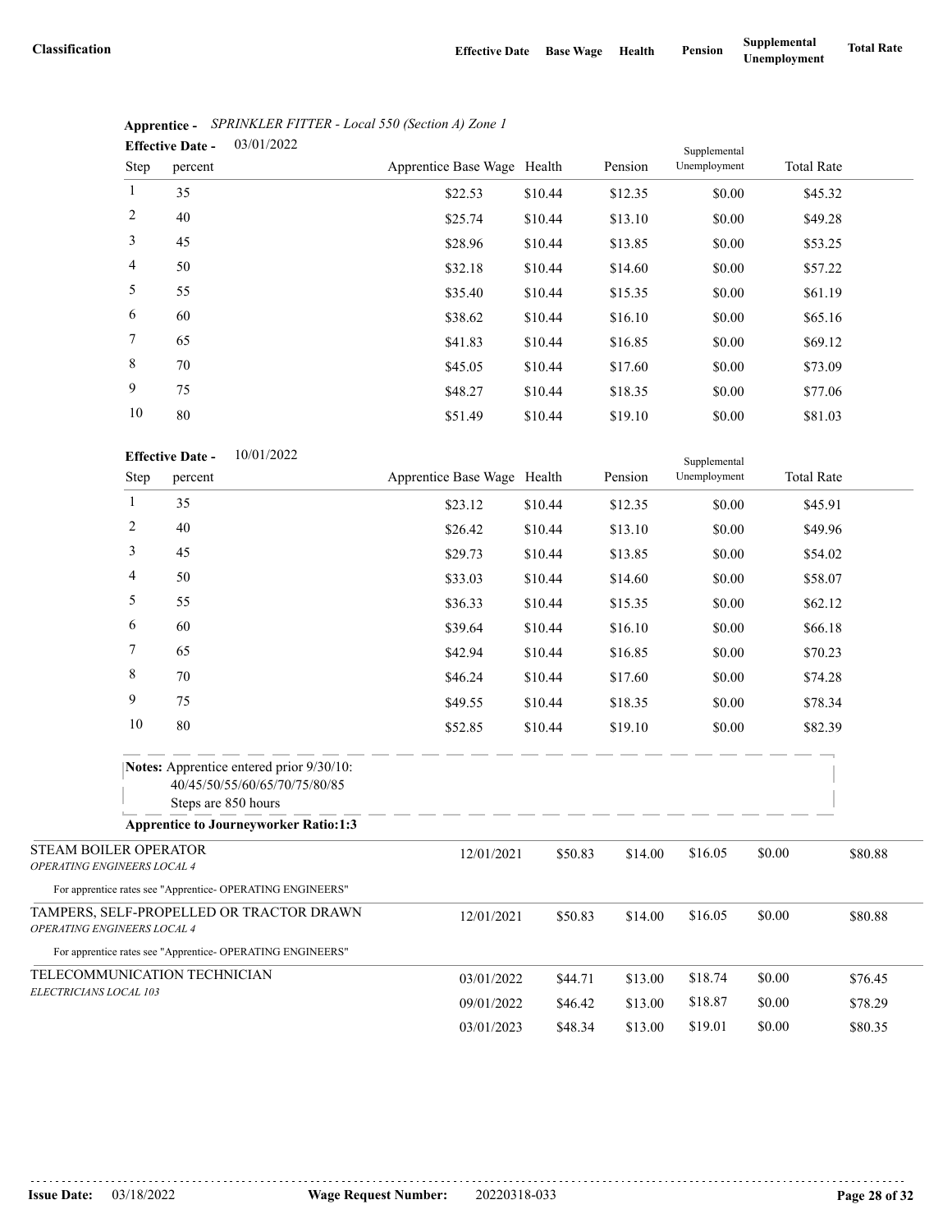| Classification | Effective Date | Base Wage | Health | Pension | Supplemental Unemployment | Total Rate |
|---|---|---|---|---|---|---|

**Apprentice -** *SPRINKLER FITTER - Local 550 (Section A) Zone 1*

**Effective Date -** 03/01/2022

| Step | percent | Apprentice Base Wage | Health | Pension | Supplemental Unemployment | Total Rate |
|---|---|---|---|---|---|---|
| 1 | 35 | $22.53 | $10.44 | $12.35 | $0.00 | $45.32 |
| 2 | 40 | $25.74 | $10.44 | $13.10 | $0.00 | $49.28 |
| 3 | 45 | $28.96 | $10.44 | $13.85 | $0.00 | $53.25 |
| 4 | 50 | $32.18 | $10.44 | $14.60 | $0.00 | $57.22 |
| 5 | 55 | $35.40 | $10.44 | $15.35 | $0.00 | $61.19 |
| 6 | 60 | $38.62 | $10.44 | $16.10 | $0.00 | $65.16 |
| 7 | 65 | $41.83 | $10.44 | $16.85 | $0.00 | $69.12 |
| 8 | 70 | $45.05 | $10.44 | $17.60 | $0.00 | $73.09 |
| 9 | 75 | $48.27 | $10.44 | $18.35 | $0.00 | $77.06 |
| 10 | 80 | $51.49 | $10.44 | $19.10 | $0.00 | $81.03 |

**Effective Date -** 10/01/2022

| Step | percent | Apprentice Base Wage | Health | Pension | Supplemental Unemployment | Total Rate |
|---|---|---|---|---|---|---|
| 1 | 35 | $23.12 | $10.44 | $12.35 | $0.00 | $45.91 |
| 2 | 40 | $26.42 | $10.44 | $13.10 | $0.00 | $49.96 |
| 3 | 45 | $29.73 | $10.44 | $13.85 | $0.00 | $54.02 |
| 4 | 50 | $33.03 | $10.44 | $14.60 | $0.00 | $58.07 |
| 5 | 55 | $36.33 | $10.44 | $15.35 | $0.00 | $62.12 |
| 6 | 60 | $39.64 | $10.44 | $16.10 | $0.00 | $66.18 |
| 7 | 65 | $42.94 | $10.44 | $16.85 | $0.00 | $70.23 |
| 8 | 70 | $46.24 | $10.44 | $17.60 | $0.00 | $74.28 |
| 9 | 75 | $49.55 | $10.44 | $18.35 | $0.00 | $78.34 |
| 10 | 80 | $52.85 | $10.44 | $19.10 | $0.00 | $82.39 |

**Notes:** Apprentice entered prior 9/30/10:
40/45/50/55/60/65/70/75/80/85
Steps are 850 hours

**Apprentice to Journeyworker Ratio:1:3**

| Classification | Effective Date | Base Wage | Health | Pension | Supplemental Unemployment | Total Rate |
|---|---|---|---|---|---|---|
| STEAM BOILER OPERATOR *OPERATING ENGINEERS LOCAL 4* | 12/01/2021 | $50.83 | $14.00 | $16.05 | $0.00 | $80.88 |
| For apprentice rates see "Apprentice- OPERATING ENGINEERS" | | | | | | |
| TAMPERS, SELF-PROPELLED OR TRACTOR DRAWN *OPERATING ENGINEERS LOCAL 4* | 12/01/2021 | $50.83 | $14.00 | $16.05 | $0.00 | $80.88 |
| For apprentice rates see "Apprentice- OPERATING ENGINEERS" | | | | | | |
| TELECOMMUNICATION TECHNICIAN *ELECTRICIANS LOCAL 103* | 03/01/2022 | $44.71 | $13.00 | $18.74 | $0.00 | $76.45 |
| | 09/01/2022 | $46.42 | $13.00 | $18.87 | $0.00 | $78.29 |
| | 03/01/2023 | $48.34 | $13.00 | $19.01 | $0.00 | $80.35 |

**Issue Date:** 03/18/2022 **Wage Request Number:** 20220318-033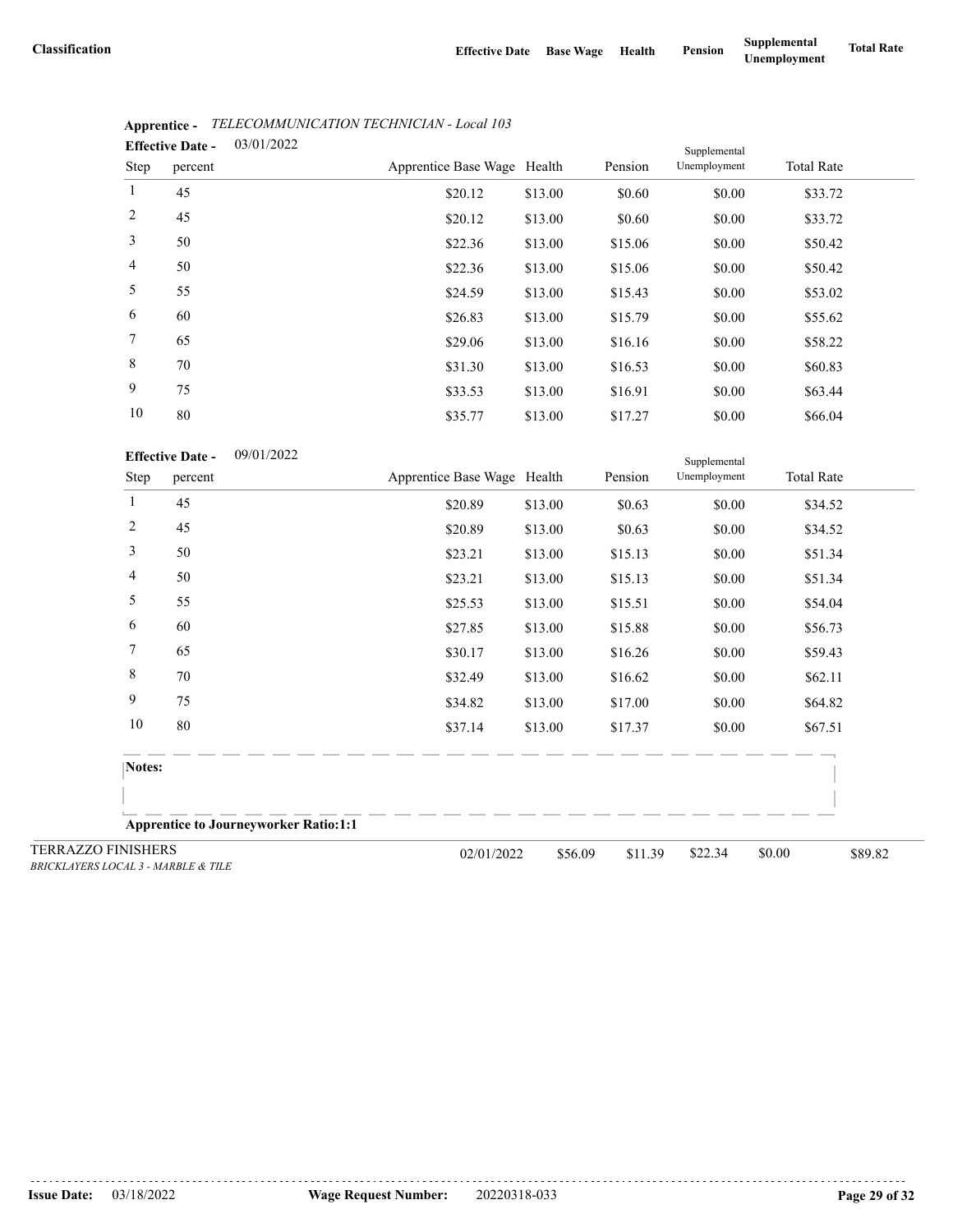| Classification | Effective Date | Base Wage | Health | Pension | Supplemental Unemployment | Total Rate |
|---|---|---|---|---|---|---|

**Apprentice -** *TELECOMMUNICATION TECHNICIAN - Local 103*

**Effective Date -** 03/01/2022

| Step | percent | Apprentice Base Wage | Health | Pension | Supplemental Unemployment | Total Rate |
|---|---|---|---|---|---|---|
| 1 | 45 | $20.12 | $13.00 | $0.60 | $0.00 | $33.72 |
| 2 | 45 | $20.12 | $13.00 | $0.60 | $0.00 | $33.72 |
| 3 | 50 | $22.36 | $13.00 | $15.06 | $0.00 | $50.42 |
| 4 | 50 | $22.36 | $13.00 | $15.06 | $0.00 | $50.42 |
| 5 | 55 | $24.59 | $13.00 | $15.43 | $0.00 | $53.02 |
| 6 | 60 | $26.83 | $13.00 | $15.79 | $0.00 | $55.62 |
| 7 | 65 | $29.06 | $13.00 | $16.16 | $0.00 | $58.22 |
| 8 | 70 | $31.30 | $13.00 | $16.53 | $0.00 | $60.83 |
| 9 | 75 | $33.53 | $13.00 | $16.91 | $0.00 | $63.44 |
| 10 | 80 | $35.77 | $13.00 | $17.27 | $0.00 | $66.04 |

**Effective Date -** 09/01/2022

| Step | percent | Apprentice Base Wage | Health | Pension | Supplemental Unemployment | Total Rate |
|---|---|---|---|---|---|---|
| 1 | 45 | $20.89 | $13.00 | $0.63 | $0.00 | $34.52 |
| 2 | 45 | $20.89 | $13.00 | $0.63 | $0.00 | $34.52 |
| 3 | 50 | $23.21 | $13.00 | $15.13 | $0.00 | $51.34 |
| 4 | 50 | $23.21 | $13.00 | $15.13 | $0.00 | $51.34 |
| 5 | 55 | $25.53 | $13.00 | $15.51 | $0.00 | $54.04 |
| 6 | 60 | $27.85 | $13.00 | $15.88 | $0.00 | $56.73 |
| 7 | 65 | $30.17 | $13.00 | $16.26 | $0.00 | $59.43 |
| 8 | 70 | $32.49 | $13.00 | $16.62 | $0.00 | $62.11 |
| 9 | 75 | $34.82 | $13.00 | $17.00 | $0.00 | $64.82 |
| 10 | 80 | $37.14 | $13.00 | $17.37 | $0.00 | $67.51 |

**Notes:**

**Apprentice to Journeyworker Ratio:1:1**

| Classification | Effective Date | Base Wage | Health | Pension | Supplemental Unemployment | Total Rate |
|---|---|---|---|---|---|---|
| TERRAZZO FINISHERS<br>*BRICKLAYERS LOCAL 3 - MARBLE & TILE* | 02/01/2022 | $56.09 | $11.39 | $22.34 | $0.00 | $89.82 |

**Issue Date:** 03/18/2022 **Wage Request Number:** 20220318-033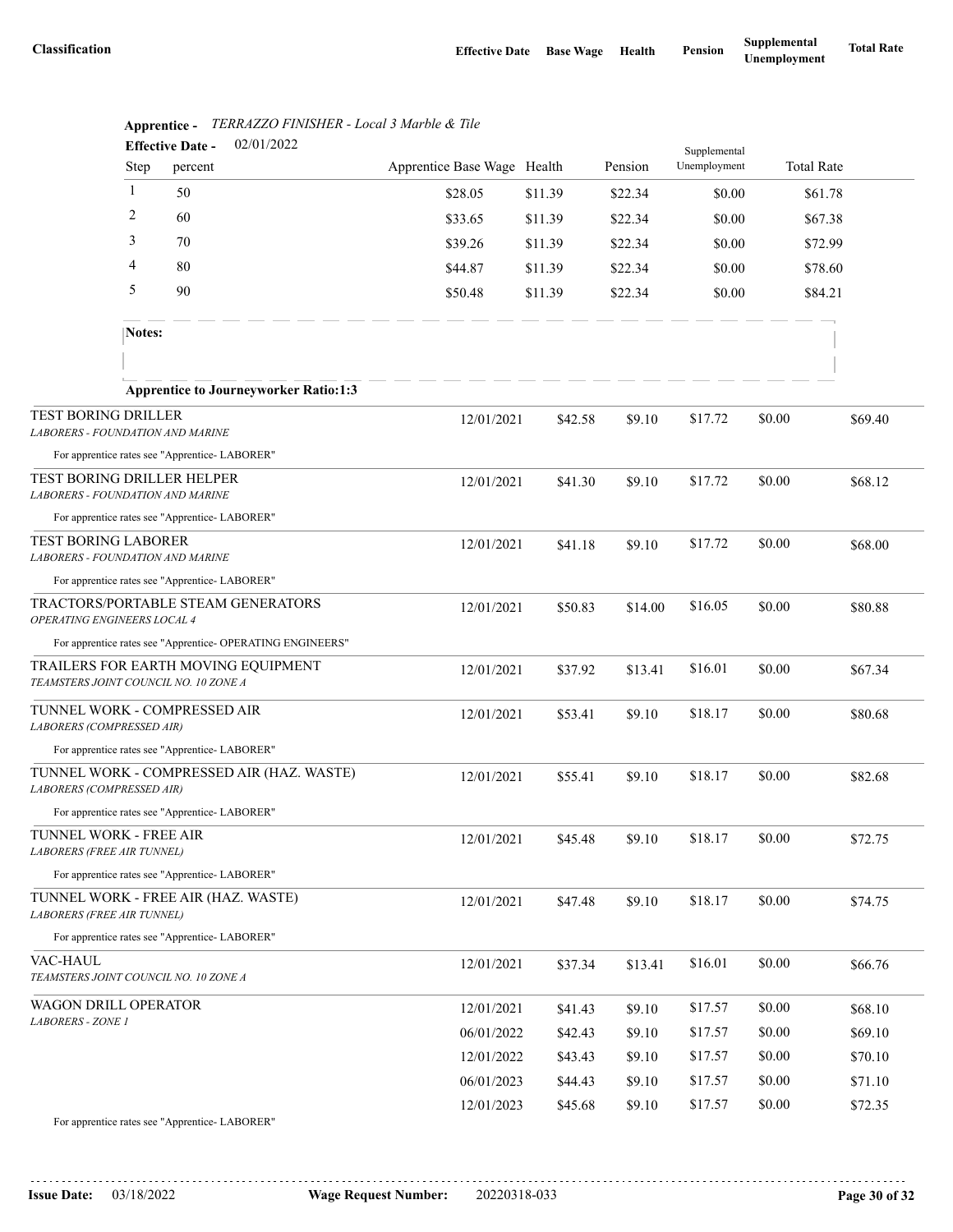| Classification | Effective Date | Base Wage | Health | Pension | Supplemental Unemployment | Total Rate |
|---|---|---|---|---|---|---|

**Apprentice -** *TERRAZZO FINISHER - Local 3 Marble & Tile*

**Effective Date -** 02/01/2022

| Step | percent | Apprentice Base Wage | Health | Pension | Supplemental Unemployment | Total Rate |
|---|---|---|---|---|---|---|
| 1 | 50 | $28.05 | $11.39 | $22.34 | $0.00 | $61.78 |
| 2 | 60 | $33.65 | $11.39 | $22.34 | $0.00 | $67.38 |
| 3 | 70 | $39.26 | $11.39 | $22.34 | $0.00 | $72.99 |
| 4 | 80 | $44.87 | $11.39 | $22.34 | $0.00 | $78.60 |
| 5 | 90 | $50.48 | $11.39 | $22.34 | $0.00 | $84.21 |

**Notes:**

**Apprentice to Journeyworker Ratio:1:3**

| Classification | Effective Date | Base Wage | Health | Pension | Supplemental Unemployment | Total Rate |
|---|---|---|---|---|---|---|
| TEST BORING DRILLER<br>*LABORERS - FOUNDATION AND MARINE* | 12/01/2021 | $42.58 | $9.10 | $17.72 | $0.00 | $69.40 |
| For apprentice rates see "Apprentice- LABORER" | | | | | | |
| TEST BORING DRILLER HELPER<br>*LABORERS - FOUNDATION AND MARINE* | 12/01/2021 | $41.30 | $9.10 | $17.72 | $0.00 | $68.12 |
| For apprentice rates see "Apprentice- LABORER" | | | | | | |
| TEST BORING LABORER<br>*LABORERS - FOUNDATION AND MARINE* | 12/01/2021 | $41.18 | $9.10 | $17.72 | $0.00 | $68.00 |
| For apprentice rates see "Apprentice- LABORER" | | | | | | |
| TRACTORS/PORTABLE STEAM GENERATORS<br>*OPERATING ENGINEERS LOCAL 4* | 12/01/2021 | $50.83 | $14.00 | $16.05 | $0.00 | $80.88 |
| For apprentice rates see "Apprentice- OPERATING ENGINEERS" | | | | | | |
| TRAILERS FOR EARTH MOVING EQUIPMENT<br>*TEAMSTERS JOINT COUNCIL NO. 10 ZONE A* | 12/01/2021 | $37.92 | $13.41 | $16.01 | $0.00 | $67.34 |
| TUNNEL WORK - COMPRESSED AIR<br>*LABORERS (COMPRESSED AIR)* | 12/01/2021 | $53.41 | $9.10 | $18.17 | $0.00 | $80.68 |
| For apprentice rates see "Apprentice- LABORER" | | | | | | |
| TUNNEL WORK - COMPRESSED AIR (HAZ. WASTE)<br>*LABORERS (COMPRESSED AIR)* | 12/01/2021 | $55.41 | $9.10 | $18.17 | $0.00 | $82.68 |
| For apprentice rates see "Apprentice- LABORER" | | | | | | |
| TUNNEL WORK - FREE AIR<br>*LABORERS (FREE AIR TUNNEL)* | 12/01/2021 | $45.48 | $9.10 | $18.17 | $0.00 | $72.75 |
| For apprentice rates see "Apprentice- LABORER" | | | | | | |
| TUNNEL WORK - FREE AIR (HAZ. WASTE)<br>*LABORERS (FREE AIR TUNNEL)* | 12/01/2021 | $47.48 | $9.10 | $18.17 | $0.00 | $74.75 |
| For apprentice rates see "Apprentice- LABORER" | | | | | | |
| VAC-HAUL<br>*TEAMSTERS JOINT COUNCIL NO. 10 ZONE A* | 12/01/2021 | $37.34 | $13.41 | $16.01 | $0.00 | $66.76 |
| WAGON DRILL OPERATOR<br>*LABORERS - ZONE 1* | 12/01/2021 | $41.43 | $9.10 | $17.57 | $0.00 | $68.10 |
| | 06/01/2022 | $42.43 | $9.10 | $17.57 | $0.00 | $69.10 |
| | 12/01/2022 | $43.43 | $9.10 | $17.57 | $0.00 | $70.10 |
| | 06/01/2023 | $44.43 | $9.10 | $17.57 | $0.00 | $71.10 |
| | 12/01/2023 | $45.68 | $9.10 | $17.57 | $0.00 | $72.35 |
| For apprentice rates see "Apprentice- LABORER" | | | | | | |

**Issue Date:** 03/18/2022 **Wage Request Number:** 20220318-033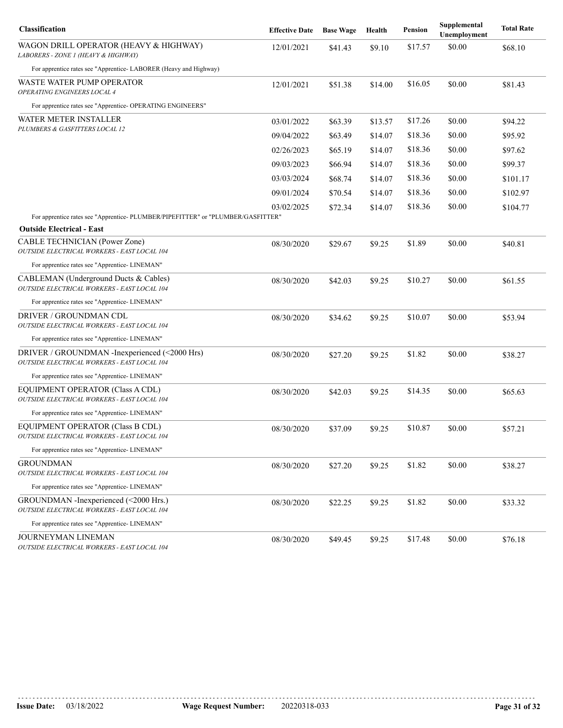| Classification | Effective Date | Base Wage | Health | Pension | Supplemental Unemployment | Total Rate |
|---|---|---|---|---|---|---|
| WAGON DRILL OPERATOR (HEAVY & HIGHWAY) *LABORERS - ZONE 1 (HEAVY & HIGHWAY)* | 12/01/2021 | $41.43 | $9.10 | $17.57 | $0.00 | $68.10 |
| For apprentice rates see "Apprentice- LABORER (Heavy and Highway) | | | | | | |
| WASTE WATER PUMP OPERATOR *OPERATING ENGINEERS LOCAL 4* | 12/01/2021 | $51.38 | $14.00 | $16.05 | $0.00 | $81.43 |
| For apprentice rates see "Apprentice- OPERATING ENGINEERS" | | | | | | |
| WATER METER INSTALLER *PLUMBERS & GASFITTERS LOCAL 12* | 03/01/2022 | $63.39 | $13.57 | $17.26 | $0.00 | $94.22 |
| | 09/04/2022 | $63.49 | $14.07 | $18.36 | $0.00 | $95.92 |
| | 02/26/2023 | $65.19 | $14.07 | $18.36 | $0.00 | $97.62 |
| | 09/03/2023 | $66.94 | $14.07 | $18.36 | $0.00 | $99.37 |
| | 03/03/2024 | $68.74 | $14.07 | $18.36 | $0.00 | $101.17 |
| | 09/01/2024 | $70.54 | $14.07 | $18.36 | $0.00 | $102.97 |
| | 03/02/2025 | $72.34 | $14.07 | $18.36 | $0.00 | $104.77 |
| For apprentice rates see "Apprentice- PLUMBER/PIPEFITTER" or "PLUMBER/GASFITTER" | | | | | | |
| **Outside Electrical - East** | | | | | | |
| CABLE TECHNICIAN (Power Zone) *OUTSIDE ELECTRICAL WORKERS - EAST LOCAL 104* | 08/30/2020 | $29.67 | $9.25 | $1.89 | $0.00 | $40.81 |
| For apprentice rates see "Apprentice- LINEMAN" | | | | | | |
| CABLEMAN (Underground Ducts & Cables) *OUTSIDE ELECTRICAL WORKERS - EAST LOCAL 104* | 08/30/2020 | $42.03 | $9.25 | $10.27 | $0.00 | $61.55 |
| For apprentice rates see "Apprentice- LINEMAN" | | | | | | |
| DRIVER / GROUNDMAN CDL *OUTSIDE ELECTRICAL WORKERS - EAST LOCAL 104* | 08/30/2020 | $34.62 | $9.25 | $10.07 | $0.00 | $53.94 |
| For apprentice rates see "Apprentice- LINEMAN" | | | | | | |
| DRIVER / GROUNDMAN -Inexperienced (<2000 Hrs) *OUTSIDE ELECTRICAL WORKERS - EAST LOCAL 104* | 08/30/2020 | $27.20 | $9.25 | $1.82 | $0.00 | $38.27 |
| For apprentice rates see "Apprentice- LINEMAN" | | | | | | |
| EQUIPMENT OPERATOR (Class A CDL) *OUTSIDE ELECTRICAL WORKERS - EAST LOCAL 104* | 08/30/2020 | $42.03 | $9.25 | $14.35 | $0.00 | $65.63 |
| For apprentice rates see "Apprentice- LINEMAN" | | | | | | |
| EQUIPMENT OPERATOR (Class B CDL) *OUTSIDE ELECTRICAL WORKERS - EAST LOCAL 104* | 08/30/2020 | $37.09 | $9.25 | $10.87 | $0.00 | $57.21 |
| For apprentice rates see "Apprentice- LINEMAN" | | | | | | |
| GROUNDMAN *OUTSIDE ELECTRICAL WORKERS - EAST LOCAL 104* | 08/30/2020 | $27.20 | $9.25 | $1.82 | $0.00 | $38.27 |
| For apprentice rates see "Apprentice- LINEMAN" | | | | | | |
| GROUNDMAN -Inexperienced (<2000 Hrs.) *OUTSIDE ELECTRICAL WORKERS - EAST LOCAL 104* | 08/30/2020 | $22.25 | $9.25 | $1.82 | $0.00 | $33.32 |
| For apprentice rates see "Apprentice- LINEMAN" | | | | | | |
| JOURNEYMAN LINEMAN *OUTSIDE ELECTRICAL WORKERS - EAST LOCAL 104* | 08/30/2020 | $49.45 | $9.25 | $17.48 | $0.00 | $76.18 |

**Issue Date:** 03/18/2022 **Wage Request Number:** 20220318-033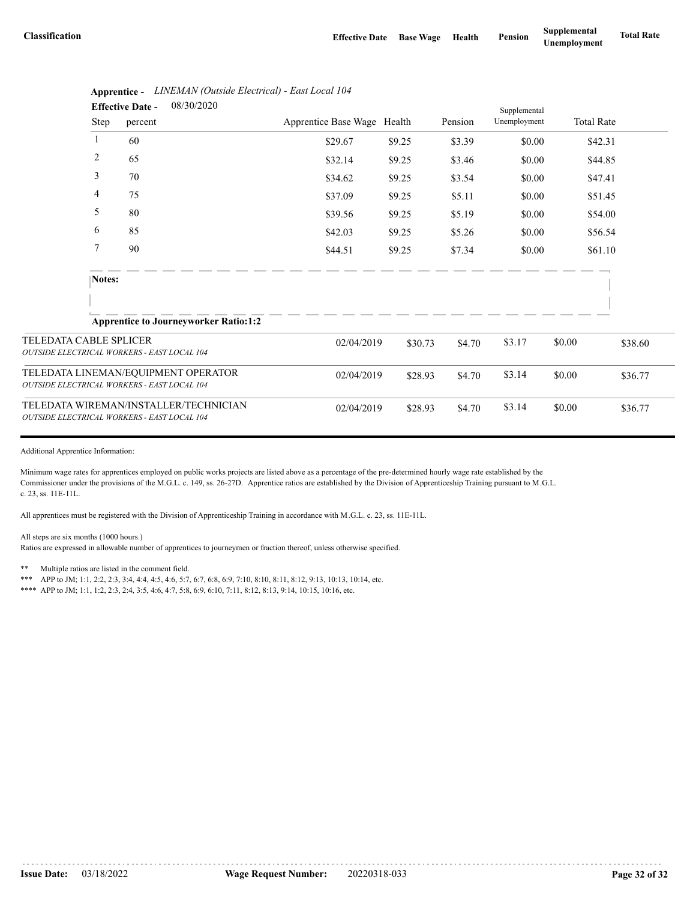| Classification | Effective Date | Base Wage | Health | Pension | Supplemental Unemployment | Total Rate |
|---|---|---|---|---|---|---|

**Apprentice -** *LINEMAN (Outside Electrical) - East Local 104*

**Effective Date -** 08/30/2020

| Step | percent | Apprentice Base Wage | Health | Pension | Supplemental Unemployment | Total Rate |
|---|---|---|---|---|---|---|
| 1 | 60 | $29.67 | $9.25 | $3.39 | $0.00 | $42.31 |
| 2 | 65 | $32.14 | $9.25 | $3.46 | $0.00 | $44.85 |
| 3 | 70 | $34.62 | $9.25 | $3.54 | $0.00 | $47.41 |
| 4 | 75 | $37.09 | $9.25 | $5.11 | $0.00 | $51.45 |
| 5 | 80 | $39.56 | $9.25 | $5.19 | $0.00 | $54.00 |
| 6 | 85 | $42.03 | $9.25 | $5.26 | $0.00 | $56.54 |
| 7 | 90 | $44.51 | $9.25 | $7.34 | $0.00 | $61.10 |

**Notes:**

**Apprentice to Journeyworker Ratio:1:2**

| Classification | Effective Date | Base Wage | Health | Pension | Supplemental Unemployment | Total Rate |
|---|---|---|---|---|---|---|
| TELEDATA CABLE SPLICER<br>*OUTSIDE ELECTRICAL WORKERS - EAST LOCAL 104* | 02/04/2019 | $30.73 | $4.70 | $3.17 | $0.00 | $38.60 |
| TELEDATA LINEMAN/EQUIPMENT OPERATOR<br>*OUTSIDE ELECTRICAL WORKERS - EAST LOCAL 104* | 02/04/2019 | $28.93 | $4.70 | $3.14 | $0.00 | $36.77 |
| TELEDATA WIREMAN/INSTALLER/TECHNICIAN<br>*OUTSIDE ELECTRICAL WORKERS - EAST LOCAL 104* | 02/04/2019 | $28.93 | $4.70 | $3.14 | $0.00 | $36.77 |

Additional Apprentice Information:

Minimum wage rates for apprentices employed on public works projects are listed above as a percentage of the pre-determined hourly wage rate established by the Commissioner under the provisions of the M.G.L. c. 149, ss. 26-27D. Apprentice ratios are established by the Division of Apprenticeship Training pursuant to M.G.L. c. 23, ss. 11E-11L.

All apprentices must be registered with the Division of Apprenticeship Training in accordance with M.G.L. c. 23, ss. 11E-11L.

All steps are six months (1000 hours.)

Ratios are expressed in allowable number of apprentices to journeymen or fraction thereof, unless otherwise specified.

** Multiple ratios are listed in the comment field.

*** APP to JM; 1:1, 2:2, 2:3, 3:4, 4:4, 4:5, 4:6, 5:7, 6:7, 6:8, 6:9, 7:10, 8:10, 8:11, 8:12, 9:13, 10:13, 10:14, etc.

**** APP to JM; 1:1, 1:2, 2:3, 2:4, 3:5, 4:6, 4:7, 5:8, 6:9, 6:10, 7:11, 8:12, 8:13, 9:14, 10:15, 10:16, etc.

**Issue Date:** 03/18/2022 **Wage Request Number:** 20220318-033